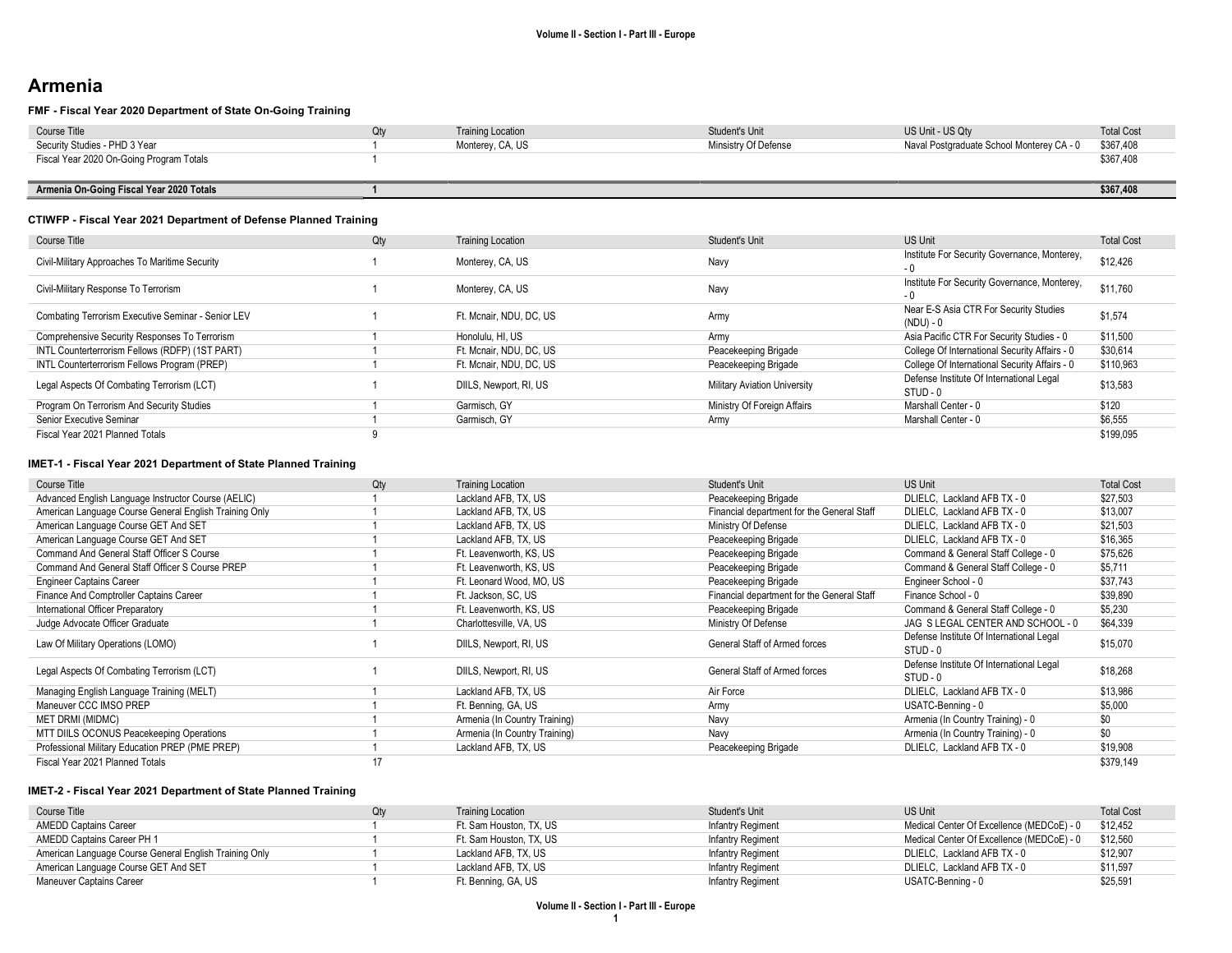# Armenia

### FMF - Fiscal Year 2020 Department of State On-Going Training

| Course Title | Qty | Training Location | Student's Unit | US Unit - US Qty | Total Cost |
|---|---|---|---|---|---|
| Security Studies - PHD 3 Year | 1 | Monterey, CA, US | Ministry Of Defense | Naval Postgraduate School Monterey CA - 0 | $367,408 |
| Fiscal Year 2020 On-Going Program Totals | 1 | | | | $367,408 |
| **Armenia On-Going Fiscal Year 2020 Totals** | **1** | | | | **$367,408** |

### CTIWFP - Fiscal Year 2021 Department of Defense Planned Training

| Course Title | Qty | Training Location | Student's Unit | US Unit | Total Cost |
|---|---|---|---|---|---|
| Civil-Military Approaches To Maritime Security | 1 | Monterey, CA, US | Navy | Institute For Security Governance, Monterey, - 0 | $12,426 |
| Civil-Military Response To Terrorism | 1 | Monterey, CA, US | Navy | Institute For Security Governance, Monterey, - 0 | $11,760 |
| Combating Terrorism Executive Seminar - Senior LEV | 1 | Ft. Mcnair, NDU, DC, US | Army | Near E-S Asia CTR For Security Studies (NDU) - 0 | $1,574 |
| Comprehensive Security Responses To Terrorism | 1 | Honolulu, HI, US | Army | Asia Pacific CTR For Security Studies - 0 | $11,500 |
| INTL Counterterrorism Fellows (RDFP) (1ST PART) | 1 | Ft. Mcnair, NDU, DC, US | Peacekeeping Brigade | College Of International Security Affairs - 0 | $30,614 |
| INTL Counterterrorism Fellows Program (PREP) | 1 | Ft. Mcnair, NDU, DC, US | Peacekeeping Brigade | College Of International Security Affairs - 0 | $110,963 |
| Legal Aspects Of Combating Terrorism (LCT) | 1 | DIILS, Newport, RI, US | Military Aviation University | Defense Institute Of International Legal STUD - 0 | $13,583 |
| Program On Terrorism And Security Studies | 1 | Garmisch, GY | Ministry Of Foreign Affairs | Marshall Center - 0 | $120 |
| Senior Executive Seminar | 1 | Garmisch, GY | Army | Marshall Center - 0 | $6,555 |
| Fiscal Year 2021 Planned Totals | 9 | | | | $199,095 |

### IMET-1 - Fiscal Year 2021 Department of State Planned Training

| Course Title | Qty | Training Location | Student's Unit | US Unit | Total Cost |
|---|---|---|---|---|---|
| Advanced English Language Instructor Course (AELIC) | 1 | Lackland AFB, TX, US | Peacekeeping Brigade | DLIELC, Lackland AFB TX - 0 | $27,503 |
| American Language Course General English Training Only | 1 | Lackland AFB, TX, US | Financial department for the General Staff | DLIELC, Lackland AFB TX - 0 | $13,007 |
| American Language Course GET And SET | 1 | Lackland AFB, TX, US | Ministry Of Defense | DLIELC, Lackland AFB TX - 0 | $21,503 |
| American Language Course GET And SET | 1 | Lackland AFB, TX, US | Peacekeeping Brigade | DLIELC, Lackland AFB TX - 0 | $16,365 |
| Command And General Staff Officer S Course | 1 | Ft. Leavenworth, KS, US | Peacekeeping Brigade | Command & General Staff College - 0 | $75,626 |
| Command And General Staff Officer S Course PREP | 1 | Ft. Leavenworth, KS, US | Peacekeeping Brigade | Command & General Staff College - 0 | $5,711 |
| Engineer Captains Career | 1 | Ft. Leonard Wood, MO, US | Peacekeeping Brigade | Engineer School - 0 | $37,743 |
| Finance And Comptroller Captains Career | 1 | Ft. Jackson, SC, US | Financial department for the General Staff | Finance School - 0 | $39,890 |
| International Officer Preparatory | 1 | Ft. Leavenworth, KS, US | Peacekeeping Brigade | Command & General Staff College - 0 | $5,230 |
| Judge Advocate Officer Graduate | 1 | Charlottesville, VA, US | Ministry Of Defense | JAG S LEGAL CENTER AND SCHOOL - 0 | $64,339 |
| Law Of Military Operations (LOMO) | 1 | DIILS, Newport, RI, US | General Staff of Armed forces | Defense Institute Of International Legal STUD - 0 | $15,070 |
| Legal Aspects Of Combating Terrorism (LCT) | 1 | DIILS, Newport, RI, US | General Staff of Armed forces | Defense Institute Of International Legal STUD - 0 | $18,268 |
| Managing English Language Training (MELT) | 1 | Lackland AFB, TX, US | Air Force | DLIELC, Lackland AFB TX - 0 | $13,986 |
| Maneuver CCC IMSO PREP | 1 | Ft. Benning, GA, US | Army | USATC-Benning - 0 | $5,000 |
| MET DRMI (MIDMC) | 1 | Armenia (In Country Training) | Navy | Armenia (In Country Training) - 0 | $0 |
| MTT DIILS OCONUS Peacekeeping Operations | 1 | Armenia (In Country Training) | Navy | Armenia (In Country Training) - 0 | $0 |
| Professional Military Education PREP (PME PREP) | 1 | Lackland AFB, TX, US | Peacekeeping Brigade | DLIELC, Lackland AFB TX - 0 | $19,908 |
| Fiscal Year 2021 Planned Totals | 17 | | | | $379,149 |

### IMET-2 - Fiscal Year 2021 Department of State Planned Training

| Course Title | Qty | Training Location | Student's Unit | US Unit | Total Cost |
|---|---|---|---|---|---|
| AMEDD Captains Career | 1 | Ft. Sam Houston, TX, US | Infantry Regiment | Medical Center Of Excellence (MEDCoE) - 0 | $12,452 |
| AMEDD Captains Career PH 1 | 1 | Ft. Sam Houston, TX, US | Infantry Regiment | Medical Center Of Excellence (MEDCoE) - 0 | $12,560 |
| American Language Course General English Training Only | 1 | Lackland AFB, TX, US | Infantry Regiment | DLIELC, Lackland AFB TX - 0 | $12,907 |
| American Language Course GET And SET | 1 | Lackland AFB, TX, US | Infantry Regiment | DLIELC, Lackland AFB TX - 0 | $11,597 |
| Maneuver Captains Career | 1 | Ft. Benning, GA, US | Infantry Regiment | USATC-Benning - 0 | $25,591 |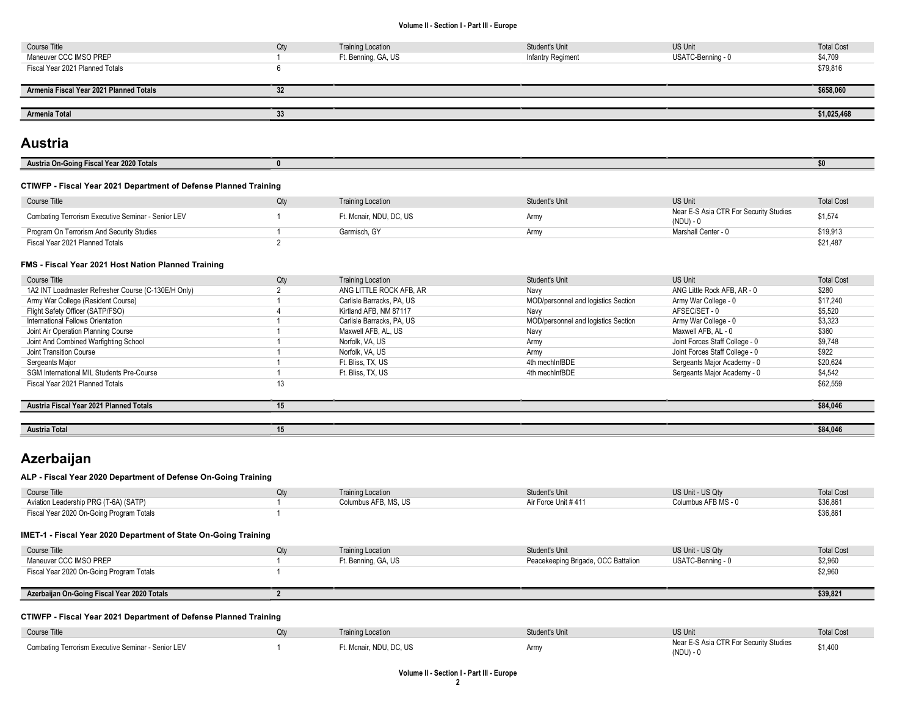| Course Title | Qty | Training Location | Student's Unit | US Unit | Total Cost |
|---|---|---|---|---|---|
| Maneuver CCC IMSO PREP | 1 | Ft. Benning, GA, US | Infantry Regiment | USATC-Benning - 0 | $4,709 |
| Fiscal Year 2021 Planned Totals | 6 | | | | $79,816 |

| **Armenia Fiscal Year 2021 Planned Totals** | **32** | | | | **$658,060** |
|---|---|---|---|---|---|

| **Armenia Total** | **33** | | | | **$1,025,468** |
|---|---|---|---|---|---|

# Austria

| **Austria On-Going Fiscal Year 2020 Totals** | **0** | | | | **$0** |
|---|---|---|---|---|---|

### CTIWFP - Fiscal Year 2021 Department of Defense Planned Training

| Course Title | Qty | Training Location | Student's Unit | US Unit | Total Cost |
|---|---|---|---|---|---|
| Combating Terrorism Executive Seminar - Senior LEV | 1 | Ft. Mcnair, NDU, DC, US | Army | Near E-S Asia CTR For Security Studies (NDU) - 0 | $1,574 |
| Program On Terrorism And Security Studies | 1 | Garmisch, GY | Army | Marshall Center - 0 | $19,913 |
| Fiscal Year 2021 Planned Totals | 2 | | | | $21,487 |

### FMS - Fiscal Year 2021 Host Nation Planned Training

| Course Title | Qty | Training Location | Student's Unit | US Unit | Total Cost |
|---|---|---|---|---|---|
| 1A2 INT Loadmaster Refresher Course (C-130E/H Only) | 2 | ANG LITTLE ROCK AFB, AR | Navy | ANG Little Rock AFB, AR - 0 | $280 |
| Army War College (Resident Course) | 1 | Carlisle Barracks, PA, US | MOD/personnel and logistics Section | Army War College - 0 | $17,240 |
| Flight Safety Officer (SATP/FSO) | 4 | Kirtland AFB, NM 87117 | Navy | AFSEC/SET - 0 | $5,520 |
| International Fellows Orientation | 1 | Carlisle Barracks, PA, US | MOD/personnel and logistics Section | Army War College - 0 | $3,323 |
| Joint Air Operation Planning Course | 1 | Maxwell AFB, AL, US | Navy | Maxwell AFB, AL - 0 | $360 |
| Joint And Combined Warfighting School | 1 | Norfolk, VA, US | Army | Joint Forces Staff College - 0 | $9,748 |
| Joint Transition Course | 1 | Norfolk, VA, US | Army | Joint Forces Staff College - 0 | $922 |
| Sergeants Major | 1 | Ft. Bliss, TX, US | 4th mechInfBDE | Sergeants Major Academy - 0 | $20,624 |
| SGM International MIL Students Pre-Course | 1 | Ft. Bliss, TX, US | 4th mechInfBDE | Sergeants Major Academy - 0 | $4,542 |
| Fiscal Year 2021 Planned Totals | 13 | | | | $62,559 |

| **Austria Fiscal Year 2021 Planned Totals** | **15** | | | | **$84,046** |
|---|---|---|---|---|---|

| **Austria Total** | **15** | | | | **$84,046** |
|---|---|---|---|---|---|

# Azerbaijan

### ALP - Fiscal Year 2020 Department of Defense On-Going Training

| Course Title | Qty | Training Location | Student's Unit | US Unit - US Qty | Total Cost |
|---|---|---|---|---|---|
| Aviation Leadership PRG (T-6A) (SATP) | 1 | Columbus AFB, MS, US | Air Force Unit # 411 | Columbus AFB MS - 0 | $36,861 |
| Fiscal Year 2020 On-Going Program Totals | 1 | | | | $36,861 |

### IMET-1 - Fiscal Year 2020 Department of State On-Going Training

| Course Title | Qty | Training Location | Student's Unit | US Unit - US Qty | Total Cost |
|---|---|---|---|---|---|
| Maneuver CCC IMSO PREP | 1 | Ft. Benning, GA, US | Peacekeeping Brigade, OCC Battalion | USATC-Benning - 0 | $2,960 |
| Fiscal Year 2020 On-Going Program Totals | 1 | | | | $2,960 |

| **Azerbaijan On-Going Fiscal Year 2020 Totals** | **2** | | | | **$39,821** |
|---|---|---|---|---|---|

### CTIWFP - Fiscal Year 2021 Department of Defense Planned Training

| Course Title | Qty | Training Location | Student's Unit | US Unit | Total Cost |
|---|---|---|---|---|---|
| Combating Terrorism Executive Seminar - Senior LEV | 1 | Ft. Mcnair, NDU, DC, US | Army | Near E-S Asia CTR For Security Studies (NDU) - 0 | $1,400 |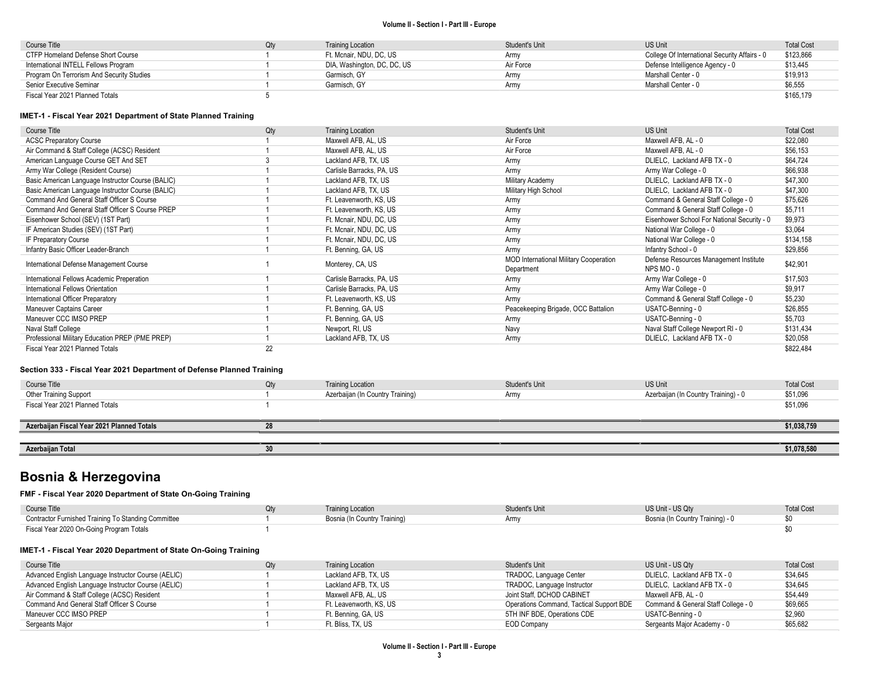| Course Title | Qty | Training Location | Student's Unit | US Unit | Total Cost |
|---|---|---|---|---|---|
| CTFP Homeland Defense Short Course | 1 | Ft. Mcnair, NDU, DC, US | Army | College Of International Security Affairs - 0 | $123,866 |
| International INTELL Fellows Program | 1 | DIA, Washington, DC, DC, US | Air Force | Defense Intelligence Agency - 0 | $13,445 |
| Program On Terrorism And Security Studies | 1 | Garmisch, GY | Army | Marshall Center - 0 | $19,913 |
| Senior Executive Seminar | 1 | Garmisch, GY | Army | Marshall Center - 0 | $6,555 |
| Fiscal Year 2021 Planned Totals | 5 | | | | $165,179 |

### IMET-1 - Fiscal Year 2021 Department of State Planned Training

| Course Title | Qty | Training Location | Student's Unit | US Unit | Total Cost |
|---|---|---|---|---|---|
| ACSC Preparatory Course | 1 | Maxwell AFB, AL, US | Air Force | Maxwell AFB, AL - 0 | $22,080 |
| Air Command & Staff College (ACSC) Resident | 1 | Maxwell AFB, AL, US | Air Force | Maxwell AFB, AL - 0 | $56,153 |
| American Language Course GET And SET | 3 | Lackland AFB, TX, US | Army | DLIELC, Lackland AFB TX - 0 | $64,724 |
| Army War College (Resident Course) | 1 | Carlisle Barracks, PA, US | Army | Army War College - 0 | $66,938 |
| Basic American Language Instructor Course (BALIC) | 1 | Lackland AFB, TX, US | Military Academy | DLIELC, Lackland AFB TX - 0 | $47,300 |
| Basic American Language Instructor Course (BALIC) | 1 | Lackland AFB, TX, US | Military High School | DLIELC, Lackland AFB TX - 0 | $47,300 |
| Command And General Staff Officer S Course | 1 | Ft. Leavenworth, KS, US | Army | Command & General Staff College - 0 | $75,626 |
| Command And General Staff Officer S Course PREP | 1 | Ft. Leavenworth, KS, US | Army | Command & General Staff College - 0 | $5,711 |
| Eisenhower School (SEV) (1ST Part) | 1 | Ft. Mcnair, NDU, DC, US | Army | Eisenhower School For National Security - 0 | $9,973 |
| IF American Studies (SEV) (1ST Part) | 1 | Ft. Mcnair, NDU, DC, US | Army | National War College - 0 | $3,064 |
| IF Preparatory Course | 1 | Ft. Mcnair, NDU, DC, US | Army | National War College - 0 | $134,158 |
| Infantry Basic Officer Leader-Branch | 1 | Ft. Benning, GA, US | Army | Infantry School - 0 | $29,856 |
| International Defense Management Course | 1 | Monterey, CA, US | MOD International Military Cooperation Department | Defense Resources Management Institute NPS MO - 0 | $42,901 |
| International Fellows Academic Preperation | 1 | Carlisle Barracks, PA, US | Army | Army War College - 0 | $17,503 |
| International Fellows Orientation | 1 | Carlisle Barracks, PA, US | Army | Army War College - 0 | $9,917 |
| International Officer Preparatory | 1 | Ft. Leavenworth, KS, US | Army | Command & General Staff College - 0 | $5,230 |
| Maneuver Captains Career | 1 | Ft. Benning, GA, US | Peacekeeping Brigade, OCC Battalion | USATC-Benning - 0 | $26,855 |
| Maneuver CCC IMSO PREP | 1 | Ft. Benning, GA, US | Army | USATC-Benning - 0 | $5,703 |
| Naval Staff College | 1 | Newport, RI, US | Navy | Naval Staff College Newport RI - 0 | $131,434 |
| Professional Military Education PREP (PME PREP) | 1 | Lackland AFB, TX, US | Army | DLIELC, Lackland AFB TX - 0 | $20,058 |
| Fiscal Year 2021 Planned Totals | 22 | | | | $822,484 |

### Section 333 - Fiscal Year 2021 Department of Defense Planned Training

| Course Title | Qty | Training Location | Student's Unit | US Unit | Total Cost |
|---|---|---|---|---|---|
| Other Training Support | 1 | Azerbaijan (In Country Training) | Army | Azerbaijan (In Country Training) - 0 | $51,096 |
| Fiscal Year 2021 Planned Totals | 1 | | | | $51,096 |

| | | | | | |
|---|---|---|---|---|---|
| **Azerbaijan Fiscal Year 2021 Planned Totals** | **28** | | | | **$1,038,759** |
| **Azerbaijan Total** | **30** | | | | **$1,078,580** |

## Bosnia & Herzegovina

### FMF - Fiscal Year 2020 Department of State On-Going Training

| Course Title | Qty | Training Location | Student's Unit | US Unit - US Qty | Total Cost |
|---|---|---|---|---|---|
| Contractor Furnished Training To Standing Committee | 1 | Bosnia (In Country Training) | Army | Bosnia (In Country Training) - 0 | $0 |
| Fiscal Year 2020 On-Going Program Totals | 1 | | | | $0 |

### IMET-1 - Fiscal Year 2020 Department of State On-Going Training

| Course Title | Qty | Training Location | Student's Unit | US Unit - US Qty | Total Cost |
|---|---|---|---|---|---|
| Advanced English Language Instructor Course (AELIC) | 1 | Lackland AFB, TX, US | TRADOC, Language Center | DLIELC, Lackland AFB TX - 0 | $34,645 |
| Advanced English Language Instructor Course (AELIC) | 1 | Lackland AFB, TX, US | TRADOC, Language Instructor | DLIELC, Lackland AFB TX - 0 | $34,645 |
| Air Command & Staff College (ACSC) Resident | 1 | Maxwell AFB, AL, US | Joint Staff, DCHOD CABINET | Maxwell AFB, AL - 0 | $54,449 |
| Command And General Staff Officer S Course | 1 | Ft. Leavenworth, KS, US | Operations Command, Tactical Support BDE | Command & General Staff College - 0 | $69,665 |
| Maneuver CCC IMSO PREP | 1 | Ft. Benning, GA, US | 5TH INF BDE, Operations CDE | USATC-Benning - 0 | $2,960 |
| Sergeants Major | 1 | Ft. Bliss, TX, US | EOD Company | Sergeants Major Academy - 0 | $65,682 |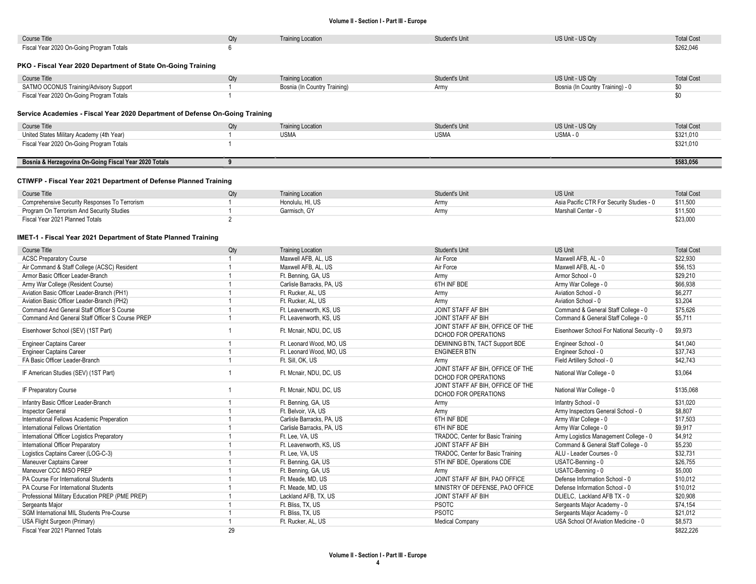| Course Title | Qty | Training Location | Student's Unit | US Unit - US Qty | Total Cost |
|---|---|---|---|---|---|
| Fiscal Year 2020 On-Going Program Totals | 6 | | | | $262,046 |

### PKO - Fiscal Year 2020 Department of State On-Going Training

| Course Title | Qty | Training Location | Student's Unit | US Unit - US Qty | Total Cost |
|---|---|---|---|---|---|
| SATMO OCONUS Training/Advisory Support | 1 | Bosnia (In Country Training) | Army | Bosnia (In Country Training) - 0 | $0 |
| Fiscal Year 2020 On-Going Program Totals | 1 | | | | $0 |

### Service Academies - Fiscal Year 2020 Department of Defense On-Going Training

| Course Title | Qty | Training Location | Student's Unit | US Unit - US Qty | Total Cost |
|---|---|---|---|---|---|
| United States Military Academy (4th Year) | 1 | USMA | USMA | USMA - 0 | $321,010 |
| Fiscal Year 2020 On-Going Program Totals | 1 | | | | $321,010 |

| | | | | | |
|---|---|---|---|---|---|
| **Bosnia & Herzegovina On-Going Fiscal Year 2020 Totals** | **9** | | | | **$583,056** |

### CTIWFP - Fiscal Year 2021 Department of Defense Planned Training

| Course Title | Qty | Training Location | Student's Unit | US Unit | Total Cost |
|---|---|---|---|---|---|
| Comprehensive Security Responses To Terrorism | 1 | Honolulu, HI, US | Army | Asia Pacific CTR For Security Studies - 0 | $11,500 |
| Program On Terrorism And Security Studies | 1 | Garmisch, GY | Army | Marshall Center - 0 | $11,500 |
| Fiscal Year 2021 Planned Totals | 2 | | | | $23,000 |

### IMET-1 - Fiscal Year 2021 Department of State Planned Training

| Course Title | Qty | Training Location | Student's Unit | US Unit | Total Cost |
|---|---|---|---|---|---|
| ACSC Preparatory Course | 1 | Maxwell AFB, AL, US | Air Force | Maxwell AFB, AL - 0 | $22,930 |
| Air Command & Staff College (ACSC) Resident | 1 | Maxwell AFB, AL, US | Air Force | Maxwell AFB, AL - 0 | $56,153 |
| Armor Basic Officer Leader-Branch | 1 | Ft. Benning, GA, US | Army | Armor School - 0 | $29,210 |
| Army War College (Resident Course) | 1 | Carlisle Barracks, PA, US | 6TH INF BDE | Army War College - 0 | $66,938 |
| Aviation Basic Officer Leader-Branch (PH1) | 1 | Ft. Rucker, AL, US | Army | Aviation School - 0 | $6,277 |
| Aviation Basic Officer Leader-Branch (PH2) | 1 | Ft. Rucker, AL, US | Army | Aviation School - 0 | $3,204 |
| Command And General Staff Officer S Course | 1 | Ft. Leavenworth, KS, US | JOINT STAFF AF BIH | Command & General Staff College - 0 | $75,626 |
| Command And General Staff Officer S Course PREP | 1 | Ft. Leavenworth, KS, US | JOINT STAFF AF BIH | Command & General Staff College - 0 | $5,711 |
| Eisenhower School (SEV) (1ST Part) | 1 | Ft. Mcnair, NDU, DC, US | JOINT STAFF AF BIH, OFFICE OF THE DCHOD FOR OPERATIONS | Eisenhower School For National Security - 0 | $9,973 |
| Engineer Captains Career | 1 | Ft. Leonard Wood, MO, US | DEMINING BTN, TACT Support BDE | Engineer School - 0 | $41,040 |
| Engineer Captains Career | 1 | Ft. Leonard Wood, MO, US | ENGINEER BTN | Engineer School - 0 | $37,743 |
| FA Basic Officer Leader-Branch | 1 | Ft. Sill, OK, US | Army | Field Artillery School - 0 | $42,743 |
| IF American Studies (SEV) (1ST Part) | 1 | Ft. Mcnair, NDU, DC, US | JOINT STAFF AF BIH, OFFICE OF THE DCHOD FOR OPERATIONS | National War College - 0 | $3,064 |
| IF Preparatory Course | 1 | Ft. Mcnair, NDU, DC, US | JOINT STAFF AF BIH, OFFICE OF THE DCHOD FOR OPERATIONS | National War College - 0 | $135,068 |
| Infantry Basic Officer Leader-Branch | 1 | Ft. Benning, GA, US | Army | Infantry School - 0 | $31,020 |
| Inspector General | 1 | Ft. Belvoir, VA, US | Army | Army Inspectors General School - 0 | $8,807 |
| International Fellows Academic Preperation | 1 | Carlisle Barracks, PA, US | 6TH INF BDE | Army War College - 0 | $17,503 |
| International Fellows Orientation | 1 | Carlisle Barracks, PA, US | 6TH INF BDE | Army War College - 0 | $9,917 |
| International Officer Logistics Preparatory | 1 | Ft. Lee, VA, US | TRADOC, Center for Basic Training | Army Logistics Management College - 0 | $4,912 |
| International Officer Preparatory | 1 | Ft. Leavenworth, KS, US | JOINT STAFF AF BIH | Command & General Staff College - 0 | $5,230 |
| Logistics Captains Career (LOG-C-3) | 1 | Ft. Lee, VA, US | TRADOC, Center for Basic Training | ALU - Leader Courses - 0 | $32,731 |
| Maneuver Captains Career | 1 | Ft. Benning, GA, US | 5TH INF BDE, Operations CDE | USATC-Benning - 0 | $26,755 |
| Maneuver CCC IMSO PREP | 1 | Ft. Benning, GA, US | Army | USATC-Benning - 0 | $5,000 |
| PA Course For International Students | 1 | Ft. Meade, MD, US | JOINT STAFF AF BIH, PAO OFFICE | Defense Information School - 0 | $10,012 |
| PA Course For International Students | 1 | Ft. Meade, MD, US | MINISTRY OF DEFENSE, PAO OFFICE | Defense Information School - 0 | $10,012 |
| Professional Military Education PREP (PME PREP) | 1 | Lackland AFB, TX, US | JOINT STAFF AF BIH | DLIELC, Lackland AFB TX - 0 | $20,908 |
| Sergeants Major | 1 | Ft. Bliss, TX, US | PSOTC | Sergeants Major Academy - 0 | $74,154 |
| SGM International MIL Students Pre-Course | 1 | Ft. Bliss, TX, US | PSOTC | Sergeants Major Academy - 0 | $21,012 |
| USA Flight Surgeon (Primary) | 1 | Ft. Rucker, AL, US | Medical Company | USA School Of Aviation Medicine - 0 | $8,573 |
| Fiscal Year 2021 Planned Totals | 29 | | | | $822,226 |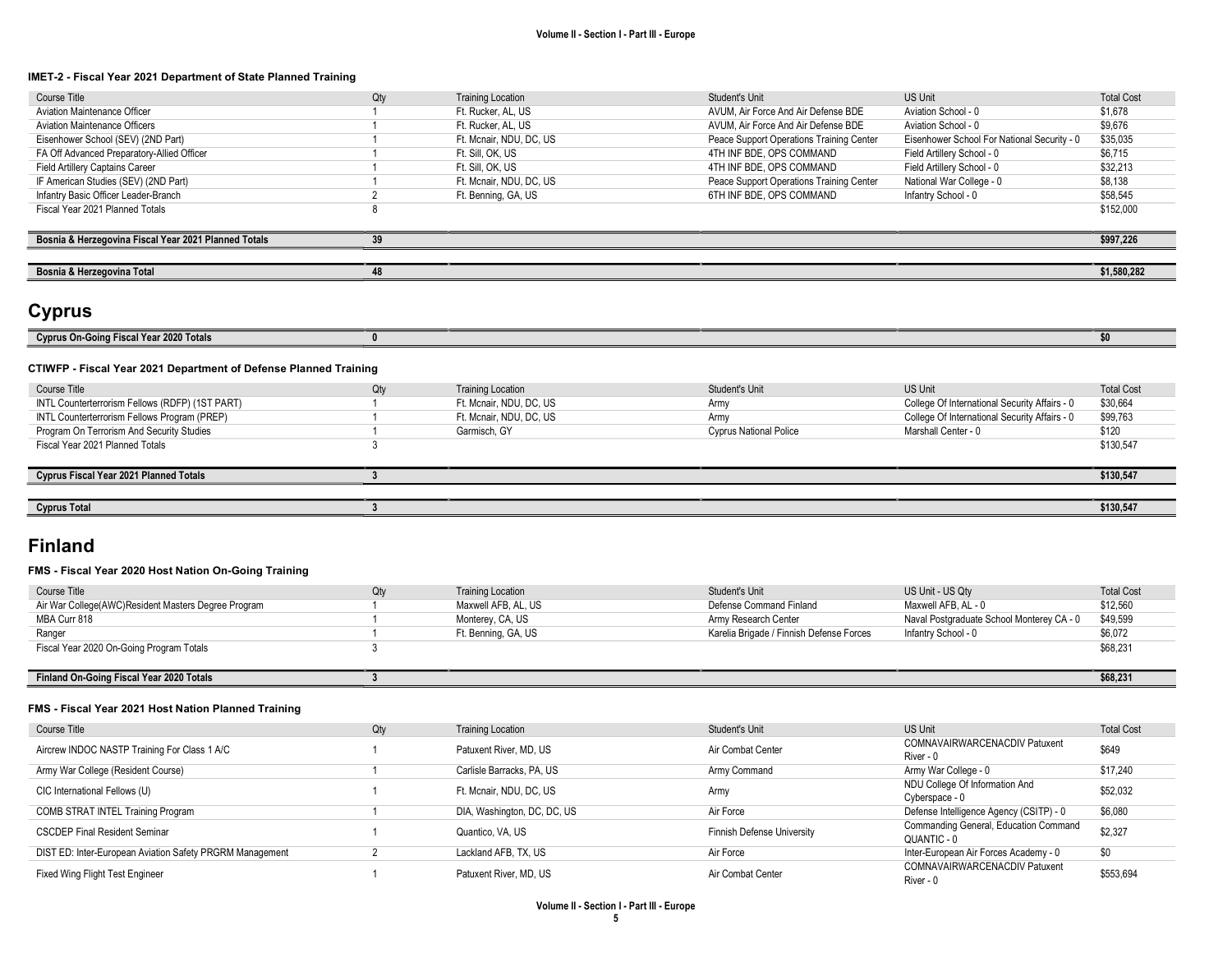### IMET-2 - Fiscal Year 2021 Department of State Planned Training

| Course Title | Qty | Training Location | Student's Unit | US Unit | Total Cost |
|---|---|---|---|---|---|
| Aviation Maintenance Officer | 1 | Ft. Rucker, AL, US | AVUM, Air Force And Air Defense BDE | Aviation School - 0 | $1,678 |
| Aviation Maintenance Officers | 1 | Ft. Rucker, AL, US | AVUM, Air Force And Air Defense BDE | Aviation School - 0 | $9,676 |
| Eisenhower School (SEV) (2ND Part) | 1 | Ft. Mcnair, NDU, DC, US | Peace Support Operations Training Center | Eisenhower School For National Security - 0 | $35,035 |
| FA Off Advanced Preparatory-Allied Officer | 1 | Ft. Sill, OK, US | 4TH INF BDE, OPS COMMAND | Field Artillery School - 0 | $6,715 |
| Field Artillery Captains Career | 1 | Ft. Sill, OK, US | 4TH INF BDE, OPS COMMAND | Field Artillery School - 0 | $32,213 |
| IF American Studies (SEV) (2ND Part) | 1 | Ft. Mcnair, NDU, DC, US | Peace Support Operations Training Center | National War College - 0 | $8,138 |
| Infantry Basic Officer Leader-Branch | 2 | Ft. Benning, GA, US | 6TH INF BDE, OPS COMMAND | Infantry School - 0 | $58,545 |
| Fiscal Year 2021 Planned Totals | 8 | | | | $152,000 |

| | | | | | |
|---|---|---|---|---|---|
| **Bosnia & Herzegovina Fiscal Year 2021 Planned Totals** | **39** | | | | **$997,226** |

| | | | | | |
|---|---|---|---|---|---|
| **Bosnia & Herzegovina Total** | **48** | | | | **$1,580,282** |

# Cyprus

| | | | | | |
|---|---|---|---|---|---|
| **Cyprus On-Going Fiscal Year 2020 Totals** | **0** | | | | **$0** |

### CTIWFP - Fiscal Year 2021 Department of Defense Planned Training

| Course Title | Qty | Training Location | Student's Unit | US Unit | Total Cost |
|---|---|---|---|---|---|
| INTL Counterterrorism Fellows (RDFP) (1ST PART) | 1 | Ft. Mcnair, NDU, DC, US | Army | College Of International Security Affairs - 0 | $30,664 |
| INTL Counterterrorism Fellows Program (PREP) | 1 | Ft. Mcnair, NDU, DC, US | Army | College Of International Security Affairs - 0 | $99,763 |
| Program On Terrorism And Security Studies | 1 | Garmisch, GY | Cyprus National Police | Marshall Center - 0 | $120 |
| Fiscal Year 2021 Planned Totals | 3 | | | | $130,547 |

| | | | | | |
|---|---|---|---|---|---|
| **Cyprus Fiscal Year 2021 Planned Totals** | **3** | | | | **$130,547** |

| | | | | | |
|---|---|---|---|---|---|
| **Cyprus Total** | **3** | | | | **$130,547** |

# Finland

### FMS - Fiscal Year 2020 Host Nation On-Going Training

| Course Title | Qty | Training Location | Student's Unit | US Unit - US Qty | Total Cost |
|---|---|---|---|---|---|
| Air War College(AWC)Resident Masters Degree Program | 1 | Maxwell AFB, AL, US | Defense Command Finland | Maxwell AFB, AL - 0 | $12,560 |
| MBA Curr 818 | 1 | Monterey, CA, US | Army Research Center | Naval Postgraduate School Monterey CA - 0 | $49,599 |
| Ranger | 1 | Ft. Benning, GA, US | Karelia Brigade / Finnish Defense Forces | Infantry School - 0 | $6,072 |
| Fiscal Year 2020 On-Going Program Totals | 3 | | | | $68,231 |

| | | | | | |
|---|---|---|---|---|---|
| **Finland On-Going Fiscal Year 2020 Totals** | **3** | | | | **$68,231** |

### FMS - Fiscal Year 2021 Host Nation Planned Training

| Course Title | Qty | Training Location | Student's Unit | US Unit | Total Cost |
|---|---|---|---|---|---|
| Aircrew INDOC NASTP Training For Class 1 A/C | 1 | Patuxent River, MD, US | Air Combat Center | COMNAVAIRWARCENACDIV Patuxent River - 0 | $649 |
| Army War College (Resident Course) | 1 | Carlisle Barracks, PA, US | Army Command | Army War College - 0 | $17,240 |
| CIC International Fellows (U) | 1 | Ft. Mcnair, NDU, DC, US | Army | NDU College Of Information And Cyberspace - 0 | $52,032 |
| COMB STRAT INTEL Training Program | 1 | DIA, Washington, DC, US | Air Force | Defense Intelligence Agency (CSITP) - 0 | $6,080 |
| CSCDEP Final Resident Seminar | 1 | Quantico, VA, US | Finnish Defense University | Commanding General, Education Command QUANTIC - 0 | $2,327 |
| DIST ED: Inter-European Aviation Safety PRGRM Management | 2 | Lackland AFB, TX, US | Air Force | Inter-European Air Forces Academy - 0 | $0 |
| Fixed Wing Flight Test Engineer | 1 | Patuxent River, MD, US | Air Combat Center | COMNAVAIRWARCENACDIV Patuxent River - 0 | $553,694 |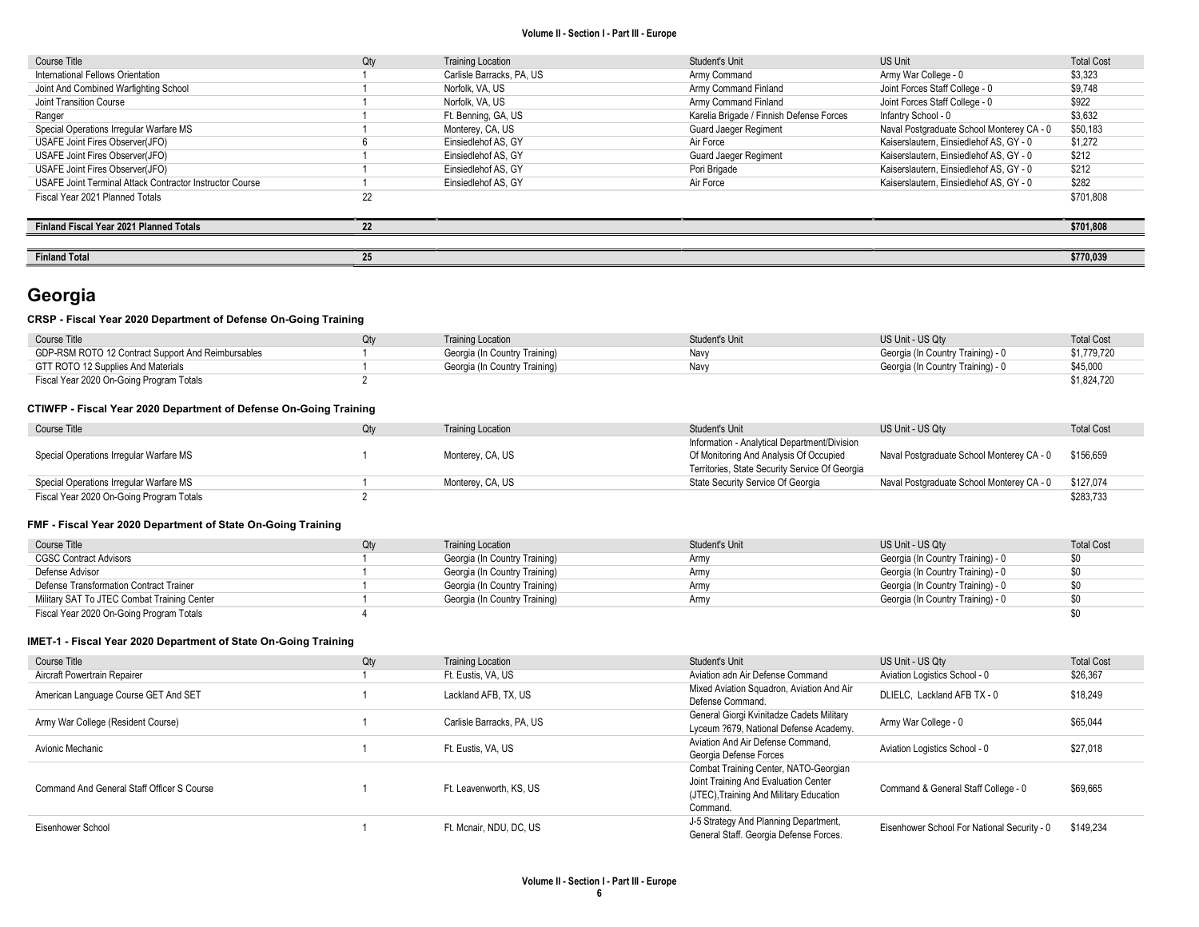| Course Title | Qty | Training Location | Student's Unit | US Unit | Total Cost |
|---|---|---|---|---|---|
| International Fellows Orientation | 1 | Carlisle Barracks, PA, US | Army Command | Army War College - 0 | $3,323 |
| Joint And Combined Warfighting School | 1 | Norfolk, VA, US | Army Command Finland | Joint Forces Staff College - 0 | $9,748 |
| Joint Transition Course | 1 | Norfolk, VA, US | Army Command Finland | Joint Forces Staff College - 0 | $922 |
| Ranger | 1 | Ft. Benning, GA, US | Karelia Brigade / Finnish Defense Forces | Infantry School - 0 | $3,632 |
| Special Operations Irregular Warfare MS | 1 | Monterey, CA, US | Guard Jaeger Regiment | Naval Postgraduate School Monterey CA - 0 | $50,183 |
| USAFE Joint Fires Observer(JFO) | 6 | Einsiedlehof AS, GY | Air Force | Kaiserslautern, Einsiedlehof AS, GY - 0 | $1,272 |
| USAFE Joint Fires Observer(JFO) | 1 | Einsiedlehof AS, GY | Guard Jaeger Regiment | Kaiserslautern, Einsiedlehof AS, GY - 0 | $212 |
| USAFE Joint Fires Observer(JFO) | 1 | Einsiedlehof AS, GY | Pori Brigade | Kaiserslautern, Einsiedlehof AS, GY - 0 | $212 |
| USAFE Joint Terminal Attack Contractor Instructor Course | 1 | Einsiedlehof AS, GY | Air Force | Kaiserslautern, Einsiedlehof AS, GY - 0 | $282 |
| Fiscal Year 2021 Planned Totals | 22 | | | | $701,808 |

| | | | | | |
|---|---|---|---|---|---|
| **Finland Fiscal Year 2021 Planned Totals** | **22** | | | | **$701,808** |

| | | | | | |
|---|---|---|---|---|---|
| **Finland Total** | **25** | | | | **$770,039** |

# Georgia

### CRSP - Fiscal Year 2020 Department of Defense On-Going Training

| Course Title | Qty | Training Location | Student's Unit | US Unit - US Qty | Total Cost |
|---|---|---|---|---|---|
| GDP-RSM ROTO 12 Contract Support And Reimbursables | 1 | Georgia (In Country Training) | Navy | Georgia (In Country Training) - 0 | $1,779,720 |
| GTT ROTO 12 Supplies And Materials | 1 | Georgia (In Country Training) | Navy | Georgia (In Country Training) - 0 | $45,000 |
| Fiscal Year 2020 On-Going Program Totals | 2 | | | | $1,824,720 |

### CTIWFP - Fiscal Year 2020 Department of Defense On-Going Training

| Course Title | Qty | Training Location | Student's Unit | US Unit - US Qty | Total Cost |
|---|---|---|---|---|---|
| Special Operations Irregular Warfare MS | 1 | Monterey, CA, US | Information - Analytical Department/Division Of Monitoring And Analysis Of Occupied Territories, State Security Service Of Georgia | Naval Postgraduate School Monterey CA - 0 | $156,659 |
| Special Operations Irregular Warfare MS | 1 | Monterey, CA, US | State Security Service Of Georgia | Naval Postgraduate School Monterey CA - 0 | $127,074 |
| Fiscal Year 2020 On-Going Program Totals | 2 | | | | $283,733 |

### FMF - Fiscal Year 2020 Department of State On-Going Training

| Course Title | Qty | Training Location | Student's Unit | US Unit - US Qty | Total Cost |
|---|---|---|---|---|---|
| CGSC Contract Advisors | 1 | Georgia (In Country Training) | Army | Georgia (In Country Training) - 0 | $0 |
| Defense Advisor | 1 | Georgia (In Country Training) | Army | Georgia (In Country Training) - 0 | $0 |
| Defense Transformation Contract Trainer | 1 | Georgia (In Country Training) | Army | Georgia (In Country Training) - 0 | $0 |
| Military SAT To JTEC Combat Training Center | 1 | Georgia (In Country Training) | Army | Georgia (In Country Training) - 0 | $0 |
| Fiscal Year 2020 On-Going Program Totals | 4 | | | | $0 |

### IMET-1 - Fiscal Year 2020 Department of State On-Going Training

| Course Title | Qty | Training Location | Student's Unit | US Unit - US Qty | Total Cost |
|---|---|---|---|---|---|
| Aircraft Powertrain Repairer | 1 | Ft. Eustis, VA, US | Aviation adn Air Defense Command | Aviation Logistics School - 0 | $26,367 |
| American Language Course GET And SET | 1 | Lackland AFB, TX, US | Mixed Aviation Squadron, Aviation And Air Defense Command. | DLIELC, Lackland AFB TX - 0 | $18,249 |
| Army War College (Resident Course) | 1 | Carlisle Barracks, PA, US | General Giorgi Kvinitadze Cadets Military Lyceum ?679, National Defense Academy. | Army War College - 0 | $65,044 |
| Avionic Mechanic | 1 | Ft. Eustis, VA, US | Aviation And Air Defense Command, Georgia Defense Forces | Aviation Logistics School - 0 | $27,018 |
| Command And General Staff Officer S Course | 1 | Ft. Leavenworth, KS, US | Combat Training Center, NATO-Georgian Joint Training And Evaluation Center (JTEC),Training And Military Education Command. | Command & General Staff College - 0 | $69,665 |
| Eisenhower School | 1 | Ft. Mcnair, NDU, DC, US | J-5 Strategy And Planning Department, General Staff. Georgia Defense Forces. | Eisenhower School For National Security - 0 | $149,234 |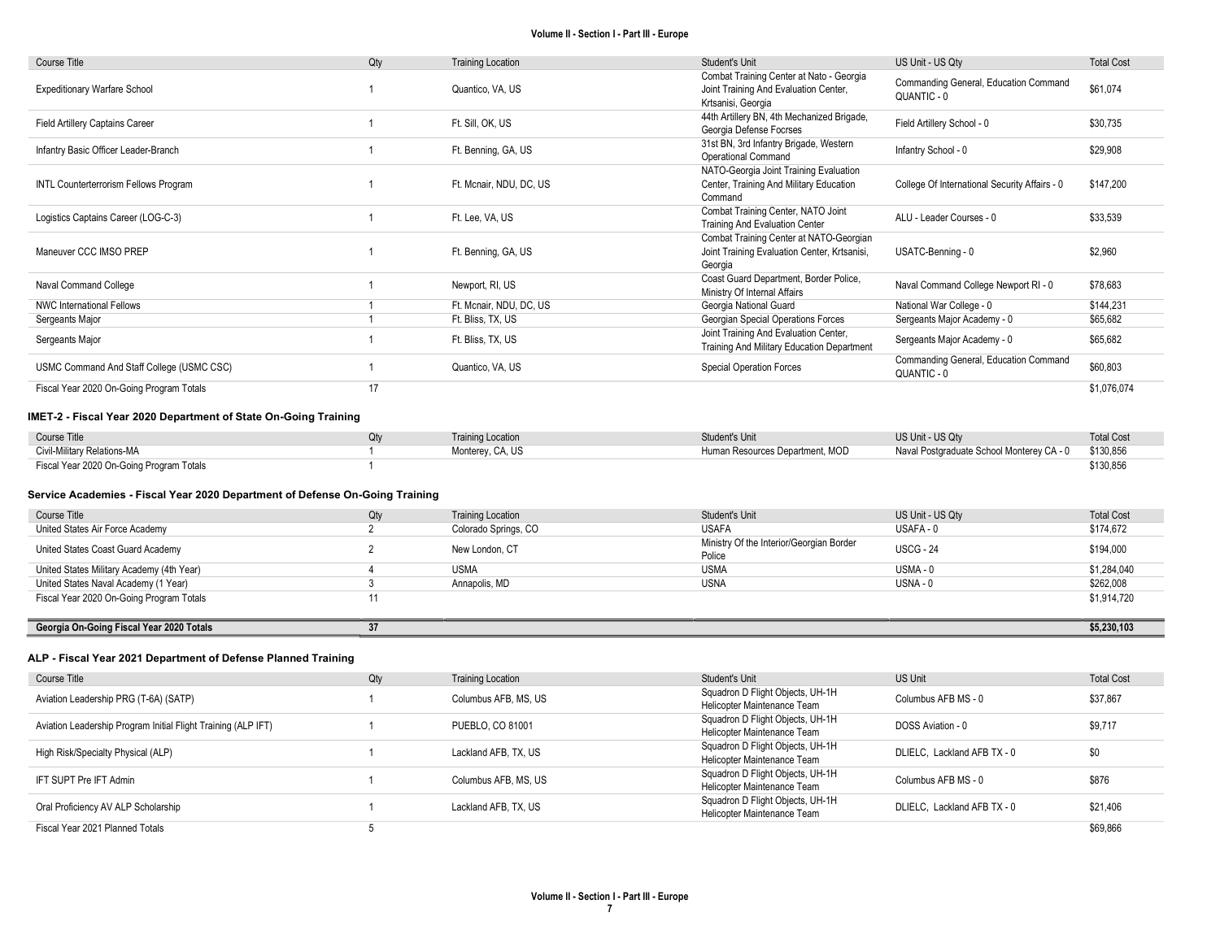| Course Title | Qty | Training Location | Student's Unit | US Unit - US Qty | Total Cost |
|---|---|---|---|---|---|
| Expeditionary Warfare School | 1 | Quantico, VA, US | Combat Training Center at Nato - Georgia Joint Training And Evaluation Center, Krtsanisi, Georgia | Commanding General, Education Command QUANTIC - 0 | $61,074 |
| Field Artillery Captains Career | 1 | Ft. Sill, OK, US | 44th Artillery BN, 4th Mechanized Brigade, Georgia Defense Focrses | Field Artillery School - 0 | $30,735 |
| Infantry Basic Officer Leader-Branch | 1 | Ft. Benning, GA, US | 31st BN, 3rd Infantry Brigade, Western Operational Command | Infantry School - 0 | $29,908 |
| INTL Counterterrorism Fellows Program | 1 | Ft. Mcnair, NDU, DC, US | NATO-Georgia Joint Training Evaluation Center, Training And Military Education Command | College Of International Security Affairs - 0 | $147,200 |
| Logistics Captains Career (LOG-C-3) | 1 | Ft. Lee, VA, US | Combat Training Center, NATO Joint Training And Evaluation Center | ALU - Leader Courses - 0 | $33,539 |
| Maneuver CCC IMSO PREP | 1 | Ft. Benning, GA, US | Combat Training Center at NATO-Georgian Joint Training Evaluation Center, Krtsanisi, Georgia | USATC-Benning - 0 | $2,960 |
| Naval Command College | 1 | Newport, RI, US | Coast Guard Department, Border Police, Ministry Of Internal Affairs | Naval Command College Newport RI - 0 | $78,683 |
| NWC International Fellows | 1 | Ft. Mcnair, NDU, DC, US | Georgia National Guard | National War College - 0 | $144,231 |
| Sergeants Major | 1 | Ft. Bliss, TX, US | Georgian Special Operations Forces | Sergeants Major Academy - 0 | $65,682 |
| Sergeants Major | 1 | Ft. Bliss, TX, US | Joint Training And Evaluation Center, Training And Military Education Department | Sergeants Major Academy - 0 | $65,682 |
| USMC Command And Staff College (USMC CSC) | 1 | Quantico, VA, US | Special Operation Forces | Commanding General, Education Command QUANTIC - 0 | $60,803 |
| Fiscal Year 2020 On-Going Program Totals | 17 | | | | $1,076,074 |

### IMET-2 - Fiscal Year 2020 Department of State On-Going Training

| Course Title | Qty | Training Location | Student's Unit | US Unit - US Qty | Total Cost |
|---|---|---|---|---|---|
| Civil-Military Relations-MA | 1 | Monterey, CA, US | Human Resources Department, MOD | Naval Postgraduate School Monterey CA - 0 | $130,856 |
| Fiscal Year 2020 On-Going Program Totals | 1 | | | | $130,856 |

### Service Academies - Fiscal Year 2020 Department of Defense On-Going Training

| Course Title | Qty | Training Location | Student's Unit | US Unit - US Qty | Total Cost |
|---|---|---|---|---|---|
| United States Air Force Academy | 2 | Colorado Springs, CO | USAFA | USAFA - 0 | $174,672 |
| United States Coast Guard Academy | 2 | New London, CT | Ministry Of the Interior/Georgian Border Police | USCG - 24 | $194,000 |
| United States Military Academy (4th Year) | 4 | USMA | USMA | USMA - 0 | $1,284,040 |
| United States Naval Academy (1 Year) | 3 | Annapolis, MD | USNA | USNA - 0 | $262,008 |
| Fiscal Year 2020 On-Going Program Totals | 11 | | | | $1,914,720 |
| **Georgia On-Going Fiscal Year 2020 Totals** | **37** | | | | **$5,230,103** |

### ALP - Fiscal Year 2021 Department of Defense Planned Training

| Course Title | Qty | Training Location | Student's Unit | US Unit | Total Cost |
|---|---|---|---|---|---|
| Aviation Leadership PRG (T-6A) (SATP) | 1 | Columbus AFB, MS, US | Squadron D Flight Objects, UH-1H Helicopter Maintenance Team | Columbus AFB MS - 0 | $37,867 |
| Aviation Leadership Program Initial Flight Training (ALP IFT) | 1 | PUEBLO, CO 81001 | Squadron D Flight Objects, UH-1H Helicopter Maintenance Team | DOSS Aviation - 0 | $9,717 |
| High Risk/Specialty Physical (ALP) | 1 | Lackland AFB, TX, US | Squadron D Flight Objects, UH-1H Helicopter Maintenance Team | DLIELC, Lackland AFB TX - 0 | $0 |
| IFT SUPT Pre IFT Admin | 1 | Columbus AFB, MS, US | Squadron D Flight Objects, UH-1H Helicopter Maintenance Team | Columbus AFB MS - 0 | $876 |
| Oral Proficiency AV ALP Scholarship | 1 | Lackland AFB, TX, US | Squadron D Flight Objects, UH-1H Helicopter Maintenance Team | DLIELC, Lackland AFB TX - 0 | $21,406 |
| Fiscal Year 2021 Planned Totals | 5 | | | | $69,866 |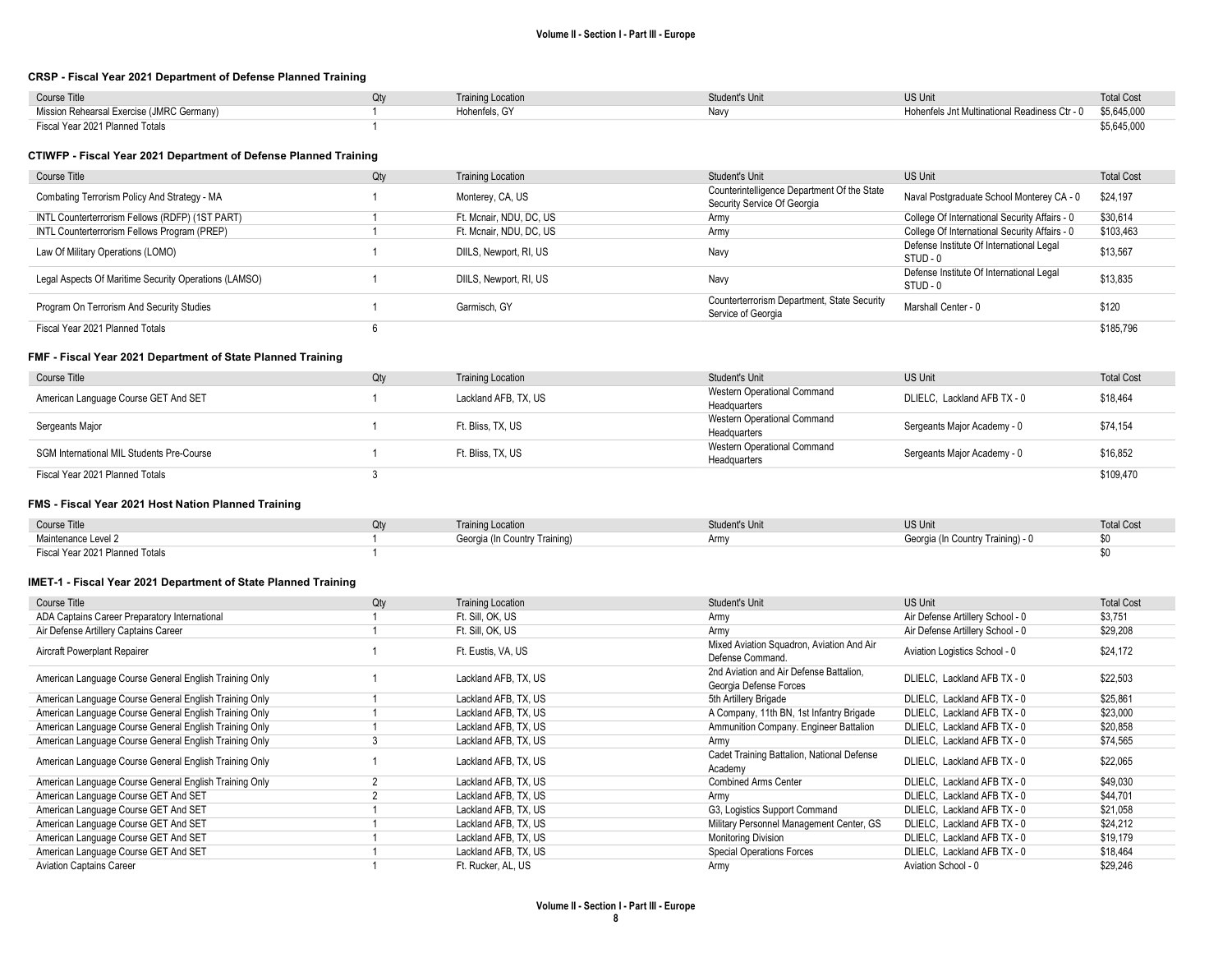### CRSP - Fiscal Year 2021 Department of Defense Planned Training

| Course Title | Qty | Training Location | Student's Unit | US Unit | Total Cost |
|---|---|---|---|---|---|
| Mission Rehearsal Exercise (JMRC Germany) | 1 | Hohenfels, GY | Navy | Hohenfels Jnt Multinational Readiness Ctr - 0 | $5,645,000 |
| Fiscal Year 2021 Planned Totals | 1 | | | | $5,645,000 |

### CTIWFP - Fiscal Year 2021 Department of Defense Planned Training

| Course Title | Qty | Training Location | Student's Unit | US Unit | Total Cost |
|---|---|---|---|---|---|
| Combating Terrorism Policy And Strategy - MA | 1 | Monterey, CA, US | Counterintelligence Department Of the State Security Service Of Georgia | Naval Postgraduate School Monterey CA - 0 | $24,197 |
| INTL Counterterrorism Fellows (RDFP) (1ST PART) | 1 | Ft. Mcnair, NDU, DC, US | Army | College Of International Security Affairs - 0 | $30,614 |
| INTL Counterterrorism Fellows Program (PREP) | 1 | Ft. Mcnair, NDU, DC, US | Army | College Of International Security Affairs - 0 | $103,463 |
| Law Of Military Operations (LOMO) | 1 | DIILS, Newport, RI, US | Navy | Defense Institute Of International Legal STUD - 0 | $13,567 |
| Legal Aspects Of Maritime Security Operations (LAMSO) | 1 | DIILS, Newport, RI, US | Navy | Defense Institute Of International Legal STUD - 0 | $13,835 |
| Program On Terrorism And Security Studies | 1 | Garmisch, GY | Counterterrorism Department, State Security Service of Georgia | Marshall Center - 0 | $120 |
| Fiscal Year 2021 Planned Totals | 6 | | | | $185,796 |

### FMF - Fiscal Year 2021 Department of State Planned Training

| Course Title | Qty | Training Location | Student's Unit | US Unit | Total Cost |
|---|---|---|---|---|---|
| American Language Course GET And SET | 1 | Lackland AFB, TX, US | Western Operational Command Headquarters | DLIELC, Lackland AFB TX - 0 | $18,464 |
| Sergeants Major | 1 | Ft. Bliss, TX, US | Western Operational Command Headquarters | Sergeants Major Academy - 0 | $74,154 |
| SGM International MIL Students Pre-Course | 1 | Ft. Bliss, TX, US | Western Operational Command Headquarters | Sergeants Major Academy - 0 | $16,852 |
| Fiscal Year 2021 Planned Totals | 3 | | | | $109,470 |

### FMS - Fiscal Year 2021 Host Nation Planned Training

| Course Title | Qty | Training Location | Student's Unit | US Unit | Total Cost |
|---|---|---|---|---|---|
| Maintenance Level 2 | 1 | Georgia (In Country Training) | Army | Georgia (In Country Training) - 0 | $0 |
| Fiscal Year 2021 Planned Totals | 1 | | | | $0 |

### IMET-1 - Fiscal Year 2021 Department of State Planned Training

| Course Title | Qty | Training Location | Student's Unit | US Unit | Total Cost |
|---|---|---|---|---|---|
| ADA Captains Career Preparatory International | 1 | Ft. Sill, OK, US | Army | Air Defense Artillery School - 0 | $3,751 |
| Air Defense Artillery Captains Career | 1 | Ft. Sill, OK, US | Army | Air Defense Artillery School - 0 | $29,208 |
| Aircraft Powerplant Repairer | 1 | Ft. Eustis, VA, US | Mixed Aviation Squadron, Aviation And Air Defense Command. | Aviation Logistics School - 0 | $24,172 |
| American Language Course General English Training Only | 1 | Lackland AFB, TX, US | 2nd Aviation and Air Defense Battalion, Georgia Defense Forces | DLIELC, Lackland AFB TX - 0 | $22,503 |
| American Language Course General English Training Only | 1 | Lackland AFB, TX, US | 5th Artillery Brigade | DLIELC, Lackland AFB TX - 0 | $25,861 |
| American Language Course General English Training Only | 1 | Lackland AFB, TX, US | A Company, 11th BN, 1st Infantry Brigade | DLIELC, Lackland AFB TX - 0 | $23,000 |
| American Language Course General English Training Only | 1 | Lackland AFB, TX, US | Ammunition Company. Engineer Battalion | DLIELC, Lackland AFB TX - 0 | $20,858 |
| American Language Course General English Training Only | 3 | Lackland AFB, TX, US | Army | DLIELC, Lackland AFB TX - 0 | $74,565 |
| American Language Course General English Training Only | 1 | Lackland AFB, TX, US | Cadet Training Battalion, National Defense Academy | DLIELC, Lackland AFB TX - 0 | $22,065 |
| American Language Course General English Training Only | 2 | Lackland AFB, TX, US | Combined Arms Center | DLIELC, Lackland AFB TX - 0 | $49,030 |
| American Language Course GET And SET | 2 | Lackland AFB, TX, US | Army | DLIELC, Lackland AFB TX - 0 | $44,701 |
| American Language Course GET And SET | 1 | Lackland AFB, TX, US | G3, Logistics Support Command | DLIELC, Lackland AFB TX - 0 | $21,058 |
| American Language Course GET And SET | 1 | Lackland AFB, TX, US | Military Personnel Management Center, GS | DLIELC, Lackland AFB TX - 0 | $24,212 |
| American Language Course GET And SET | 1 | Lackland AFB, TX, US | Monitoring Division | DLIELC, Lackland AFB TX - 0 | $19,179 |
| American Language Course GET And SET | 1 | Lackland AFB, TX, US | Special Operations Forces | DLIELC, Lackland AFB TX - 0 | $18,464 |
| Aviation Captains Career | 1 | Ft. Rucker, AL, US | Army | Aviation School - 0 | $29,246 |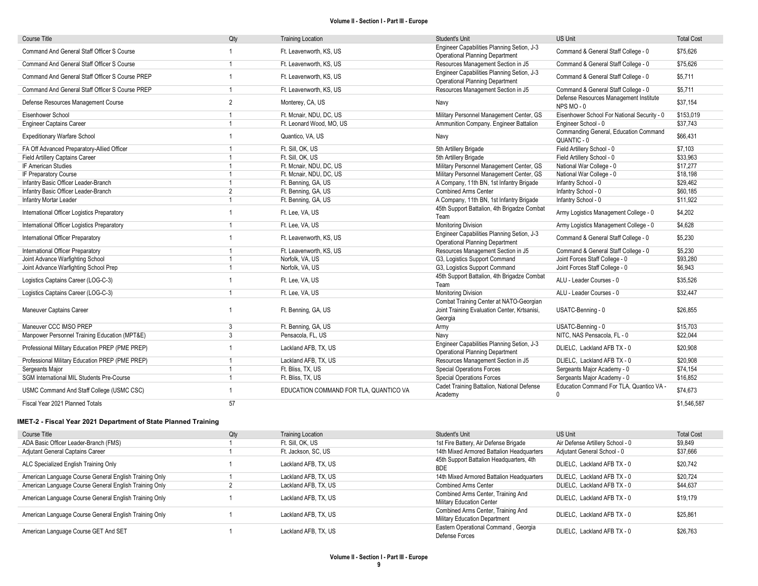| Course Title | Qty | Training Location | Student's Unit | US Unit | Total Cost |
|---|---|---|---|---|---|
| Command And General Staff Officer S Course | 1 | Ft. Leavenworth, KS, US | Engineer Capabilities Planning Setion, J-3 Operational Planning Department | Command & General Staff College - 0 | $75,626 |
| Command And General Staff Officer S Course | 1 | Ft. Leavenworth, KS, US | Resources Management Section in J5 | Command & General Staff College - 0 | $75,626 |
| Command And General Staff Officer S Course PREP | 1 | Ft. Leavenworth, KS, US | Engineer Capabilities Planning Setion, J-3 Operational Planning Department | Command & General Staff College - 0 | $5,711 |
| Command And General Staff Officer S Course PREP | 1 | Ft. Leavenworth, KS, US | Resources Management Section in J5 | Command & General Staff College - 0 | $5,711 |
| Defense Resources Management Course | 2 | Monterey, CA, US | Navy | Defense Resources Management Institute NPS MO - 0 | $37,154 |
| Eisenhower School | 1 | Ft. Mcnair, NDU, DC, US | Military Personnel Management Center, GS | Eisenhower School For National Security - 0 | $153,019 |
| Engineer Captains Career | 1 | Ft. Leonard Wood, MO, US | Ammunition Company. Engineer Battalion | Engineer School - 0 | $37,743 |
| Expeditionary Warfare School | 1 | Quantico, VA, US | Navy | Commanding General, Education Command QUANTIC - 0 | $66,431 |
| FA Off Advanced Preparatory-Allied Officer | 1 | Ft. Sill, OK, US | 5th Artillery Brigade | Field Artillery School - 0 | $7,103 |
| Field Artillery Captains Career | 1 | Ft. Sill, OK, US | 5th Artillery Brigade | Field Artillery School - 0 | $33,963 |
| IF American Studies | 1 | Ft. Mcnair, NDU, DC, US | Military Personnel Management Center, GS | National War College - 0 | $17,277 |
| IF Preparatory Course | 1 | Ft. Mcnair, NDU, DC, US | Military Personnel Management Center, GS | National War College - 0 | $18,198 |
| Infantry Basic Officer Leader-Branch | 1 | Ft. Benning, GA, US | A Company, 11th BN, 1st Infantry Brigade | Infantry School - 0 | $29,462 |
| Infantry Basic Officer Leader-Branch | 2 | Ft. Benning, GA, US | Combined Arms Center | Infantry School - 0 | $60,185 |
| Infantry Mortar Leader | 1 | Ft. Benning, GA, US | A Company, 11th BN, 1st Infantry Brigade | Infantry School - 0 | $11,922 |
| International Officer Logistics Preparatory | 1 | Ft. Lee, VA, US | 45th Support Battalion, 4th Brigadze Combat Team | Army Logistics Management College - 0 | $4,202 |
| International Officer Logistics Preparatory | 1 | Ft. Lee, VA, US | Monitoring Division | Army Logistics Management College - 0 | $4,628 |
| International Officer Preparatory | 1 | Ft. Leavenworth, KS, US | Engineer Capabilities Planning Setion, J-3 Operational Planning Department | Command & General Staff College - 0 | $5,230 |
| International Officer Preparatory | 1 | Ft. Leavenworth, KS, US | Resources Management Section in J5 | Command & General Staff College - 0 | $5,230 |
| Joint Advance Warfighting School | 1 | Norfolk, VA, US | G3, Logistics Support Command | Joint Forces Staff College - 0 | $93,280 |
| Joint Advance Warfighting School Prep | 1 | Norfolk, VA, US | G3, Logistics Support Command | Joint Forces Staff College - 0 | $6,943 |
| Logistics Captains Career (LOG-C-3) | 1 | Ft. Lee, VA, US | 45th Support Battalion, 4th Brigadze Combat Team | ALU - Leader Courses - 0 | $35,526 |
| Logistics Captains Career (LOG-C-3) | 1 | Ft. Lee, VA, US | Monitoring Division | ALU - Leader Courses - 0 | $32,447 |
| Maneuver Captains Career | 1 | Ft. Benning, GA, US | Combat Training Center at NATO-Georgian Joint Training Evaluation Center, Krtsanisi, Georgia | USATC-Benning - 0 | $26,855 |
| Maneuver CCC IMSO PREP | 3 | Ft. Benning, GA, US | Army | USATC-Benning - 0 | $15,703 |
| Manpower Personnel Training Education (MPT&E) | 3 | Pensacola, FL, US | Navy | NITC, NAS Pensacola, FL - 0 | $22,044 |
| Professional Military Education PREP (PME PREP) | 1 | Lackland AFB, TX, US | Engineer Capabilities Planning Setion, J-3 Operational Planning Department | DLIELC, Lackland AFB TX - 0 | $20,908 |
| Professional Military Education PREP (PME PREP) | 1 | Lackland AFB, TX, US | Resources Management Section in J5 | DLIELC, Lackland AFB TX - 0 | $20,908 |
| Sergeants Major | 1 | Ft. Bliss, TX, US | Special Operations Forces | Sergeants Major Academy - 0 | $74,154 |
| SGM International MIL Students Pre-Course | 1 | Ft. Bliss, TX, US | Special Operations Forces | Sergeants Major Academy - 0 | $16,852 |
| USMC Command And Staff College (USMC CSC) | 1 | EDUCATION COMMAND FOR TLA, QUANTICO VA | Cadet Training Battalion, National Defense Academy | Education Command For TLA, Quantico VA - 0 | $74,673 |
| Fiscal Year 2021 Planned Totals | 57 | | | | $1,546,587 |

### IMET-2 - Fiscal Year 2021 Department of State Planned Training

| Course Title | Qty | Training Location | Student's Unit | US Unit | Total Cost |
|---|---|---|---|---|---|
| ADA Basic Officer Leader-Branch (FMS) | 1 | Ft. Sill, OK, US | 1st Fire Battery, Air Defense Brigade | Air Defense Artillery School - 0 | $9,849 |
| Adjutant General Captains Career | 1 | Ft. Jackson, SC, US | 14th Mixed Armored Battalion Headquarters | Adjutant General School - 0 | $37,666 |
| ALC Specialized English Training Only | 1 | Lackland AFB, TX, US | 45th Support Battalion Headquarters, 4th BDE | DLIELC, Lackland AFB TX - 0 | $20,742 |
| American Language Course General English Training Only | 1 | Lackland AFB, TX, US | 14th Mixed Armored Battalion Headquarters | DLIELC, Lackland AFB TX - 0 | $20,724 |
| American Language Course General English Training Only | 2 | Lackland AFB, TX, US | Combined Arms Center | DLIELC, Lackland AFB TX - 0 | $44,637 |
| American Language Course General English Training Only | 1 | Lackland AFB, TX, US | Combined Arms Center, Training And Military Education Center | DLIELC, Lackland AFB TX - 0 | $19,179 |
| American Language Course General English Training Only | 1 | Lackland AFB, TX, US | Combined Arms Center, Training And Military Education Department | DLIELC, Lackland AFB TX - 0 | $25,861 |
| American Language Course GET And SET | 1 | Lackland AFB, TX, US | Eastern Operational Command , Georgia Defense Forces | DLIELC, Lackland AFB TX - 0 | $26,763 |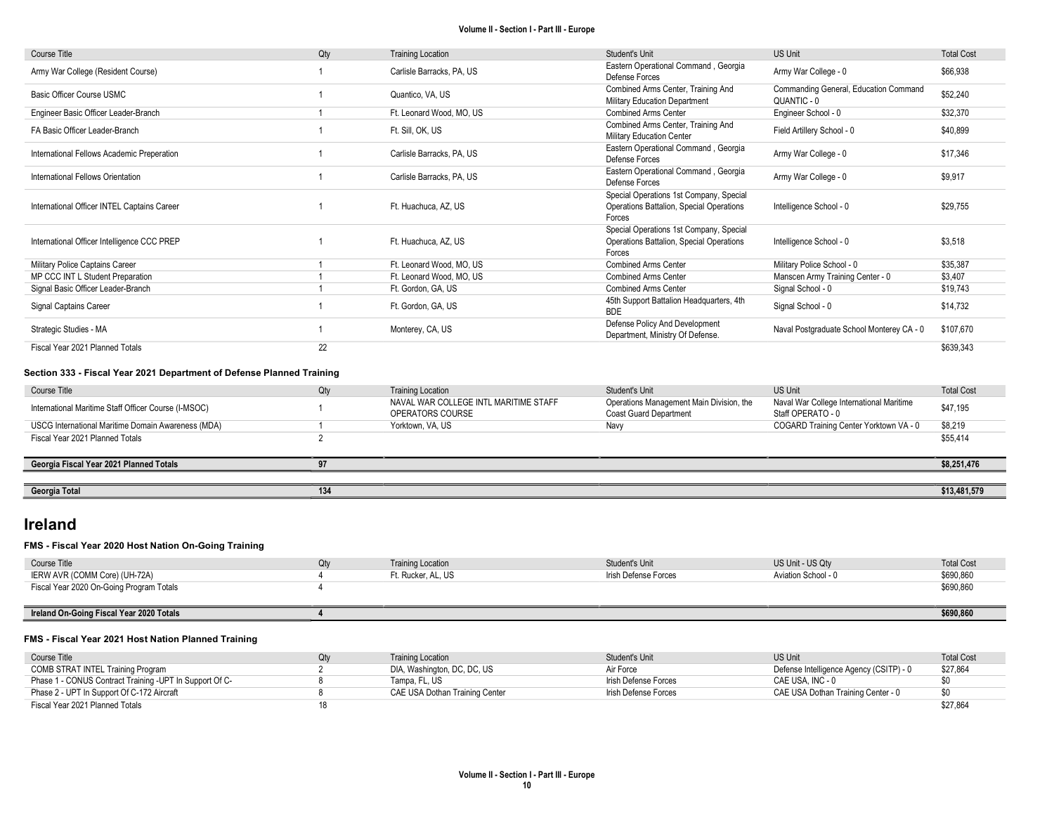| Course Title | Qty | Training Location | Student's Unit | US Unit | Total Cost |
|---|---|---|---|---|---|
| Army War College (Resident Course) | 1 | Carlisle Barracks, PA, US | Eastern Operational Command , Georgia Defense Forces | Army War College - 0 | $66,938 |
| Basic Officer Course USMC | 1 | Quantico, VA, US | Combined Arms Center, Training And Military Education Department | Commanding General, Education Command QUANTIC - 0 | $52,240 |
| Engineer Basic Officer Leader-Branch | 1 | Ft. Leonard Wood, MO, US | Combined Arms Center | Engineer School - 0 | $32,370 |
| FA Basic Officer Leader-Branch | 1 | Ft. Sill, OK, US | Combined Arms Center, Training And Military Education Center | Field Artillery School - 0 | $40,899 |
| International Fellows Academic Preperation | 1 | Carlisle Barracks, PA, US | Eastern Operational Command , Georgia Defense Forces | Army War College - 0 | $17,346 |
| International Fellows Orientation | 1 | Carlisle Barracks, PA, US | Eastern Operational Command , Georgia Defense Forces | Army War College - 0 | $9,917 |
| International Officer INTEL Captains Career | 1 | Ft. Huachuca, AZ, US | Special Operations 1st Company, Special Operations Battalion, Special Operations Forces | Intelligence School - 0 | $29,755 |
| International Officer Intelligence CCC PREP | 1 | Ft. Huachuca, AZ, US | Special Operations 1st Company, Special Operations Battalion, Special Operations Forces | Intelligence School - 0 | $3,518 |
| Military Police Captains Career | 1 | Ft. Leonard Wood, MO, US | Combined Arms Center | Military Police School - 0 | $35,387 |
| MP CCC INT L Student Preparation | 1 | Ft. Leonard Wood, MO, US | Combined Arms Center | Manscen Army Training Center - 0 | $3,407 |
| Signal Basic Officer Leader-Branch | 1 | Ft. Gordon, GA, US | Combined Arms Center | Signal School - 0 | $19,743 |
| Signal Captains Career | 1 | Ft. Gordon, GA, US | 45th Support Battalion Headquarters, 4th BDE | Signal School - 0 | $14,732 |
| Strategic Studies - MA | 1 | Monterey, CA, US | Defense Policy And Development Department, Ministry Of Defense. | Naval Postgraduate School Monterey CA - 0 | $107,670 |
| Fiscal Year 2021 Planned Totals | 22 | | | | $639,343 |

#### Section 333 - Fiscal Year 2021 Department of Defense Planned Training

| Course Title | Qty | Training Location | Student's Unit | US Unit | Total Cost |
|---|---|---|---|---|---|
| International Maritime Staff Officer Course (I-MSOC) | 1 | NAVAL WAR COLLEGE INTL MARITIME STAFF OPERATORS COURSE | Operations Management Main Division, the Coast Guard Department | Naval War College International Maritime Staff OPERATO - 0 | $47,195 |
| USCG International Maritime Domain Awareness (MDA) | 1 | Yorktown, VA, US | Navy | COGARD Training Center Yorktown VA - 0 | $8,219 |
| Fiscal Year 2021 Planned Totals | 2 | | | | $55,414 |

| | | | | | |
|---|---|---|---|---|---|
| **Georgia Fiscal Year 2021 Planned Totals** | **97** | | | | **$8,251,476** |

| | | | | | |
|---|---|---|---|---|---|
| **Georgia Total** | **134** | | | | **$13,481,579** |

## Ireland

#### FMS - Fiscal Year 2020 Host Nation On-Going Training

| Course Title | Qty | Training Location | Student's Unit | US Unit - US Qty | Total Cost |
|---|---|---|---|---|---|
| IERW AVR (COMM Core) (UH-72A) | 4 | Ft. Rucker, AL, US | Irish Defense Forces | Aviation School - 0 | $690,860 |
| Fiscal Year 2020 On-Going Program Totals | 4 | | | | $690,860 |

| | | | | | |
|---|---|---|---|---|---|
| **Ireland On-Going Fiscal Year 2020 Totals** | **4** | | | | **$690,860** |

#### FMS - Fiscal Year 2021 Host Nation Planned Training

| Course Title | Qty | Training Location | Student's Unit | US Unit | Total Cost |
|---|---|---|---|---|---|
| COMB STRAT INTEL Training Program | 2 | DIA, Washington, DC, DC, US | Air Force | Defense Intelligence Agency (CSITP) - 0 | $27,864 |
| Phase 1 - CONUS Contract Training -UPT In Support Of C- | 8 | Tampa, FL, US | Irish Defense Forces | CAE USA, INC - 0 | $0 |
| Phase 2 - UPT In Support Of C-172 Aircraft | 8 | CAE USA Dothan Training Center | Irish Defense Forces | CAE USA Dothan Training Center - 0 | $0 |
| Fiscal Year 2021 Planned Totals | 18 | | | | $27,864 |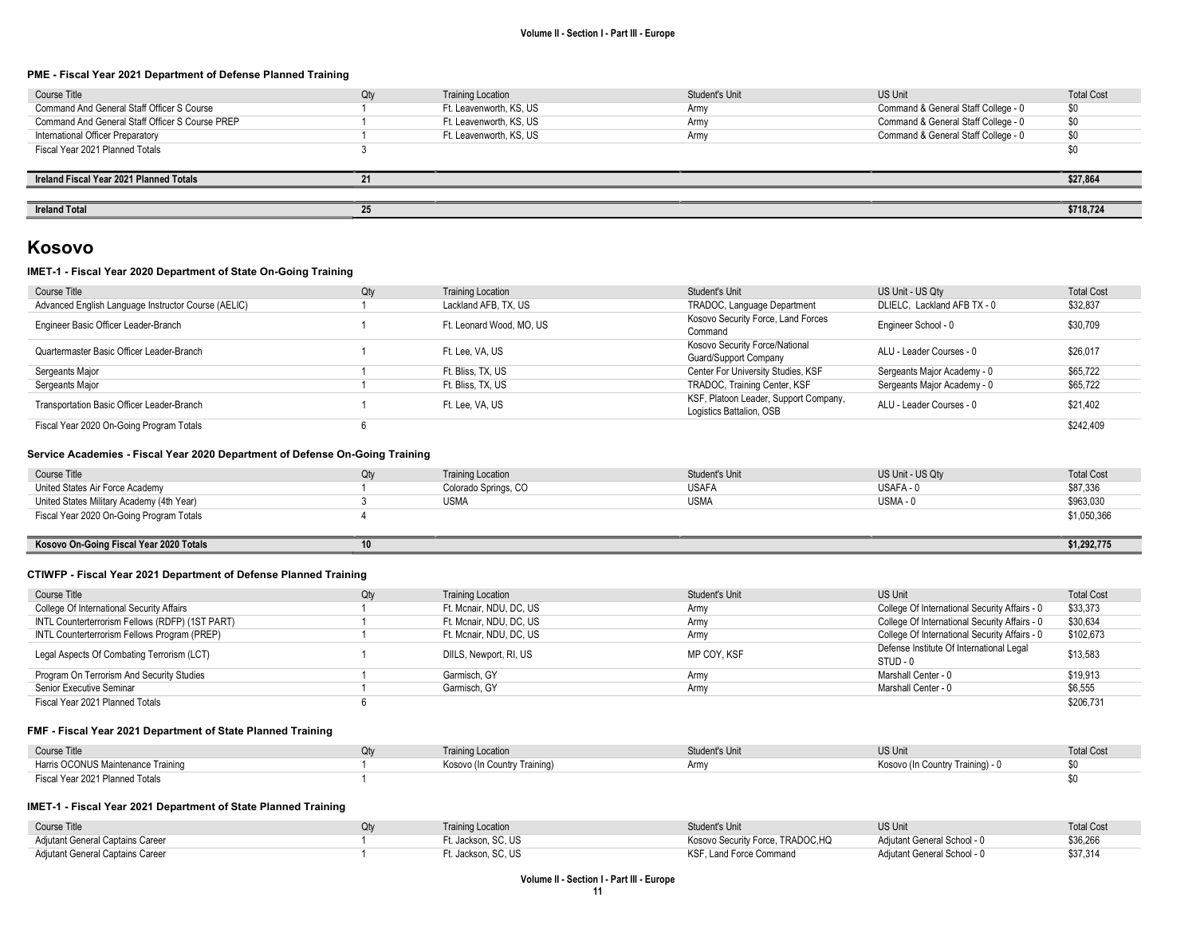#### PME - Fiscal Year 2021 Department of Defense Planned Training

| Course Title | Qty | Training Location | Student's Unit | US Unit | Total Cost |
|---|---|---|---|---|---|
| Command And General Staff Officer S Course | 1 | Ft. Leavenworth, KS, US | Army | Command & General Staff College - 0 | $0 |
| Command And General Staff Officer S Course PREP | 1 | Ft. Leavenworth, KS, US | Army | Command & General Staff College - 0 | $0 |
| International Officer Preparatory | 1 | Ft. Leavenworth, KS, US | Army | Command & General Staff College - 0 | $0 |
| Fiscal Year 2021 Planned Totals | 3 | | | | $0 |

| | | | | | |
|---|---|---|---|---|---|
| **Ireland Fiscal Year 2021 Planned Totals** | **21** | | | | **$27,864** |

| | | | | | |
|---|---|---|---|---|---|
| **Ireland Total** | **25** | | | | **$718,724** |

## Kosovo

#### IMET-1 - Fiscal Year 2020 Department of State On-Going Training

| Course Title | Qty | Training Location | Student's Unit | US Unit - US Qty | Total Cost |
|---|---|---|---|---|---|
| Advanced English Language Instructor Course (AELIC) | 1 | Lackland AFB, TX, US | TRADOC, Language Department | DLIELC, Lackland AFB TX - 0 | $32,837 |
| Engineer Basic Officer Leader-Branch | 1 | Ft. Leonard Wood, MO, US | Kosovo Security Force, Land Forces Command | Engineer School - 0 | $30,709 |
| Quartermaster Basic Officer Leader-Branch | 1 | Ft. Lee, VA, US | Kosovo Security Force/National Guard/Support Company | ALU - Leader Courses - 0 | $26,017 |
| Sergeants Major | 1 | Ft. Bliss, TX, US | Center For University Studies, KSF | Sergeants Major Academy - 0 | $65,722 |
| Sergeants Major | 1 | Ft. Bliss, TX, US | TRADOC, Training Center, KSF | Sergeants Major Academy - 0 | $65,722 |
| Transportation Basic Officer Leader-Branch | 1 | Ft. Lee, VA, US | KSF, Platoon Leader, Support Company, Logistics Battalion, OSB | ALU - Leader Courses - 0 | $21,402 |
| Fiscal Year 2020 On-Going Program Totals | 6 | | | | $242,409 |

#### Service Academies - Fiscal Year 2020 Department of Defense On-Going Training

| Course Title | Qty | Training Location | Student's Unit | US Unit - US Qty | Total Cost |
|---|---|---|---|---|---|
| United States Air Force Academy | 1 | Colorado Springs, CO | USAFA | USAFA - 0 | $87,336 |
| United States Military Academy (4th Year) | 3 | USMA | USMA | USMA - 0 | $963,030 |
| Fiscal Year 2020 On-Going Program Totals | 4 | | | | $1,050,366 |

| | | | | | |
|---|---|---|---|---|---|
| **Kosovo On-Going Fiscal Year 2020 Totals** | **10** | | | | **$1,292,775** |

#### CTIWFP - Fiscal Year 2021 Department of Defense Planned Training

| Course Title | Qty | Training Location | Student's Unit | US Unit | Total Cost |
|---|---|---|---|---|---|
| College Of International Security Affairs | 1 | Ft. Mcnair, NDU, DC, US | Army | College Of International Security Affairs - 0 | $33,373 |
| INTL Counterterrorism Fellows (RDFP) (1ST PART) | 1 | Ft. Mcnair, NDU, DC, US | Army | College Of International Security Affairs - 0 | $30,634 |
| INTL Counterterrorism Fellows Program (PREP) | 1 | Ft. Mcnair, NDU, DC, US | Army | College Of International Security Affairs - 0 | $102,673 |
| Legal Aspects Of Combating Terrorism (LCT) | 1 | DIILS, Newport, RI, US | MP COY, KSF | Defense Institute Of International Legal STUD - 0 | $13,583 |
| Program On Terrorism And Security Studies | 1 | Garmisch, GY | Army | Marshall Center - 0 | $19,913 |
| Senior Executive Seminar | 1 | Garmisch, GY | Army | Marshall Center - 0 | $6,555 |
| Fiscal Year 2021 Planned Totals | 6 | | | | $206,731 |

#### FMF - Fiscal Year 2021 Department of State Planned Training

| Course Title | Qty | Training Location | Student's Unit | US Unit | Total Cost |
|---|---|---|---|---|---|
| Harris OCONUS Maintenance Training | 1 | Kosovo (In Country Training) | Army | Kosovo (In Country Training) - 0 | $0 |
| Fiscal Year 2021 Planned Totals | 1 | | | | $0 |

#### IMET-1 - Fiscal Year 2021 Department of State Planned Training

| Course Title | Qty | Training Location | Student's Unit | US Unit | Total Cost |
|---|---|---|---|---|---|
| Adjutant General Captains Career | 1 | Ft. Jackson, SC, US | Kosovo Security Force, TRADOC,HQ | Adjutant General School - 0 | $36,266 |
| Adjutant General Captains Career | 1 | Ft. Jackson, SC, US | KSF, Land Force Command | Adjutant General School - 0 | $37,314 |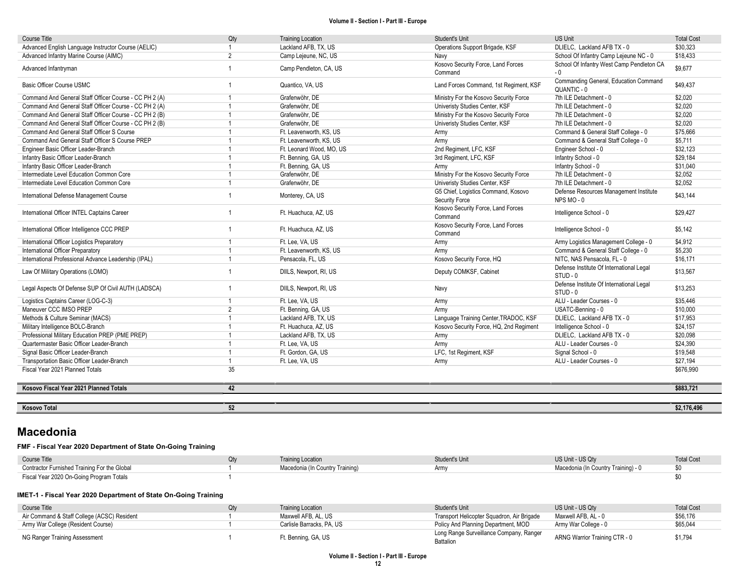| Course Title | Qty | Training Location | Student's Unit | US Unit | Total Cost |
|---|---|---|---|---|---|
| Advanced English Language Instructor Course (AELIC) | 1 | Lackland AFB, TX, US | Operations Support Brigade, KSF | DLIELC, Lackland AFB TX - 0 | $30,323 |
| Advanced Infantry Marine Course (AIMC) | 2 | Camp Lejeune, NC, US | Navy | School Of Infantry Camp Lejeune NC - 0 | $18,433 |
| Advanced Infantryman | 1 | Camp Pendleton, CA, US | Kosovo Security Force, Land Forces Command | School Of Infantry West Camp Pendleton CA - 0 | $9,677 |
| Basic Officer Course USMC | 1 | Quantico, VA, US | Land Forces Command, 1st Regiment, KSF | Commanding General, Education Command QUANTIC - 0 | $49,437 |
| Command And General Staff Officer Course - CC PH 2 (A) | 1 | Grafenwöhr, DE | Ministry For the Kosovo Security Force | 7th ILE Detachment - 0 | $2,020 |
| Command And General Staff Officer Course - CC PH 2 (A) | 1 | Grafenwöhr, DE | Univeristy Studies Center, KSF | 7th ILE Detachment - 0 | $2,020 |
| Command And General Staff Officer Course - CC PH 2 (B) | 1 | Grafenwöhr, DE | Ministry For the Kosovo Security Force | 7th ILE Detachment - 0 | $2,020 |
| Command And General Staff Officer Course - CC PH 2 (B) | 1 | Grafenwöhr, DE | Univeristy Studies Center, KSF | 7th ILE Detachment - 0 | $2,020 |
| Command And General Staff Officer S Course | 1 | Ft. Leavenworth, KS, US | Army | Command & General Staff College - 0 | $75,666 |
| Command And General Staff Officer S Course PREP | 1 | Ft. Leavenworth, KS, US | Army | Command & General Staff College - 0 | $5,711 |
| Engineer Basic Officer Leader-Branch | 1 | Ft. Leonard Wood, MO, US | 2nd Regiment, LFC, KSF | Engineer School - 0 | $32,123 |
| Infantry Basic Officer Leader-Branch | 1 | Ft. Benning, GA, US | 3rd Regiment, LFC, KSF | Infantry School - 0 | $29,184 |
| Infantry Basic Officer Leader-Branch | 1 | Ft. Benning, GA, US | Army | Infantry School - 0 | $31,040 |
| Intermediate Level Education Common Core | 1 | Grafenwöhr, DE | Ministry For the Kosovo Security Force | 7th ILE Detachment - 0 | $2,052 |
| Intermediate Level Education Common Core | 1 | Grafenwöhr, DE | Univeristy Studies Center, KSF | 7th ILE Detachment - 0 | $2,052 |
| International Defense Management Course | 1 | Monterey, CA, US | G5 Chief, Logistics Command, Kosovo Security Force | Defense Resources Management Institute NPS MO - 0 | $43,144 |
| International Officer INTEL Captains Career | 1 | Ft. Huachuca, AZ, US | Kosovo Security Force, Land Forces Command | Intelligence School - 0 | $29,427 |
| International Officer Intelligence CCC PREP | 1 | Ft. Huachuca, AZ, US | Kosovo Security Force, Land Forces Command | Intelligence School - 0 | $5,142 |
| International Officer Logistics Preparatory | 1 | Ft. Lee, VA, US | Army | Army Logistics Management College - 0 | $4,912 |
| International Officer Preparatory | 1 | Ft. Leavenworth, KS, US | Army | Command & General Staff College - 0 | $5,230 |
| International Professional Advance Leadership (IPAL) | 1 | Pensacola, FL, US | Kosovo Security Force, HQ | NITC, NAS Pensacola, FL - 0 | $16,171 |
| Law Of Military Operations (LOMO) | 1 | DIILS, Newport, RI, US | Deputy COMKSF, Cabinet | Defense Institute Of International Legal STUD - 0 | $13,567 |
| Legal Aspects Of Defense SUP Of Civil AUTH (LADSCA) | 1 | DIILS, Newport, RI, US | Navy | Defense Institute Of International Legal STUD - 0 | $13,253 |
| Logistics Captains Career (LOG-C-3) | 1 | Ft. Lee, VA, US | Army | ALU - Leader Courses - 0 | $35,446 |
| Maneuver CCC IMSO PREP | 2 | Ft. Benning, GA, US | Army | USATC-Benning - 0 | $10,000 |
| Methods & Culture Seminar (MACS) | 1 | Lackland AFB, TX, US | Language Training Center,TRADOC, KSF | DLIELC, Lackland AFB TX - 0 | $17,953 |
| Military Intelligence BOLC-Branch | 1 | Ft. Huachuca, AZ, US | Kosovo Security Force, HQ, 2nd Regiment | Intelligence School - 0 | $24,157 |
| Professional Military Education PREP (PME PREP) | 1 | Lackland AFB, TX, US | Army | DLIELC, Lackland AFB TX - 0 | $20,098 |
| Quartermaster Basic Officer Leader-Branch | 1 | Ft. Lee, VA, US | Army | ALU - Leader Courses - 0 | $24,390 |
| Signal Basic Officer Leader-Branch | 1 | Ft. Gordon, GA, US | LFC, 1st Regiment, KSF | Signal School - 0 | $19,548 |
| Transportation Basic Officer Leader-Branch | 1 | Ft. Lee, VA, US | Army | ALU - Leader Courses - 0 | $27,194 |
| Fiscal Year 2021 Planned Totals | 35 | | | | $676,990 |

| | | | | | |
|---|---|---|---|---|---|
| **Kosovo Fiscal Year 2021 Planned Totals** | **42** | | | | **$883,721** |

| | | | | | |
|---|---|---|---|---|---|
| **Kosovo Total** | **52** | | | | **$2,176,496** |

## Macedonia

### FMF - Fiscal Year 2020 Department of State On-Going Training

| Course Title | Qty | Training Location | Student's Unit | US Unit - US Qty | Total Cost |
|---|---|---|---|---|---|
| Contractor Furnished Training For the Global | 1 | Macedonia (In Country Training) | Army | Macedonia (In Country Training) - 0 | $0 |
| Fiscal Year 2020 On-Going Program Totals | 1 | | | | $0 |

### IMET-1 - Fiscal Year 2020 Department of State On-Going Training

| Course Title | Qty | Training Location | Student's Unit | US Unit - US Qty | Total Cost |
|---|---|---|---|---|---|
| Air Command & Staff College (ACSC) Resident | 1 | Maxwell AFB, AL, US | Transport Helicopter Squadron, Air Brigade | Maxwell AFB, AL - 0 | $56,176 |
| Army War College (Resident Course) | 1 | Carlisle Barracks, PA, US | Policy And Planning Department, MOD | Army War College - 0 | $65,044 |
| NG Ranger Training Assessment | 1 | Ft. Benning, GA, US | Long Range Surveillance Company, Ranger Battalion | ARNG Warrior Training CTR - 0 | $1,794 |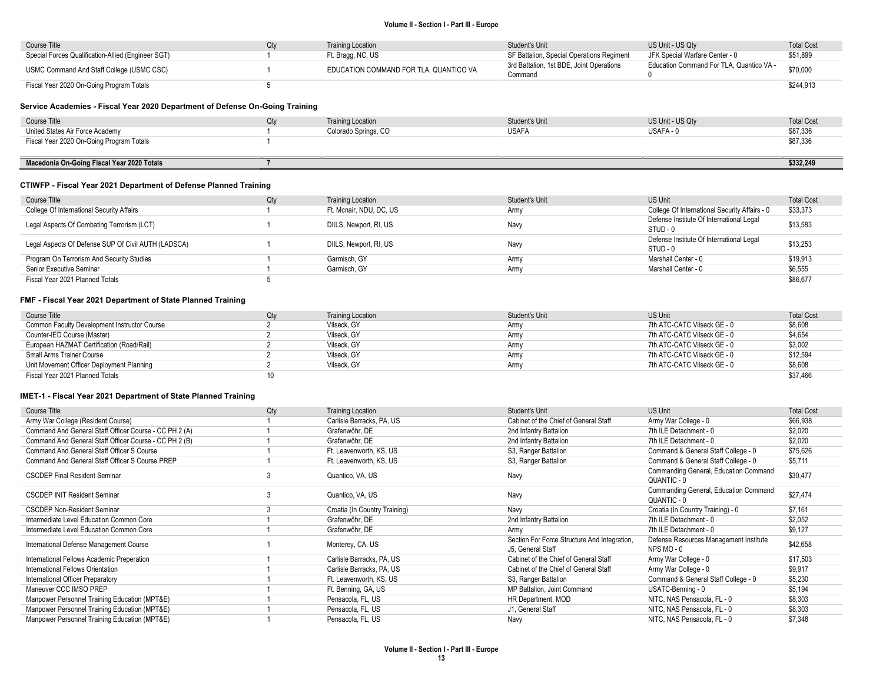| Course Title | Qty | Training Location | Student's Unit | US Unit - US Qty | Total Cost |
|---|---|---|---|---|---|
| Special Forces Qualification-Allied (Engineer SGT) | 1 | Ft. Bragg, NC, US | SF Battalion, Special Operations Regiment | JFK Special Warfare Center - 0 | $51,899 |
| USMC Command And Staff College (USMC CSC) | 1 | EDUCATION COMMAND FOR TLA, QUANTICO VA | 3rd Battalion, 1st BDE, Joint Operations Command | Education Command For TLA, Quantico VA - 0 | $70,000 |
| Fiscal Year 2020 On-Going Program Totals | 5 | | | | $244,913 |

### Service Academies - Fiscal Year 2020 Department of Defense On-Going Training

| Course Title | Qty | Training Location | Student's Unit | US Unit - US Qty | Total Cost |
|---|---|---|---|---|---|
| United States Air Force Academy | 1 | Colorado Springs, CO | USAFA | USAFA - 0 | $87,336 |
| Fiscal Year 2020 On-Going Program Totals | 1 | | | | $87,336 |

| | | | | | |
|---|---|---|---|---|---|
| **Macedonia On-Going Fiscal Year 2020 Totals** | **7** | | | | **$332,249** |

### CTIWFP - Fiscal Year 2021 Department of Defense Planned Training

| Course Title | Qty | Training Location | Student's Unit | US Unit | Total Cost |
|---|---|---|---|---|---|
| College Of International Security Affairs | 1 | Ft. Mcnair, NDU, DC, US | Army | College Of International Security Affairs - 0 | $33,373 |
| Legal Aspects Of Combating Terrorism (LCT) | 1 | DIILS, Newport, RI, US | Navy | Defense Institute Of International Legal STUD - 0 | $13,583 |
| Legal Aspects Of Defense SUP Of Civil AUTH (LADSCA) | 1 | DIILS, Newport, RI, US | Navy | Defense Institute Of International Legal STUD - 0 | $13,253 |
| Program On Terrorism And Security Studies | 1 | Garmisch, GY | Army | Marshall Center - 0 | $19,913 |
| Senior Executive Seminar | 1 | Garmisch, GY | Army | Marshall Center - 0 | $6,555 |
| Fiscal Year 2021 Planned Totals | 5 | | | | $86,677 |

### FMF - Fiscal Year 2021 Department of State Planned Training

| Course Title | Qty | Training Location | Student's Unit | US Unit | Total Cost |
|---|---|---|---|---|---|
| Common Faculty Development Instructor Course | 2 | Vilseck, GY | Army | 7th ATC-CATC Vilseck GE - 0 | $8,608 |
| Counter-IED Course (Master) | 2 | Vilseck, GY | Army | 7th ATC-CATC Vilseck GE - 0 | $4,654 |
| European HAZMAT Certification (Road/Rail) | 2 | Vilseck, GY | Army | 7th ATC-CATC Vilseck GE - 0 | $3,002 |
| Small Arms Trainer Course | 2 | Vilseck, GY | Army | 7th ATC-CATC Vilseck GE - 0 | $12,594 |
| Unit Movement Officer Deployment Planning | 2 | Vilseck, GY | Army | 7th ATC-CATC Vilseck GE - 0 | $8,608 |
| Fiscal Year 2021 Planned Totals | 10 | | | | $37,466 |

### IMET-1 - Fiscal Year 2021 Department of State Planned Training

| Course Title | Qty | Training Location | Student's Unit | US Unit | Total Cost |
|---|---|---|---|---|---|
| Army War College (Resident Course) | 1 | Carlisle Barracks, PA, US | Cabinet of the Chief of General Staff | Army War College - 0 | $66,938 |
| Command And General Staff Officer Course - CC PH 2 (A) | 1 | Grafenwöhr, DE | 2nd Infantry Battalion | 7th ILE Detachment - 0 | $2,020 |
| Command And General Staff Officer Course - CC PH 2 (B) | 1 | Grafenwöhr, DE | 2nd Infantry Battalion | 7th ILE Detachment - 0 | $2,020 |
| Command And General Staff Officer S Course | 1 | Ft. Leavenworth, KS, US | S3, Ranger Battalion | Command & General Staff College - 0 | $75,626 |
| Command And General Staff Officer S Course PREP | 1 | Ft. Leavenworth, KS, US | S3, Ranger Battalion | Command & General Staff College - 0 | $5,711 |
| CSCDEP Final Resident Seminar | 3 | Quantico, VA, US | Navy | Commanding General, Education Command QUANTIC - 0 | $30,477 |
| CSCDEP INIT Resident Seminar | 3 | Quantico, VA, US | Navy | Commanding General, Education Command QUANTIC - 0 | $27,474 |
| CSCDEP Non-Resident Seminar | 3 | Croatia (In Country Training) | Navy | Croatia (In Country Training) - 0 | $7,161 |
| Intermediate Level Education Common Core | 1 | Grafenwöhr, DE | 2nd Infantry Battalion | 7th ILE Detachment - 0 | $2,052 |
| Intermediate Level Education Common Core | 1 | Grafenwöhr, DE | Army | 7th ILE Detachment - 0 | $9,127 |
| International Defense Management Course | 1 | Monterey, CA, US | Section For Force Structure And Integration, J5, General Staff | Defense Resources Management Institute NPS MO - 0 | $42,658 |
| International Fellows Academic Preperation | 1 | Carlisle Barracks, PA, US | Cabinet of the Chief of General Staff | Army War College - 0 | $17,503 |
| International Fellows Orientation | 1 | Carlisle Barracks, PA, US | Cabinet of the Chief of General Staff | Army War College - 0 | $9,917 |
| International Officer Preparatory | 1 | Ft. Leavenworth, KS, US | S3, Ranger Battalion | Command & General Staff College - 0 | $5,230 |
| Maneuver CCC IMSO PREP | 1 | Ft. Benning, GA, US | MP Battalion, Joint Command | USATC-Benning - 0 | $5,194 |
| Manpower Personnel Training Education (MPT&E) | 1 | Pensacola, FL, US | HR Department, MOD | NITC, NAS Pensacola, FL - 0 | $8,303 |
| Manpower Personnel Training Education (MPT&E) | 1 | Pensacola, FL, US | J1, General Staff | NITC, NAS Pensacola, FL - 0 | $8,303 |
| Manpower Personnel Training Education (MPT&E) | 1 | Pensacola, FL, US | Navy | NITC, NAS Pensacola, FL - 0 | $7,348 |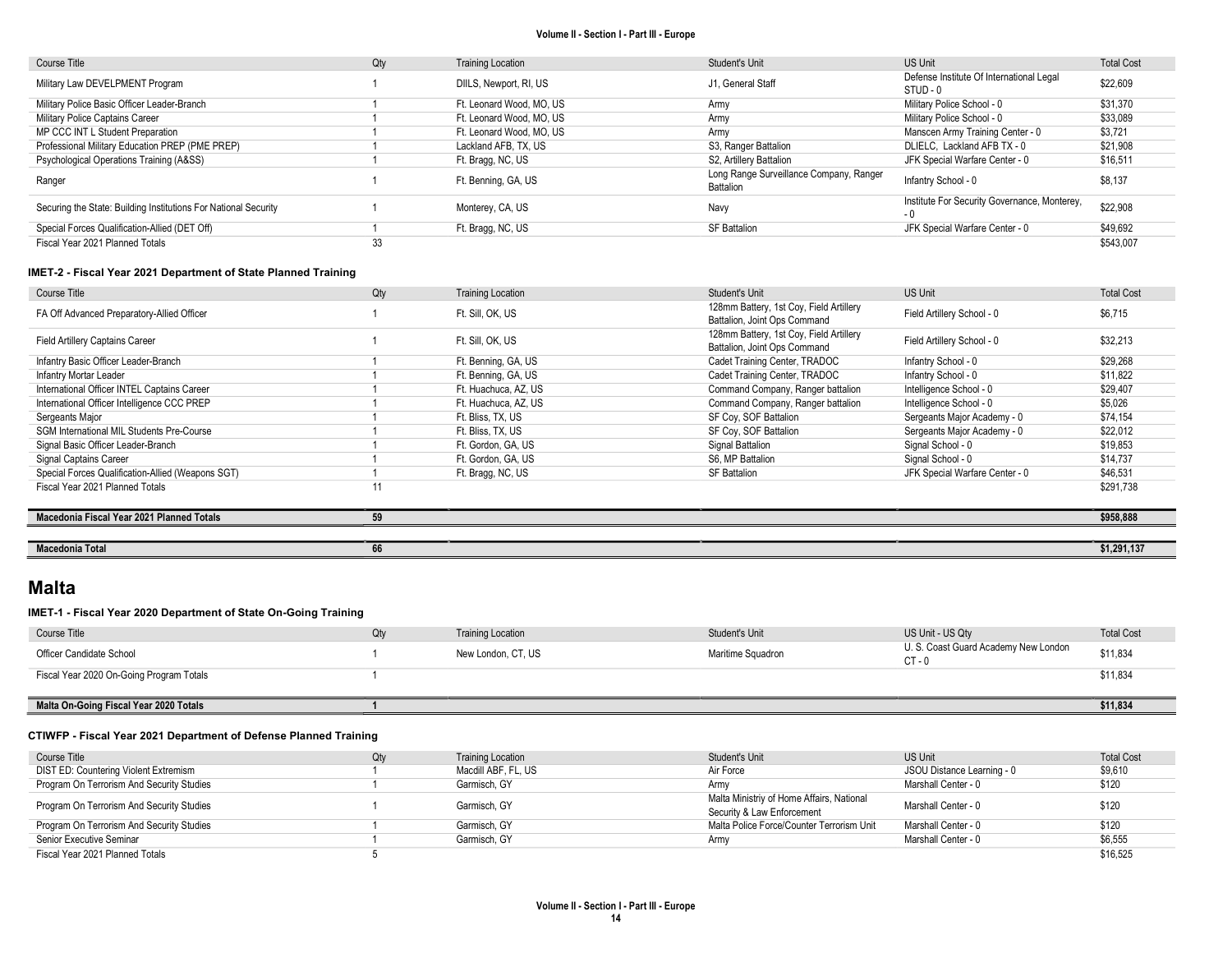| Course Title | Qty | Training Location | Student's Unit | US Unit | Total Cost |
|---|---|---|---|---|---|
| Military Law DEVELPMENT Program | 1 | DIILS, Newport, RI, US | J1, General Staff | Defense Institute Of International Legal STUD - 0 | $22,609 |
| Military Police Basic Officer Leader-Branch | 1 | Ft. Leonard Wood, MO, US | Army | Military Police School - 0 | $31,370 |
| Military Police Captains Career | 1 | Ft. Leonard Wood, MO, US | Army | Military Police School - 0 | $33,089 |
| MP CCC INT L Student Preparation | 1 | Ft. Leonard Wood, MO, US | Army | Manscen Army Training Center - 0 | $3,721 |
| Professional Military Education PREP (PME PREP) | 1 | Lackland AFB, TX, US | S3, Ranger Battalion | DLIELC, Lackland AFB TX - 0 | $21,908 |
| Psychological Operations Training (A&SS) | 1 | Ft. Bragg, NC, US | S2, Artillery Battalion | JFK Special Warfare Center - 0 | $16,511 |
| Ranger | 1 | Ft. Benning, GA, US | Long Range Surveillance Company, Ranger Battalion | Infantry School - 0 | $8,137 |
| Securing the State: Building Institutions For National Security | 1 | Monterey, CA, US | Navy | Institute For Security Governance, Monterey, - 0 | $22,908 |
| Special Forces Qualification-Allied (DET Off) | 1 | Ft. Bragg, NC, US | SF Battalion | JFK Special Warfare Center - 0 | $49,692 |
| Fiscal Year 2021 Planned Totals | 33 | | | | $543,007 |

#### IMET-2 - Fiscal Year 2021 Department of State Planned Training

| Course Title | Qty | Training Location | Student's Unit | US Unit | Total Cost |
|---|---|---|---|---|---|
| FA Off Advanced Preparatory-Allied Officer | 1 | Ft. Sill, OK, US | 128mm Battery, 1st Coy, Field Artillery Battalion, Joint Ops Command | Field Artillery School - 0 | $6,715 |
| Field Artillery Captains Career | 1 | Ft. Sill, OK, US | 128mm Battery, 1st Coy, Field Artillery Battalion, Joint Ops Command | Field Artillery School - 0 | $32,213 |
| Infantry Basic Officer Leader-Branch | 1 | Ft. Benning, GA, US | Cadet Training Center, TRADOC | Infantry School - 0 | $29,268 |
| Infantry Mortar Leader | 1 | Ft. Benning, GA, US | Cadet Training Center, TRADOC | Infantry School - 0 | $11,822 |
| International Officer INTEL Captains Career | 1 | Ft. Huachuca, AZ, US | Command Company, Ranger battalion | Intelligence School - 0 | $29,407 |
| International Officer Intelligence CCC PREP | 1 | Ft. Huachuca, AZ, US | Command Company, Ranger battalion | Intelligence School - 0 | $5,026 |
| Sergeants Major | 1 | Ft. Bliss, TX, US | SF Coy, SOF Battalion | Sergeants Major Academy - 0 | $74,154 |
| SGM International MIL Students Pre-Course | 1 | Ft. Bliss, TX, US | SF Coy, SOF Battalion | Sergeants Major Academy - 0 | $22,012 |
| Signal Basic Officer Leader-Branch | 1 | Ft. Gordon, GA, US | Signal Battalion | Signal School - 0 | $19,853 |
| Signal Captains Career | 1 | Ft. Gordon, GA, US | S6, MP Battalion | Signal School - 0 | $14,737 |
| Special Forces Qualification-Allied (Weapons SGT) | 1 | Ft. Bragg, NC, US | SF Battalion | JFK Special Warfare Center - 0 | $46,531 |
| Fiscal Year 2021 Planned Totals | 11 | | | | $291,738 |

| **Macedonia Fiscal Year 2021 Planned Totals** | **59** | | | | **$958,888** |
|---|---|---|---|---|---|

| **Macedonia Total** | **66** | | | | **$1,291,137** |
|---|---|---|---|---|---|

## Malta

#### IMET-1 - Fiscal Year 2020 Department of State On-Going Training

| Course Title | Qty | Training Location | Student's Unit | US Unit - US Qty | Total Cost |
|---|---|---|---|---|---|
| Officer Candidate School | 1 | New London, CT, US | Maritime Squadron | U. S. Coast Guard Academy New London CT - 0 | $11,834 |
| Fiscal Year 2020 On-Going Program Totals | 1 | | | | $11,834 |

| **Malta On-Going Fiscal Year 2020 Totals** | **1** | | | | **$11,834** |
|---|---|---|---|---|---|

#### CTIWFP - Fiscal Year 2021 Department of Defense Planned Training

| Course Title | Qty | Training Location | Student's Unit | US Unit | Total Cost |
|---|---|---|---|---|---|
| DIST ED: Countering Violent Extremism | 1 | Macdill ABF, FL, US | Air Force | JSOU Distance Learning - 0 | $9,610 |
| Program On Terrorism And Security Studies | 1 | Garmisch, GY | Army | Marshall Center - 0 | $120 |
| Program On Terrorism And Security Studies | 1 | Garmisch, GY | Malta Ministriy of Home Affairs, National Security & Law Enforcement | Marshall Center - 0 | $120 |
| Program On Terrorism And Security Studies | 1 | Garmisch, GY | Malta Police Force/Counter Terrorism Unit | Marshall Center - 0 | $120 |
| Senior Executive Seminar | 1 | Garmisch, GY | Army | Marshall Center - 0 | $6,555 |
| Fiscal Year 2021 Planned Totals | 5 | | | | $16,525 |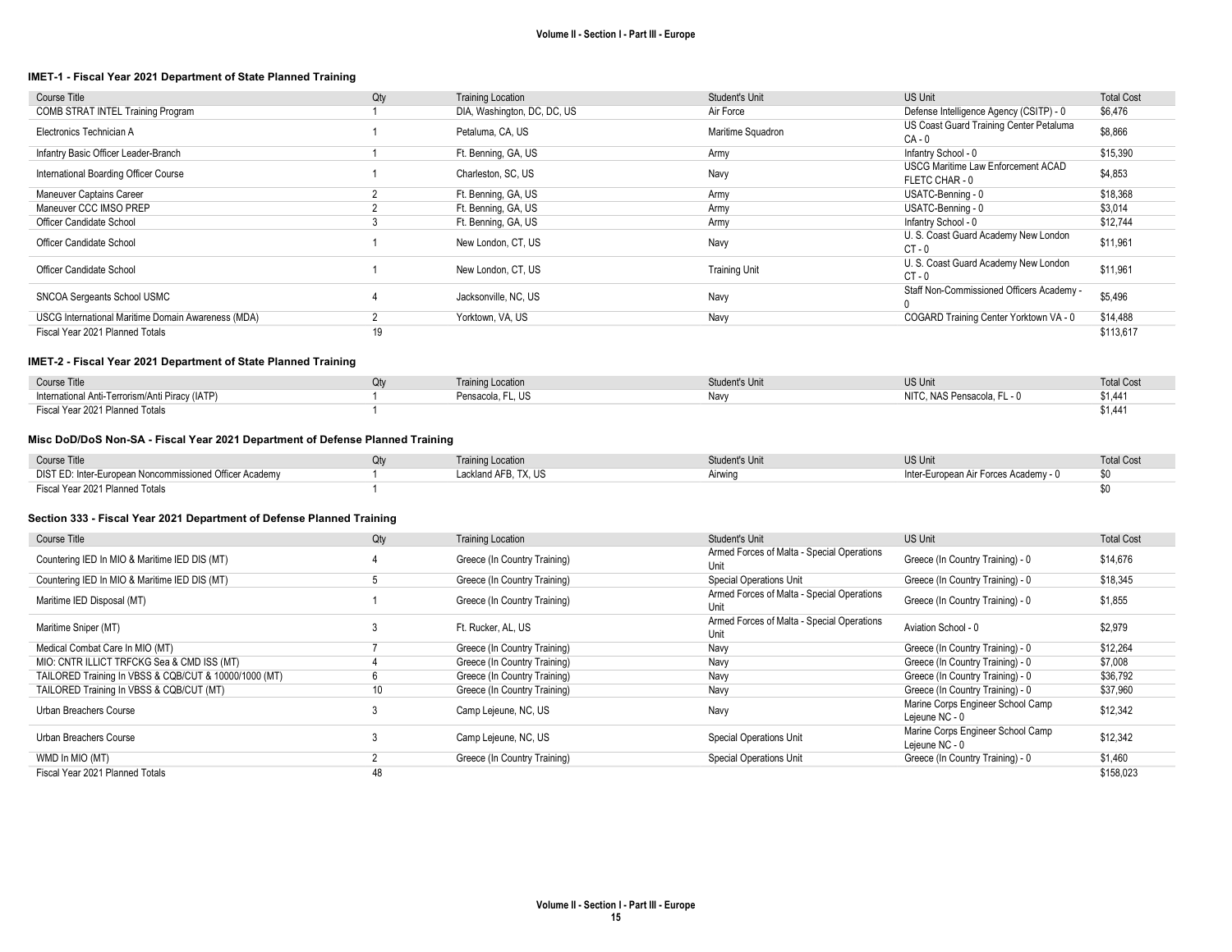#### IMET-1 - Fiscal Year 2021 Department of State Planned Training

| Course Title | Qty | Training Location | Student's Unit | US Unit | Total Cost |
|---|---|---|---|---|---|
| COMB STRAT INTEL Training Program | 1 | DIA, Washington, DC, DC, US | Air Force | Defense Intelligence Agency (CSITP) - 0 | $6,476 |
| Electronics Technician A | 1 | Petaluma, CA, US | Maritime Squadron | US Coast Guard Training Center Petaluma CA - 0 | $8,866 |
| Infantry Basic Officer Leader-Branch | 1 | Ft. Benning, GA, US | Army | Infantry School - 0 | $15,390 |
| International Boarding Officer Course | 1 | Charleston, SC, US | Navy | USCG Maritime Law Enforcement ACAD FLETC CHAR - 0 | $4,853 |
| Maneuver Captains Career | 2 | Ft. Benning, GA, US | Army | USATC-Benning - 0 | $18,368 |
| Maneuver CCC IMSO PREP | 2 | Ft. Benning, GA, US | Army | USATC-Benning - 0 | $3,014 |
| Officer Candidate School | 3 | Ft. Benning, GA, US | Army | Infantry School - 0 | $12,744 |
| Officer Candidate School | 1 | New London, CT, US | Navy | U. S. Coast Guard Academy New London CT - 0 | $11,961 |
| Officer Candidate School | 1 | New London, CT, US | Training Unit | U. S. Coast Guard Academy New London CT - 0 | $11,961 |
| SNCOA Sergeants School USMC | 4 | Jacksonville, NC, US | Navy | Staff Non-Commissioned Officers Academy - 0 | $5,496 |
| USCG International Maritime Domain Awareness (MDA) | 2 | Yorktown, VA, US | Navy | COGARD Training Center Yorktown VA - 0 | $14,488 |
| Fiscal Year 2021 Planned Totals | 19 | | | | $113,617 |

#### IMET-2 - Fiscal Year 2021 Department of State Planned Training

| Course Title | Qty | Training Location | Student's Unit | US Unit | Total Cost |
|---|---|---|---|---|---|
| International Anti-Terrorism/Anti Piracy (IATP) | 1 | Pensacola, FL, US | Navy | NITC, NAS Pensacola, FL - 0 | $1,441 |
| Fiscal Year 2021 Planned Totals | 1 | | | | $1,441 |

#### Misc DoD/DoS Non-SA - Fiscal Year 2021 Department of Defense Planned Training

| Course Title | Qty | Training Location | Student's Unit | US Unit | Total Cost |
|---|---|---|---|---|---|
| DIST ED: Inter-European Noncommissioned Officer Academy | 1 | Lackland AFB, TX, US | Airwing | Inter-European Air Forces Academy - 0 | $0 |
| Fiscal Year 2021 Planned Totals | 1 | | | | $0 |

#### Section 333 - Fiscal Year 2021 Department of Defense Planned Training

| Course Title | Qty | Training Location | Student's Unit | US Unit | Total Cost |
|---|---|---|---|---|---|
| Countering IED In MIO & Maritime IED DIS (MT) | 4 | Greece (In Country Training) | Armed Forces of Malta - Special Operations Unit | Greece (In Country Training) - 0 | $14,676 |
| Countering IED In MIO & Maritime IED DIS (MT) | 5 | Greece (In Country Training) | Special Operations Unit | Greece (In Country Training) - 0 | $18,345 |
| Maritime IED Disposal (MT) | 1 | Greece (In Country Training) | Armed Forces of Malta - Special Operations Unit | Greece (In Country Training) - 0 | $1,855 |
| Maritime Sniper (MT) | 3 | Ft. Rucker, AL, US | Armed Forces of Malta - Special Operations Unit | Aviation School - 0 | $2,979 |
| Medical Combat Care In MIO (MT) | 7 | Greece (In Country Training) | Navy | Greece (In Country Training) - 0 | $12,264 |
| MIO: CNTR ILLICT TRFCKG Sea & CMD ISS (MT) | 4 | Greece (In Country Training) | Navy | Greece (In Country Training) - 0 | $7,008 |
| TAILORED Training In VBSS & CQB/CUT & 10000/1000 (MT) | 6 | Greece (In Country Training) | Navy | Greece (In Country Training) - 0 | $36,792 |
| TAILORED Training In VBSS & CQB/CUT (MT) | 10 | Greece (In Country Training) | Navy | Greece (In Country Training) - 0 | $37,960 |
| Urban Breachers Course | 3 | Camp Lejeune, NC, US | Navy | Marine Corps Engineer School Camp Lejeune NC - 0 | $12,342 |
| Urban Breachers Course | 3 | Camp Lejeune, NC, US | Special Operations Unit | Marine Corps Engineer School Camp Lejeune NC - 0 | $12,342 |
| WMD In MIO (MT) | 2 | Greece (In Country Training) | Special Operations Unit | Greece (In Country Training) - 0 | $1,460 |
| Fiscal Year 2021 Planned Totals | 48 | | | | $158,023 |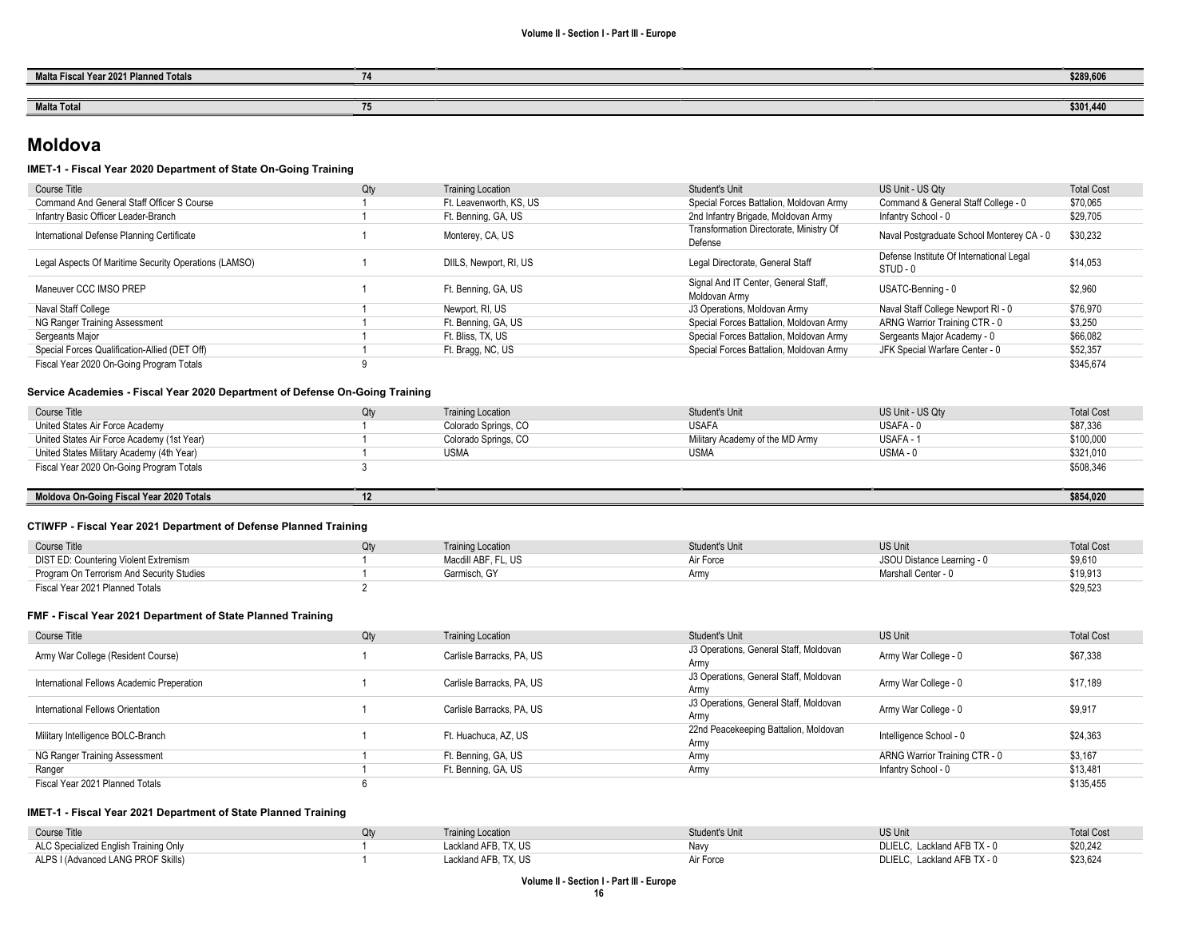| Malta Fiscal Year 2021 Planned Totals | 74 | | | | $289,606 |
|---|---|---|---|---|---|
| **Malta Total** | **75** | | | | **$301,440** |

## Moldova

### IMET-1 - Fiscal Year 2020 Department of State On-Going Training

| Course Title | Qty | Training Location | Student's Unit | US Unit - US Qty | Total Cost |
|---|---|---|---|---|---|
| Command And General Staff Officer S Course | 1 | Ft. Leavenworth, KS, US | Special Forces Battalion, Moldovan Army | Command & General Staff College - 0 | $70,065 |
| Infantry Basic Officer Leader-Branch | 1 | Ft. Benning, GA, US | 2nd Infantry Brigade, Moldovan Army | Infantry School - 0 | $29,705 |
| International Defense Planning Certificate | 1 | Monterey, CA, US | Transformation Directorate, Ministry Of Defense | Naval Postgraduate School Monterey CA - 0 | $30,232 |
| Legal Aspects Of Maritime Security Operations (LAMSO) | 1 | DIILS, Newport, RI, US | Legal Directorate, General Staff | Defense Institute Of International Legal STUD - 0 | $14,053 |
| Maneuver CCC IMSO PREP | 1 | Ft. Benning, GA, US | Signal And IT Center, General Staff, Moldovan Army | USATC-Benning - 0 | $2,960 |
| Naval Staff College | 1 | Newport, RI, US | J3 Operations, Moldovan Army | Naval Staff College Newport RI - 0 | $76,970 |
| NG Ranger Training Assessment | 1 | Ft. Benning, GA, US | Special Forces Battalion, Moldovan Army | ARNG Warrior Training CTR - 0 | $3,250 |
| Sergeants Major | 1 | Ft. Bliss, TX, US | Special Forces Battalion, Moldovan Army | Sergeants Major Academy - 0 | $66,082 |
| Special Forces Qualification-Allied (DET Off) | 1 | Ft. Bragg, NC, US | Special Forces Battalion, Moldovan Army | JFK Special Warfare Center - 0 | $52,357 |
| Fiscal Year 2020 On-Going Program Totals | 9 | | | | $345,674 |

### Service Academies - Fiscal Year 2020 Department of Defense On-Going Training

| Course Title | Qty | Training Location | Student's Unit | US Unit - US Qty | Total Cost |
|---|---|---|---|---|---|
| United States Air Force Academy | 1 | Colorado Springs, CO | USAFA | USAFA - 0 | $87,336 |
| United States Air Force Academy (1st Year) | 1 | Colorado Springs, CO | Military Academy of the MD Army | USAFA - 1 | $100,000 |
| United States Military Academy (4th Year) | 1 | USMA | USMA | USMA - 0 | $321,010 |
| Fiscal Year 2020 On-Going Program Totals | 3 | | | | $508,346 |

| Moldova On-Going Fiscal Year 2020 Totals | 12 | | | | $854,020 |
|---|---|---|---|---|---|

### CTIWFP - Fiscal Year 2021 Department of Defense Planned Training

| Course Title | Qty | Training Location | Student's Unit | US Unit | Total Cost |
|---|---|---|---|---|---|
| DIST ED: Countering Violent Extremism | 1 | Macdill ABF, FL, US | Air Force | JSOU Distance Learning - 0 | $9,610 |
| Program On Terrorism And Security Studies | 1 | Garmisch, GY | Army | Marshall Center - 0 | $19,913 |
| Fiscal Year 2021 Planned Totals | 2 | | | | $29,523 |

### FMF - Fiscal Year 2021 Department of State Planned Training

| Course Title | Qty | Training Location | Student's Unit | US Unit | Total Cost |
|---|---|---|---|---|---|
| Army War College (Resident Course) | 1 | Carlisle Barracks, PA, US | J3 Operations, General Staff, Moldovan Army | Army War College - 0 | $67,338 |
| International Fellows Academic Preperation | 1 | Carlisle Barracks, PA, US | J3 Operations, General Staff, Moldovan Army | Army War College - 0 | $17,189 |
| International Fellows Orientation | 1 | Carlisle Barracks, PA, US | J3 Operations, General Staff, Moldovan Army | Army War College - 0 | $9,917 |
| Military Intelligence BOLC-Branch | 1 | Ft. Huachuca, AZ, US | 22nd Peacekeeping Battalion, Moldovan Army | Intelligence School - 0 | $24,363 |
| NG Ranger Training Assessment | 1 | Ft. Benning, GA, US | Army | ARNG Warrior Training CTR - 0 | $3,167 |
| Ranger | 1 | Ft. Benning, GA, US | Army | Infantry School - 0 | $13,481 |
| Fiscal Year 2021 Planned Totals | 6 | | | | $135,455 |

### IMET-1 - Fiscal Year 2021 Department of State Planned Training

| Course Title | Qty | Training Location | Student's Unit | US Unit | Total Cost |
|---|---|---|---|---|---|
| ALC Specialized English Training Only | 1 | Lackland AFB, TX, US | Navy | DLIELC, Lackland AFB TX - 0 | $20,242 |
| ALPS I (Advanced LANG PROF Skills) | 1 | Lackland AFB, TX, US | Air Force | DLIELC, Lackland AFB TX - 0 | $23,624 |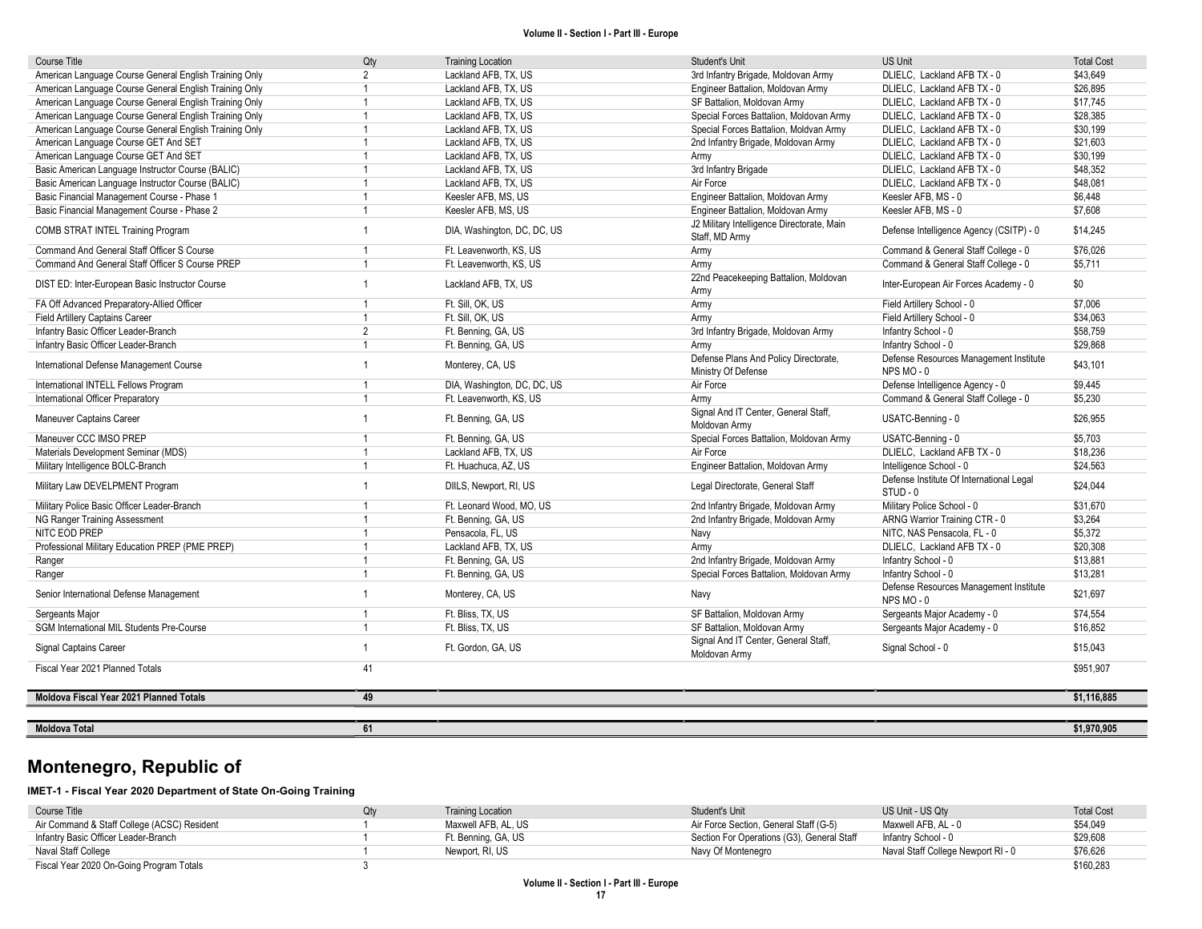| Course Title | Qty | Training Location | Student's Unit | US Unit | Total Cost |
|---|---|---|---|---|---|
| American Language Course General English Training Only | 2 | Lackland AFB, TX, US | 3rd Infantry Brigade, Moldovan Army | DLIELC, Lackland AFB TX - 0 | $43,649 |
| American Language Course General English Training Only | 1 | Lackland AFB, TX, US | Engineer Battalion, Moldovan Army | DLIELC, Lackland AFB TX - 0 | $26,895 |
| American Language Course General English Training Only | 1 | Lackland AFB, TX, US | SF Battalion, Moldovan Army | DLIELC, Lackland AFB TX - 0 | $17,745 |
| American Language Course General English Training Only | 1 | Lackland AFB, TX, US | Special Forces Battalion, Moldovan Army | DLIELC, Lackland AFB TX - 0 | $28,385 |
| American Language Course General English Training Only | 1 | Lackland AFB, TX, US | Special Forces Battalion, Moldvan Army | DLIELC, Lackland AFB TX - 0 | $30,199 |
| American Language Course GET And SET | 1 | Lackland AFB, TX, US | 2nd Infantry Brigade, Moldovan Army | DLIELC, Lackland AFB TX - 0 | $21,603 |
| American Language Course GET And SET | 1 | Lackland AFB, TX, US | Army | DLIELC, Lackland AFB TX - 0 | $30,199 |
| Basic American Language Instructor Course (BALIC) | 1 | Lackland AFB, TX, US | 3rd Infantry Brigade | DLIELC, Lackland AFB TX - 0 | $48,352 |
| Basic American Language Instructor Course (BALIC) | 1 | Lackland AFB, TX, US | Air Force | DLIELC, Lackland AFB TX - 0 | $48,081 |
| Basic Financial Management Course - Phase 1 | 1 | Keesler AFB, MS, US | Engineer Battalion, Moldovan Army | Keesler AFB, MS - 0 | $6,448 |
| Basic Financial Management Course - Phase 2 | 1 | Keesler AFB, MS, US | Engineer Battalion, Moldovan Army | Keesler AFB, MS - 0 | $7,608 |
| COMB STRAT INTEL Training Program | 1 | DIA, Washington, DC, DC, US | J2 Military Intelligence Directorate, Main Staff, MD Army | Defense Intelligence Agency (CSITP) - 0 | $14,245 |
| Command And General Staff Officer S Course | 1 | Ft. Leavenworth, KS, US | Army | Command & General Staff College - 0 | $76,026 |
| Command And General Staff Officer S Course PREP | 1 | Ft. Leavenworth, KS, US | Army | Command & General Staff College - 0 | $5,711 |
| DIST ED: Inter-European Basic Instructor Course | 1 | Lackland AFB, TX, US | 22nd Peacekeeping Battalion, Moldovan Army | Inter-European Air Forces Academy - 0 | $0 |
| FA Off Advanced Preparatory-Allied Officer | 1 | Ft. Sill, OK, US | Army | Field Artillery School - 0 | $7,006 |
| Field Artillery Captains Career | 1 | Ft. Sill, OK, US | Army | Field Artillery School - 0 | $34,063 |
| Infantry Basic Officer Leader-Branch | 2 | Ft. Benning, GA, US | 3rd Infantry Brigade, Moldovan Army | Infantry School - 0 | $58,759 |
| Infantry Basic Officer Leader-Branch | 1 | Ft. Benning, GA, US | Army | Infantry School - 0 | $29,868 |
| International Defense Management Course | 1 | Monterey, CA, US | Defense Plans And Policy Directorate, Ministry Of Defense | Defense Resources Management Institute NPS MO - 0 | $43,101 |
| International INTELL Fellows Program | 1 | DIA, Washington, DC, DC, US | Air Force | Defense Intelligence Agency - 0 | $9,445 |
| International Officer Preparatory | 1 | Ft. Leavenworth, KS, US | Army | Command & General Staff College - 0 | $5,230 |
| Maneuver Captains Career | 1 | Ft. Benning, GA, US | Signal And IT Center, General Staff, Moldovan Army | USATC-Benning - 0 | $26,955 |
| Maneuver CCC IMSO PREP | 1 | Ft. Benning, GA, US | Special Forces Battalion, Moldovan Army | USATC-Benning - 0 | $5,703 |
| Materials Development Seminar (MDS) | 1 | Lackland AFB, TX, US | Air Force | DLIELC, Lackland AFB TX - 0 | $18,236 |
| Military Intelligence BOLC-Branch | 1 | Ft. Huachuca, AZ, US | Engineer Battalion, Moldovan Army | Intelligence School - 0 | $24,563 |
| Military Law DEVELPMENT Program | 1 | DIILS, Newport, RI, US | Legal Directorate, General Staff | Defense Institute Of International Legal STUD - 0 | $24,044 |
| Military Police Basic Officer Leader-Branch | 1 | Ft. Leonard Wood, MO, US | 2nd Infantry Brigade, Moldovan Army | Military Police School - 0 | $31,670 |
| NG Ranger Training Assessment | 1 | Ft. Benning, GA, US | 2nd Infantry Brigade, Moldovan Army | ARNG Warrior Training CTR - 0 | $3,264 |
| NITC EOD PREP | 1 | Pensacola, FL, US | Navy | NITC, NAS Pensacola, FL - 0 | $5,372 |
| Professional Military Education PREP (PME PREP) | 1 | Lackland AFB, TX, US | Army | DLIELC, Lackland AFB TX - 0 | $20,308 |
| Ranger | 1 | Ft. Benning, GA, US | 2nd Infantry Brigade, Moldovan Army | Infantry School - 0 | $13,881 |
| Ranger | 1 | Ft. Benning, GA, US | Special Forces Battalion, Moldovan Army | Infantry School - 0 | $13,281 |
| Senior International Defense Management | 1 | Monterey, CA, US | Navy | Defense Resources Management Institute NPS MO - 0 | $21,697 |
| Sergeants Major | 1 | Ft. Bliss, TX, US | SF Battalion, Moldovan Army | Sergeants Major Academy - 0 | $74,554 |
| SGM International MIL Students Pre-Course | 1 | Ft. Bliss, TX, US | SF Battalion, Moldovan Army | Sergeants Major Academy - 0 | $16,852 |
| Signal Captains Career | 1 | Ft. Gordon, GA, US | Signal And IT Center, General Staff, Moldovan Army | Signal School - 0 | $15,043 |
| Fiscal Year 2021 Planned Totals | 41 | | | | $951,907 |
| **Moldova Fiscal Year 2021 Planned Totals** | **49** | | | | **$1,116,885** |
| **Moldova Total** | **61** | | | | **$1,970,905** |

# Montenegro, Republic of

### IMET-1 - Fiscal Year 2020 Department of State On-Going Training

| Course Title | Qty | Training Location | Student's Unit | US Unit - US Qty | Total Cost |
|---|---|---|---|---|---|
| Air Command & Staff College (ACSC) Resident | 1 | Maxwell AFB, AL, US | Air Force Section, General Staff (G-5) | Maxwell AFB, AL - 0 | $54,049 |
| Infantry Basic Officer Leader-Branch | 1 | Ft. Benning, GA, US | Section For Operations (G3), General Staff | Infantry School - 0 | $29,608 |
| Naval Staff College | 1 | Newport, RI, US | Navy Of Montenegro | Naval Staff College Newport RI - 0 | $76,626 |
| Fiscal Year 2020 On-Going Program Totals | 3 | | | | $160,283 |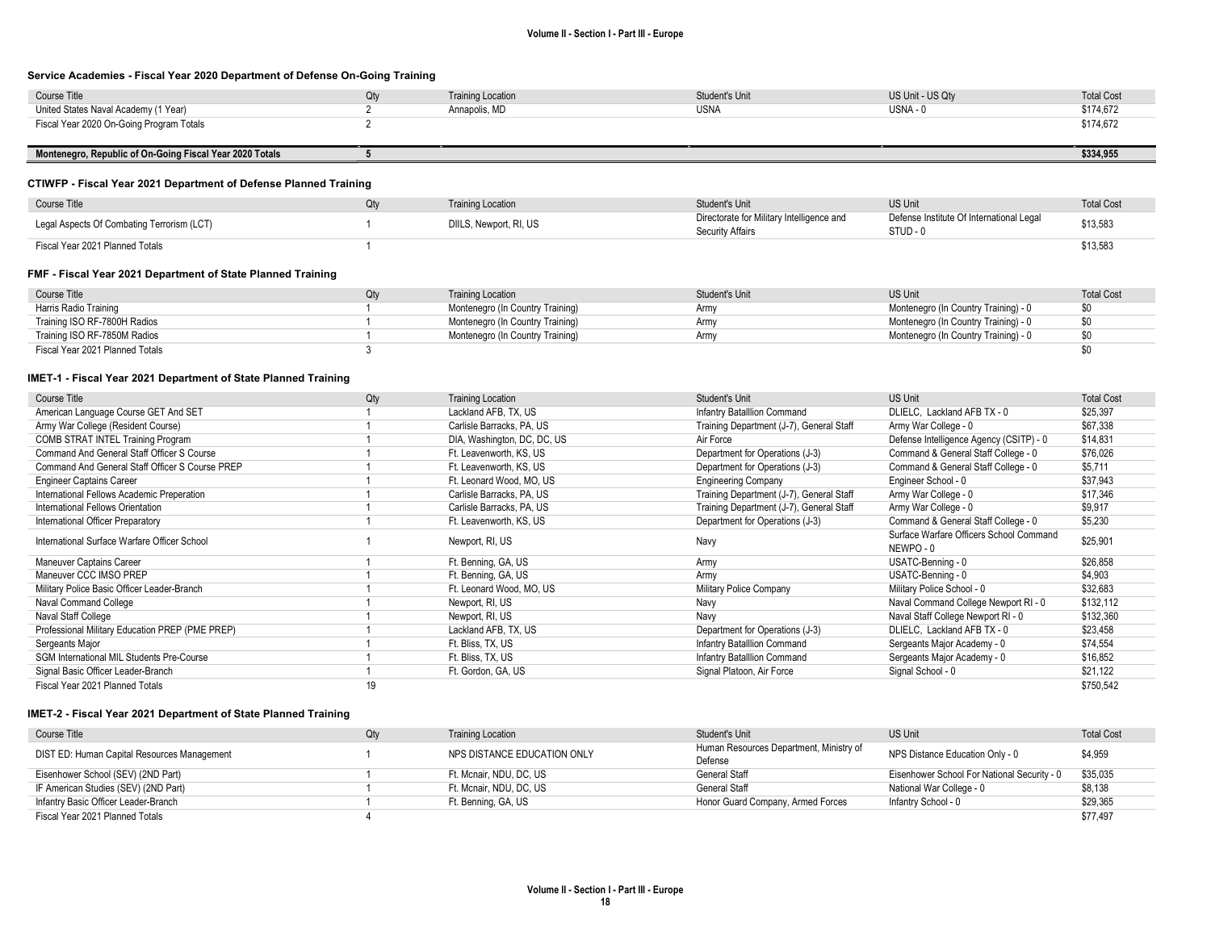### Service Academies - Fiscal Year 2020 Department of Defense On-Going Training

| Course Title | Qty | Training Location | Student's Unit | US Unit - US Qty | Total Cost |
|---|---|---|---|---|---|
| United States Naval Academy (1 Year) | 2 | Annapolis, MD | USNA | USNA - 0 | $174,672 |
| Fiscal Year 2020 On-Going Program Totals | 2 | | | | $174,672 |

| | | | | | |
|---|---|---|---|---|---|
| **Montenegro, Republic of On-Going Fiscal Year 2020 Totals** | **5** | | | | **$334,955** |

### CTIWFP - Fiscal Year 2021 Department of Defense Planned Training

| Course Title | Qty | Training Location | Student's Unit | US Unit | Total Cost |
|---|---|---|---|---|---|
| Legal Aspects Of Combating Terrorism (LCT) | 1 | DIILS, Newport, RI, US | Directorate for Military Intelligence and Security Affairs | Defense Institute Of International Legal STUD - 0 | $13,583 |
| Fiscal Year 2021 Planned Totals | 1 | | | | $13,583 |

### FMF - Fiscal Year 2021 Department of State Planned Training

| Course Title | Qty | Training Location | Student's Unit | US Unit | Total Cost |
|---|---|---|---|---|---|
| Harris Radio Training | 1 | Montenegro (In Country Training) | Army | Montenegro (In Country Training) - 0 | $0 |
| Training ISO RF-7800H Radios | 1 | Montenegro (In Country Training) | Army | Montenegro (In Country Training) - 0 | $0 |
| Training ISO RF-7850M Radios | 1 | Montenegro (In Country Training) | Army | Montenegro (In Country Training) - 0 | $0 |
| Fiscal Year 2021 Planned Totals | 3 | | | | $0 |

### IMET-1 - Fiscal Year 2021 Department of State Planned Training

| Course Title | Qty | Training Location | Student's Unit | US Unit | Total Cost |
|---|---|---|---|---|---|
| American Language Course GET And SET | 1 | Lackland AFB, TX, US | Infantry Batalllion Command | DLIELC, Lackland AFB TX - 0 | $25,397 |
| Army War College (Resident Course) | 1 | Carlisle Barracks, PA, US | Training Department (J-7), General Staff | Army War College - 0 | $67,338 |
| COMB STRAT INTEL Training Program | 1 | DIA, Washington, DC, US | Air Force | Defense Intelligence Agency (CSITP) - 0 | $14,831 |
| Command And General Staff Officer S Course | 1 | Ft. Leavenworth, KS, US | Department for Operations (J-3) | Command & General Staff College - 0 | $76,026 |
| Command And General Staff Officer S Course PREP | 1 | Ft. Leavenworth, KS, US | Department for Operations (J-3) | Command & General Staff College - 0 | $5,711 |
| Engineer Captains Career | 1 | Ft. Leonard Wood, MO, US | Engineering Company | Engineer School - 0 | $37,943 |
| International Fellows Academic Preperation | 1 | Carlisle Barracks, PA, US | Training Department (J-7), General Staff | Army War College - 0 | $17,346 |
| International Fellows Orientation | 1 | Carlisle Barracks, PA, US | Training Department (J-7), General Staff | Army War College - 0 | $9,917 |
| International Officer Preparatory | 1 | Ft. Leavenworth, KS, US | Department for Operations (J-3) | Command & General Staff College - 0 | $5,230 |
| International Surface Warfare Officer School | 1 | Newport, RI, US | Navy | Surface Warfare Officers School Command NEWPO - 0 | $25,901 |
| Maneuver Captains Career | 1 | Ft. Benning, GA, US | Army | USATC-Benning - 0 | $26,858 |
| Maneuver CCC IMSO PREP | 1 | Ft. Benning, GA, US | Army | USATC-Benning - 0 | $4,903 |
| Military Police Basic Officer Leader-Branch | 1 | Ft. Leonard Wood, MO, US | Military Police Company | Military Police School - 0 | $32,683 |
| Naval Command College | 1 | Newport, RI, US | Navy | Naval Command College Newport RI - 0 | $132,112 |
| Naval Staff College | 1 | Newport, RI, US | Navy | Naval Staff College Newport RI - 0 | $132,360 |
| Professional Military Education PREP (PME PREP) | 1 | Lackland AFB, TX, US | Department for Operations (J-3) | DLIELC, Lackland AFB TX - 0 | $23,458 |
| Sergeants Major | 1 | Ft. Bliss, TX, US | Infantry Batalllion Command | Sergeants Major Academy - 0 | $74,554 |
| SGM International MIL Students Pre-Course | 1 | Ft. Bliss, TX, US | Infantry Batalllion Command | Sergeants Major Academy - 0 | $16,852 |
| Signal Basic Officer Leader-Branch | 1 | Ft. Gordon, GA, US | Signal Platoon, Air Force | Signal School - 0 | $21,122 |
| Fiscal Year 2021 Planned Totals | 19 | | | | $750,542 |

### IMET-2 - Fiscal Year 2021 Department of State Planned Training

| Course Title | Qty | Training Location | Student's Unit | US Unit | Total Cost |
|---|---|---|---|---|---|
| DIST ED: Human Capital Resources Management | 1 | NPS DISTANCE EDUCATION ONLY | Human Resources Department, Ministry of Defense | NPS Distance Education Only - 0 | $4,959 |
| Eisenhower School (SEV) (2ND Part) | 1 | Ft. Mcnair, NDU, DC, US | General Staff | Eisenhower School For National Security - 0 | $35,035 |
| IF American Studies (SEV) (2ND Part) | 1 | Ft. Mcnair, NDU, DC, US | General Staff | National War College - 0 | $8,138 |
| Infantry Basic Officer Leader-Branch | 1 | Ft. Benning, GA, US | Honor Guard Company, Armed Forces | Infantry School - 0 | $29,365 |
| Fiscal Year 2021 Planned Totals | 4 | | | | $77,497 |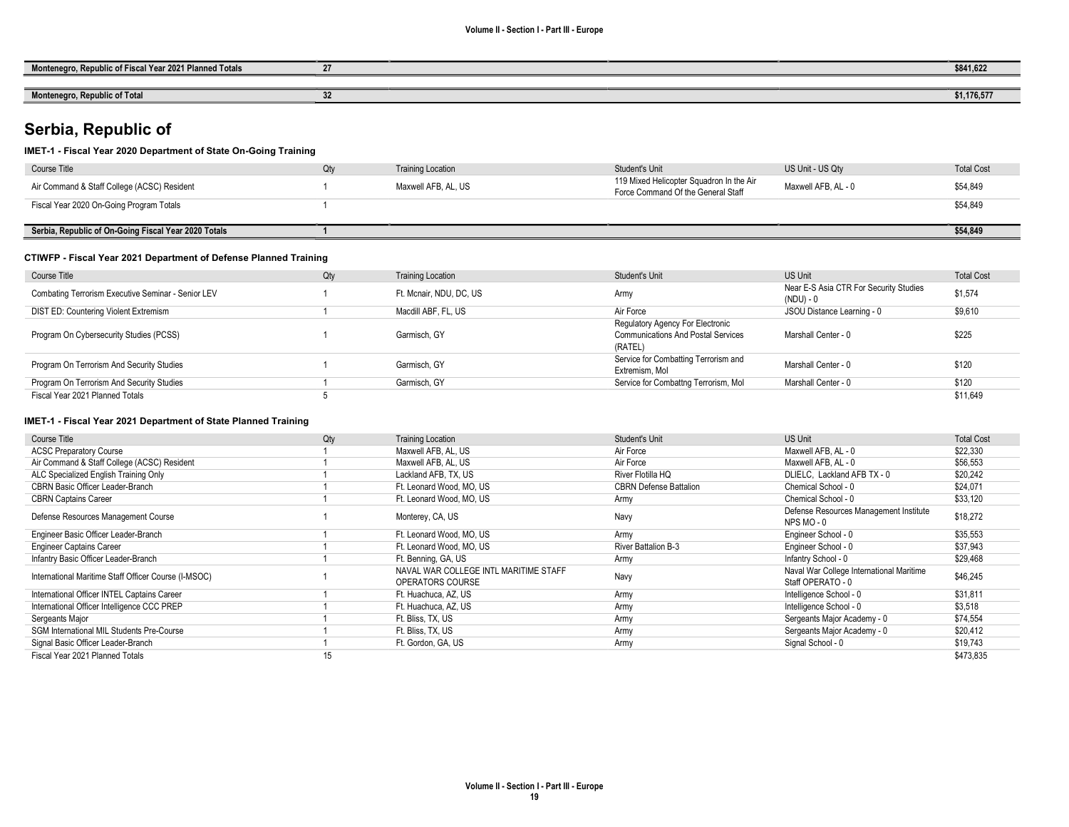| Montenegro, Republic of Fiscal Year 2021 Planned Totals | 27 | | | | $841,622 |
|---|---|---|---|---|---|
| **Montenegro, Republic of Total** | **32** | | | | **$1,176,577** |

# Serbia, Republic of

### IMET-1 - Fiscal Year 2020 Department of State On-Going Training

| Course Title | Qty | Training Location | Student's Unit | US Unit - US Qty | Total Cost |
|---|---|---|---|---|---|
| Air Command & Staff College (ACSC) Resident | 1 | Maxwell AFB, AL, US | 119 Mixed Helicopter Squadron In the Air Force Command Of the General Staff | Maxwell AFB, AL - 0 | $54,849 |
| Fiscal Year 2020 On-Going Program Totals | 1 | | | | $54,849 |
| **Serbia, Republic of On-Going Fiscal Year 2020 Totals** | **1** | | | | **$54,849** |

### CTIWFP - Fiscal Year 2021 Department of Defense Planned Training

| Course Title | Qty | Training Location | Student's Unit | US Unit | Total Cost |
|---|---|---|---|---|---|
| Combating Terrorism Executive Seminar - Senior LEV | 1 | Ft. Mcnair, NDU, DC, US | Army | Near E-S Asia CTR For Security Studies (NDU) - 0 | $1,574 |
| DIST ED: Countering Violent Extremism | 1 | Macdill ABF, FL, US | Air Force | JSOU Distance Learning - 0 | $9,610 |
| Program On Cybersecurity Studies (PCSS) | 1 | Garmisch, GY | Regulatory Agency For Electronic Communications And Postal Services (RATEL) | Marshall Center - 0 | $225 |
| Program On Terrorism And Security Studies | 1 | Garmisch, GY | Service for Combatting Terrorism and Extremism, MoI | Marshall Center - 0 | $120 |
| Program On Terrorism And Security Studies | 1 | Garmisch, GY | Service for Combattng Terrorism, MoI | Marshall Center - 0 | $120 |
| Fiscal Year 2021 Planned Totals | 5 | | | | $11,649 |

### IMET-1 - Fiscal Year 2021 Department of State Planned Training

| Course Title | Qty | Training Location | Student's Unit | US Unit | Total Cost |
|---|---|---|---|---|---|
| ACSC Preparatory Course | 1 | Maxwell AFB, AL, US | Air Force | Maxwell AFB, AL - 0 | $22,330 |
| Air Command & Staff College (ACSC) Resident | 1 | Maxwell AFB, AL, US | Air Force | Maxwell AFB, AL - 0 | $56,553 |
| ALC Specialized English Training Only | 1 | Lackland AFB, TX, US | River Flotilla HQ | DLIELC, Lackland AFB TX - 0 | $20,242 |
| CBRN Basic Officer Leader-Branch | 1 | Ft. Leonard Wood, MO, US | CBRN Defense Battalion | Chemical School - 0 | $24,071 |
| CBRN Captains Career | 1 | Ft. Leonard Wood, MO, US | Army | Chemical School - 0 | $33,120 |
| Defense Resources Management Course | 1 | Monterey, CA, US | Navy | Defense Resources Management Institute NPS MO - 0 | $18,272 |
| Engineer Basic Officer Leader-Branch | 1 | Ft. Leonard Wood, MO, US | Army | Engineer School - 0 | $35,553 |
| Engineer Captains Career | 1 | Ft. Leonard Wood, MO, US | River Battalion B-3 | Engineer School - 0 | $37,943 |
| Infantry Basic Officer Leader-Branch | 1 | Ft. Benning, GA, US | Army | Infantry School - 0 | $29,468 |
| International Maritime Staff Officer Course (I-MSOC) | 1 | NAVAL WAR COLLEGE INTL MARITIME STAFF OPERATORS COURSE | Navy | Naval War College International Maritime Staff OPERATO - 0 | $46,245 |
| International Officer INTEL Captains Career | 1 | Ft. Huachuca, AZ, US | Army | Intelligence School - 0 | $31,811 |
| International Officer Intelligence CCC PREP | 1 | Ft. Huachuca, AZ, US | Army | Intelligence School - 0 | $3,518 |
| Sergeants Major | 1 | Ft. Bliss, TX, US | Army | Sergeants Major Academy - 0 | $74,554 |
| SGM International MIL Students Pre-Course | 1 | Ft. Bliss, TX, US | Army | Sergeants Major Academy - 0 | $20,412 |
| Signal Basic Officer Leader-Branch | 1 | Ft. Gordon, GA, US | Army | Signal School - 0 | $19,743 |
| Fiscal Year 2021 Planned Totals | 15 | | | | $473,835 |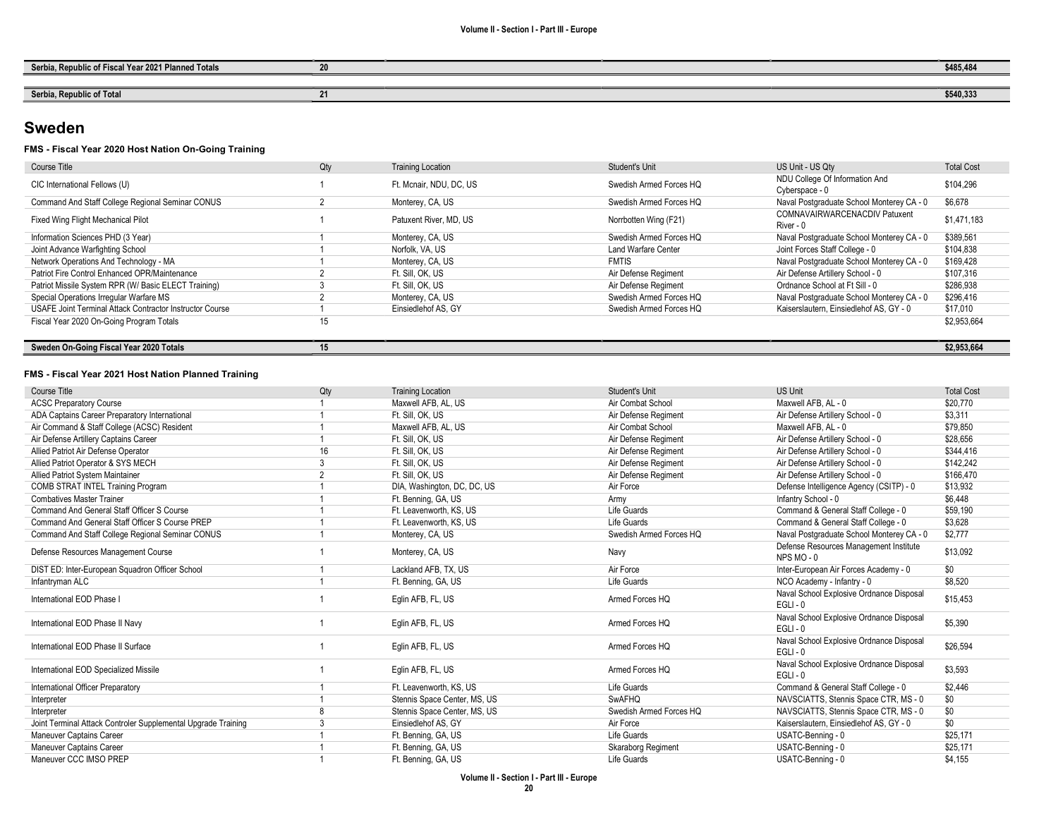| Serbia, Republic of Fiscal Year 2021 Planned Totals | 20 | | | | $485,484 |
|---|---|---|---|---|---|
| | | | | | |
| **Serbia, Republic of Total** | **21** | | | | **$540,333** |

# Sweden

### FMS - Fiscal Year 2020 Host Nation On-Going Training

| Course Title | Qty | Training Location | Student's Unit | US Unit - US Qty | Total Cost |
|---|---|---|---|---|---|
| CIC International Fellows (U) | 1 | Ft. Mcnair, NDU, DC, US | Swedish Armed Forces HQ | NDU College Of Information And Cyberspace - 0 | $104,296 |
| Command And Staff College Regional Seminar CONUS | 2 | Monterey, CA, US | Swedish Armed Forces HQ | Naval Postgraduate School Monterey CA - 0 | $6,678 |
| Fixed Wing Flight Mechanical Pilot | 1 | Patuxent River, MD, US | Norrbotten Wing (F21) | COMNAVAIRWARCENACDIV Patuxent River - 0 | $1,471,183 |
| Information Sciences PHD (3 Year) | 1 | Monterey, CA, US | Swedish Armed Forces HQ | Naval Postgraduate School Monterey CA - 0 | $389,561 |
| Joint Advance Warfighting School | 1 | Norfolk, VA, US | Land Warfare Center | Joint Forces Staff College - 0 | $104,838 |
| Network Operations And Technology - MA | 1 | Monterey, CA, US | FMTIS | Naval Postgraduate School Monterey CA - 0 | $169,428 |
| Patriot Fire Control Enhanced OPR/Maintenance | 2 | Ft. Sill, OK, US | Air Defense Regiment | Air Defense Artillery School - 0 | $107,316 |
| Patriot Missile System RPR (W/ Basic ELECT Training) | 3 | Ft. Sill, OK, US | Air Defense Regiment | Ordnance School at Ft Sill - 0 | $286,938 |
| Special Operations Irregular Warfare MS | 2 | Monterey, CA, US | Swedish Armed Forces HQ | Naval Postgraduate School Monterey CA - 0 | $296,416 |
| USAFE Joint Terminal Attack Contractor Instructor Course | 1 | Einsiedlehof AS, GY | Swedish Armed Forces HQ | Kaiserslautern, Einsiedlehof AS, GY - 0 | $17,010 |
| Fiscal Year 2020 On-Going Program Totals | 15 | | | | $2,953,664 |
| | | | | | |
| **Sweden On-Going Fiscal Year 2020 Totals** | **15** | | | | **$2,953,664** |

### FMS - Fiscal Year 2021 Host Nation Planned Training

| Course Title | Qty | Training Location | Student's Unit | US Unit | Total Cost |
|---|---|---|---|---|---|
| ACSC Preparatory Course | 1 | Maxwell AFB, AL, US | Air Combat School | Maxwell AFB, AL - 0 | $20,770 |
| ADA Captains Career Preparatory International | 1 | Ft. Sill, OK, US | Air Defense Regiment | Air Defense Artillery School - 0 | $3,311 |
| Air Command & Staff College (ACSC) Resident | 1 | Maxwell AFB, AL, US | Air Combat School | Maxwell AFB, AL - 0 | $79,850 |
| Air Defense Artillery Captains Career | 1 | Ft. Sill, OK, US | Air Defense Regiment | Air Defense Artillery School - 0 | $28,656 |
| Allied Patriot Air Defense Operator | 16 | Ft. Sill, OK, US | Air Defense Regiment | Air Defense Artillery School - 0 | $344,416 |
| Allied Patriot Operator & SYS MECH | 3 | Ft. Sill, OK, US | Air Defense Regiment | Air Defense Artillery School - 0 | $142,242 |
| Allied Patriot System Maintainer | 2 | Ft. Sill, OK, US | Air Defense Regiment | Air Defense Artillery School - 0 | $166,470 |
| COMB STRAT INTEL Training Program | 1 | DIA, Washington, DC, DC, US | Air Force | Defense Intelligence Agency (CSITP) - 0 | $13,932 |
| Combatives Master Trainer | 1 | Ft. Benning, GA, US | Army | Infantry School - 0 | $6,448 |
| Command And General Staff Officer S Course | 1 | Ft. Leavenworth, KS, US | Life Guards | Command & General Staff College - 0 | $59,190 |
| Command And General Staff Officer S Course PREP | 1 | Ft. Leavenworth, KS, US | Life Guards | Command & General Staff College - 0 | $3,628 |
| Command And Staff College Regional Seminar CONUS | 1 | Monterey, CA, US | Swedish Armed Forces HQ | Naval Postgraduate School Monterey CA - 0 | $2,777 |
| Defense Resources Management Course | 1 | Monterey, CA, US | Navy | Defense Resources Management Institute NPS MO - 0 | $13,092 |
| DIST ED: Inter-European Squadron Officer School | 1 | Lackland AFB, TX, US | Air Force | Inter-European Air Forces Academy - 0 | $0 |
| Infantryman ALC | 1 | Ft. Benning, GA, US | Life Guards | NCO Academy - Infantry - 0 | $8,520 |
| International EOD Phase I | 1 | Eglin AFB, FL, US | Armed Forces HQ | Naval School Explosive Ordnance Disposal EGLI - 0 | $15,453 |
| International EOD Phase II Navy | 1 | Eglin AFB, FL, US | Armed Forces HQ | Naval School Explosive Ordnance Disposal EGLI - 0 | $5,390 |
| International EOD Phase II Surface | 1 | Eglin AFB, FL, US | Armed Forces HQ | Naval School Explosive Ordnance Disposal EGLI - 0 | $26,594 |
| International EOD Specialized Missile | 1 | Eglin AFB, FL, US | Armed Forces HQ | Naval School Explosive Ordnance Disposal EGLI - 0 | $3,593 |
| International Officer Preparatory | 1 | Ft. Leavenworth, KS, US | Life Guards | Command & General Staff College - 0 | $2,446 |
| Interpreter | 1 | Stennis Space Center, MS, US | SwAFHQ | NAVSCIATTS, Stennis Space CTR, MS - 0 | $0 |
| Interpreter | 8 | Stennis Space Center, MS, US | Swedish Armed Forces HQ | NAVSCIATTS, Stennis Space CTR, MS - 0 | $0 |
| Joint Terminal Attack Controler Supplemental Upgrade Training | 3 | Einsiedlehof AS, GY | Air Force | Kaiserslautern, Einsiedlehof AS, GY - 0 | $0 |
| Maneuver Captains Career | 1 | Ft. Benning, GA, US | Life Guards | USATC-Benning - 0 | $25,171 |
| Maneuver Captains Career | 1 | Ft. Benning, GA, US | Skaraborg Regiment | USATC-Benning - 0 | $25,171 |
| Maneuver CCC IMSO PREP | 1 | Ft. Benning, GA, US | Life Guards | USATC-Benning - 0 | $4,155 |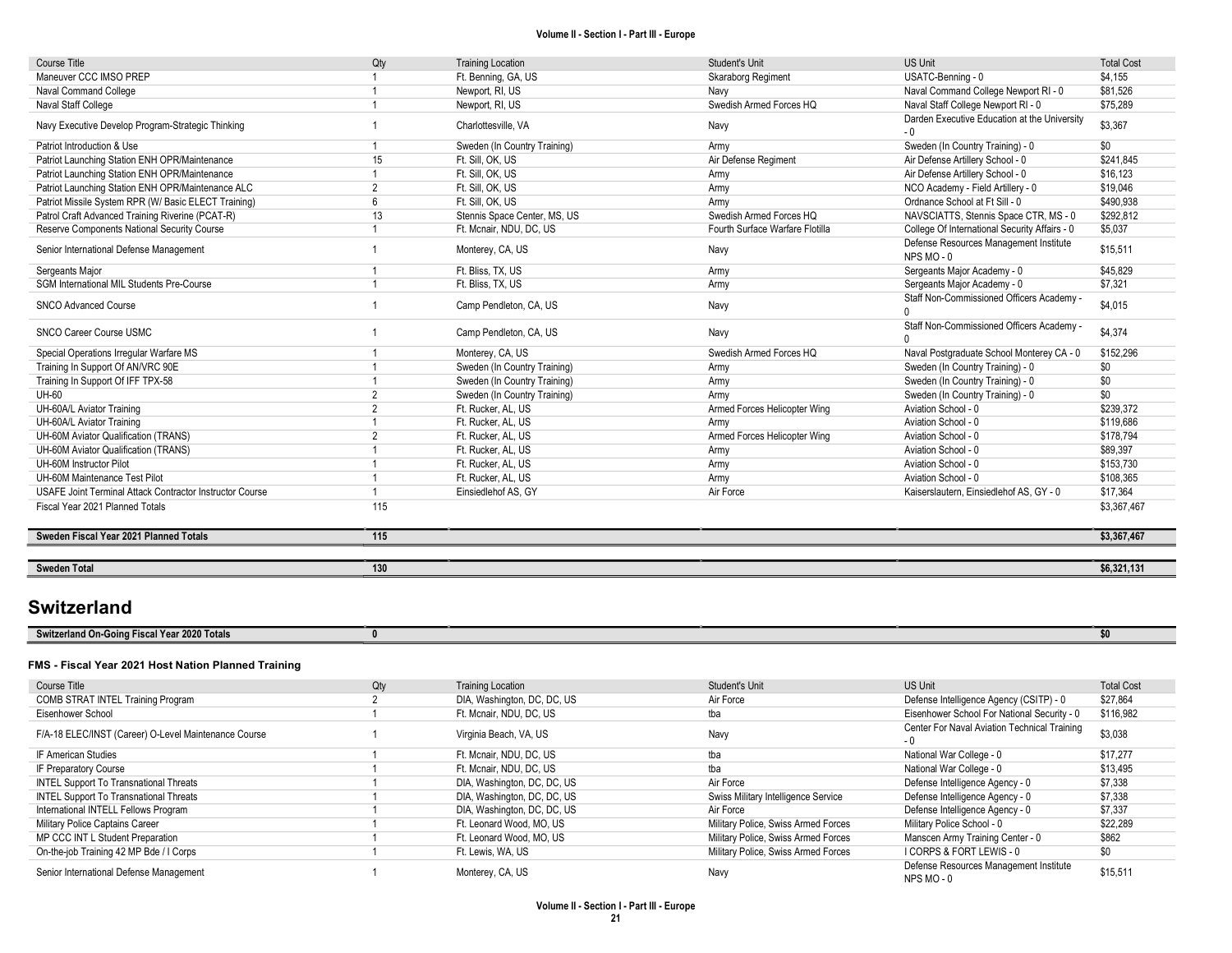| Course Title | Qty | Training Location | Student's Unit | US Unit | Total Cost |
|---|---|---|---|---|---|
| Maneuver CCC IMSO PREP | 1 | Ft. Benning, GA, US | Skaraborg Regiment | USATC-Benning - 0 | $4,155 |
| Naval Command College | 1 | Newport, RI, US | Navy | Naval Command College Newport RI - 0 | $81,526 |
| Naval Staff College | 1 | Newport, RI, US | Swedish Armed Forces HQ | Naval Staff College Newport RI - 0 | $75,289 |
| Navy Executive Develop Program-Strategic Thinking | 1 | Charlottesville, VA | Navy | Darden Executive Education at the University - 0 | $3,367 |
| Patriot Introduction & Use | 1 | Sweden (In Country Training) | Army | Sweden (In Country Training) - 0 | $0 |
| Patriot Launching Station ENH OPR/Maintenance | 15 | Ft. Sill, OK, US | Air Defense Regiment | Air Defense Artillery School - 0 | $241,845 |
| Patriot Launching Station ENH OPR/Maintenance | 1 | Ft. Sill, OK, US | Army | Air Defense Artillery School - 0 | $16,123 |
| Patriot Launching Station ENH OPR/Maintenance ALC | 2 | Ft. Sill, OK, US | Army | NCO Academy - Field Artillery - 0 | $19,046 |
| Patriot Missile System RPR (W/ Basic ELECT Training) | 6 | Ft. Sill, OK, US | Army | Ordnance School at Ft Sill - 0 | $490,938 |
| Patrol Craft Advanced Training Riverine (PCAT-R) | 13 | Stennis Space Center, MS, US | Swedish Armed Forces HQ | NAVSCIATTS, Stennis Space CTR, MS - 0 | $292,812 |
| Reserve Components National Security Course | 1 | Ft. Mcnair, NDU, DC, US | Fourth Surface Warfare Flotilla | College Of International Security Affairs - 0 | $5,037 |
| Senior International Defense Management | 1 | Monterey, CA, US | Navy | Defense Resources Management Institute NPS MO - 0 | $15,511 |
| Sergeants Major | 1 | Ft. Bliss, TX, US | Army | Sergeants Major Academy - 0 | $45,829 |
| SGM International MIL Students Pre-Course | 1 | Ft. Bliss, TX, US | Army | Sergeants Major Academy - 0 | $7,321 |
| SNCO Advanced Course | 1 | Camp Pendleton, CA, US | Navy | Staff Non-Commissioned Officers Academy - 0 | $4,015 |
| SNCO Career Course USMC | 1 | Camp Pendleton, CA, US | Navy | Staff Non-Commissioned Officers Academy - 0 | $4,374 |
| Special Operations Irregular Warfare MS | 1 | Monterey, CA, US | Swedish Armed Forces HQ | Naval Postgraduate School Monterey CA - 0 | $152,296 |
| Training In Support Of AN/VRC 90E | 1 | Sweden (In Country Training) | Army | Sweden (In Country Training) - 0 | $0 |
| Training In Support Of IFF TPX-58 | 1 | Sweden (In Country Training) | Army | Sweden (In Country Training) - 0 | $0 |
| UH-60 | 2 | Sweden (In Country Training) | Army | Sweden (In Country Training) - 0 | $0 |
| UH-60A/L Aviator Training | 2 | Ft. Rucker, AL, US | Armed Forces Helicopter Wing | Aviation School - 0 | $239,372 |
| UH-60A/L Aviator Training | 1 | Ft. Rucker, AL, US | Army | Aviation School - 0 | $119,686 |
| UH-60M Aviator Qualification (TRANS) | 2 | Ft. Rucker, AL, US | Armed Forces Helicopter Wing | Aviation School - 0 | $178,794 |
| UH-60M Aviator Qualification (TRANS) | 1 | Ft. Rucker, AL, US | Army | Aviation School - 0 | $89,397 |
| UH-60M Instructor Pilot | 1 | Ft. Rucker, AL, US | Army | Aviation School - 0 | $153,730 |
| UH-60M Maintenance Test Pilot | 1 | Ft. Rucker, AL, US | Army | Aviation School - 0 | $108,365 |
| USAFE Joint Terminal Attack Contractor Instructor Course | 1 | Einsiedlehof AS, GY | Air Force | Kaiserslautern, Einsiedlehof AS, GY - 0 | $17,364 |
| Fiscal Year 2021 Planned Totals | 115 | | | | $3,367,467 |

| **Sweden Fiscal Year 2021 Planned Totals** | **115** | | | | **$3,367,467** |
|---|---|---|---|---|---|

| **Sweden Total** | **130** | | | | **$6,321,131** |
|---|---|---|---|---|---|

# Switzerland

| **Switzerland On-Going Fiscal Year 2020 Totals** | **0** | | | | **$0** |
|---|---|---|---|---|---|

### FMS - Fiscal Year 2021 Host Nation Planned Training

| Course Title | Qty | Training Location | Student's Unit | US Unit | Total Cost |
|---|---|---|---|---|---|
| COMB STRAT INTEL Training Program | 2 | DIA, Washington, DC, DC, US | Air Force | Defense Intelligence Agency (CSITP) - 0 | $27,864 |
| Eisenhower School | 1 | Ft. Mcnair, NDU, DC, US | tba | Eisenhower School For National Security - 0 | $116,982 |
| F/A-18 ELEC/INST (Career) O-Level Maintenance Course | 1 | Virginia Beach, VA, US | Navy | Center For Naval Aviation Technical Training - 0 | $3,038 |
| IF American Studies | 1 | Ft. Mcnair, NDU, DC, US | tba | National War College - 0 | $17,277 |
| IF Preparatory Course | 1 | Ft. Mcnair, NDU, DC, US | tba | National War College - 0 | $13,495 |
| INTEL Support To Transnational Threats | 1 | DIA, Washington, DC, DC, US | Air Force | Defense Intelligence Agency - 0 | $7,338 |
| INTEL Support To Transnational Threats | 1 | DIA, Washington, DC, DC, US | Swiss Military Intelligence Service | Defense Intelligence Agency - 0 | $7,338 |
| International INTELL Fellows Program | 1 | DIA, Washington, DC, DC, US | Air Force | Defense Intelligence Agency - 0 | $7,337 |
| Military Police Captains Career | 1 | Ft. Leonard Wood, MO, US | Military Police, Swiss Armed Forces | Military Police School - 0 | $22,289 |
| MP CCC INT L Student Preparation | 1 | Ft. Leonard Wood, MO, US | Military Police, Swiss Armed Forces | Manscen Army Training Center - 0 | $862 |
| On-the-job Training 42 MP Bde / I Corps | 1 | Ft. Lewis, WA, US | Military Police, Swiss Armed Forces | I CORPS & FORT LEWIS - 0 | $0 |
| Senior International Defense Management | 1 | Monterey, CA, US | Navy | Defense Resources Management Institute NPS MO - 0 | $15,511 |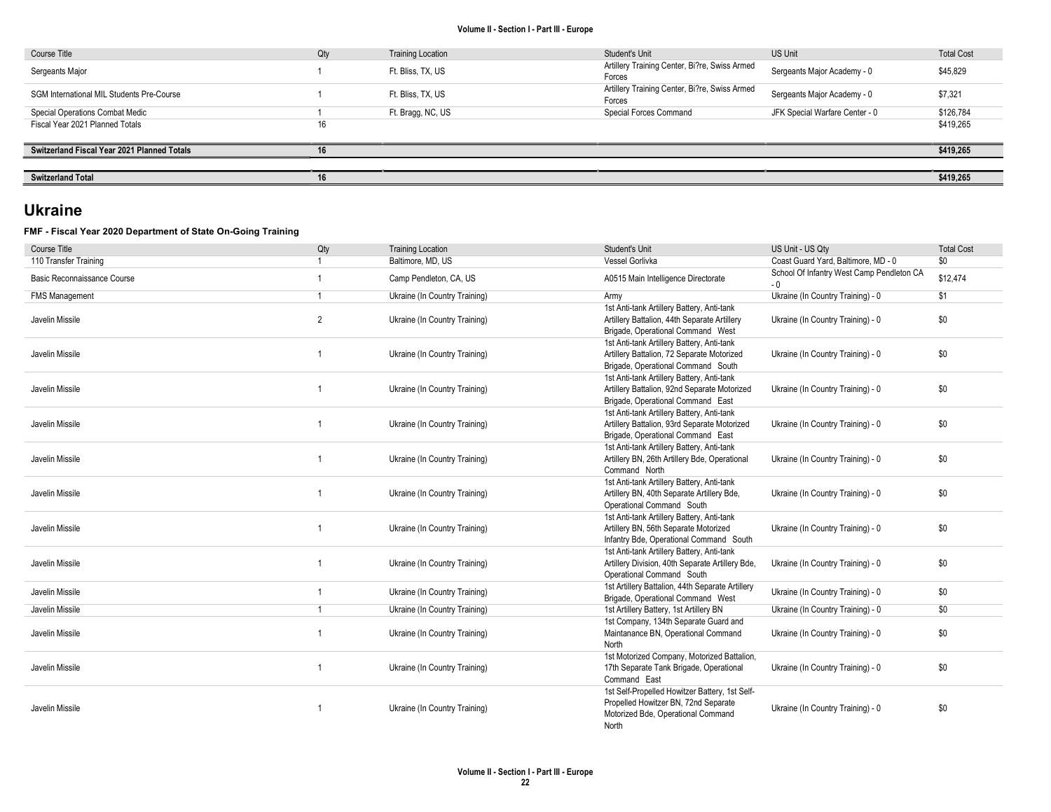| Course Title | Qty | Training Location | Student's Unit | US Unit | Total Cost |
|---|---|---|---|---|---|
| Sergeants Major | 1 | Ft. Bliss, TX, US | Artillery Training Center, Bi?re, Swiss Armed Forces | Sergeants Major Academy - 0 | $45,829 |
| SGM International MIL Students Pre-Course | 1 | Ft. Bliss, TX, US | Artillery Training Center, Bi?re, Swiss Armed Forces | Sergeants Major Academy - 0 | $7,321 |
| Special Operations Combat Medic | 1 | Ft. Bragg, NC, US | Special Forces Command | JFK Special Warfare Center - 0 | $126,784 |
| Fiscal Year 2021 Planned Totals | 16 | | | | $419,265 |
| **Switzerland Fiscal Year 2021 Planned Totals** | **16** | | | | **$419,265** |
| **Switzerland Total** | **16** | | | | **$419,265** |

## Ukraine

**FMF - Fiscal Year 2020 Department of State On-Going Training**

| Course Title | Qty | Training Location | Student's Unit | US Unit - US Qty | Total Cost |
|---|---|---|---|---|---|
| 110 Transfer Training | 1 | Baltimore, MD, US | Vessel Gorlivka | Coast Guard Yard, Baltimore, MD - 0 | $0 |
| Basic Reconnaissance Course | 1 | Camp Pendleton, CA, US | A0515 Main Intelligence Directorate | School Of Infantry West Camp Pendleton CA - 0 | $12,474 |
| FMS Management | 1 | Ukraine (In Country Training) | Army | Ukraine (In Country Training) - 0 | $1 |
| Javelin Missile | 2 | Ukraine (In Country Training) | 1st Anti-tank Artillery Battery, Anti-tank Artillery Battalion, 44th Separate Artillery Brigade, Operational Command West | Ukraine (In Country Training) - 0 | $0 |
| Javelin Missile | 1 | Ukraine (In Country Training) | 1st Anti-tank Artillery Battery, Anti-tank Artillery Battalion, 72 Separate Motorized Brigade, Operational Command South | Ukraine (In Country Training) - 0 | $0 |
| Javelin Missile | 1 | Ukraine (In Country Training) | 1st Anti-tank Artillery Battery, Anti-tank Artillery Battalion, 92nd Separate Motorized Brigade, Operational Command East | Ukraine (In Country Training) - 0 | $0 |
| Javelin Missile | 1 | Ukraine (In Country Training) | 1st Anti-tank Artillery Battery, Anti-tank Artillery Battalion, 93rd Separate Motorized Brigade, Operational Command East | Ukraine (In Country Training) - 0 | $0 |
| Javelin Missile | 1 | Ukraine (In Country Training) | 1st Anti-tank Artillery Battery, Anti-tank Artillery BN, 26th Artillery Bde, Operational Command North | Ukraine (In Country Training) - 0 | $0 |
| Javelin Missile | 1 | Ukraine (In Country Training) | 1st Anti-tank Artillery Battery, Anti-tank Artillery BN, 40th Separate Artillery Bde, Operational Command South | Ukraine (In Country Training) - 0 | $0 |
| Javelin Missile | 1 | Ukraine (In Country Training) | 1st Anti-tank Artillery Battery, Anti-tank Artillery BN, 56th Separate Motorized Infantry Bde, Operational Command South | Ukraine (In Country Training) - 0 | $0 |
| Javelin Missile | 1 | Ukraine (In Country Training) | 1st Anti-tank Artillery Battery, Anti-tank Artillery Division, 40th Separate Artillery Bde, Operational Command South | Ukraine (In Country Training) - 0 | $0 |
| Javelin Missile | 1 | Ukraine (In Country Training) | 1st Artillery Battalion, 44th Separate Artillery Brigade, Operational Command West | Ukraine (In Country Training) - 0 | $0 |
| Javelin Missile | 1 | Ukraine (In Country Training) | 1st Artillery Battery, 1st Artillery BN | Ukraine (In Country Training) - 0 | $0 |
| Javelin Missile | 1 | Ukraine (In Country Training) | 1st Company, 134th Separate Guard and Maintanance BN, Operational Command North | Ukraine (In Country Training) - 0 | $0 |
| Javelin Missile | 1 | Ukraine (In Country Training) | 1st Motorized Company, Motorized Battalion, 17th Separate Tank Brigade, Operational Command East | Ukraine (In Country Training) - 0 | $0 |
| Javelin Missile | 1 | Ukraine (In Country Training) | 1st Self-Propelled Howitzer Battery, 1st Self-Propelled Howitzer BN, 72nd Separate Motorized Bde, Operational Command North | Ukraine (In Country Training) - 0 | $0 |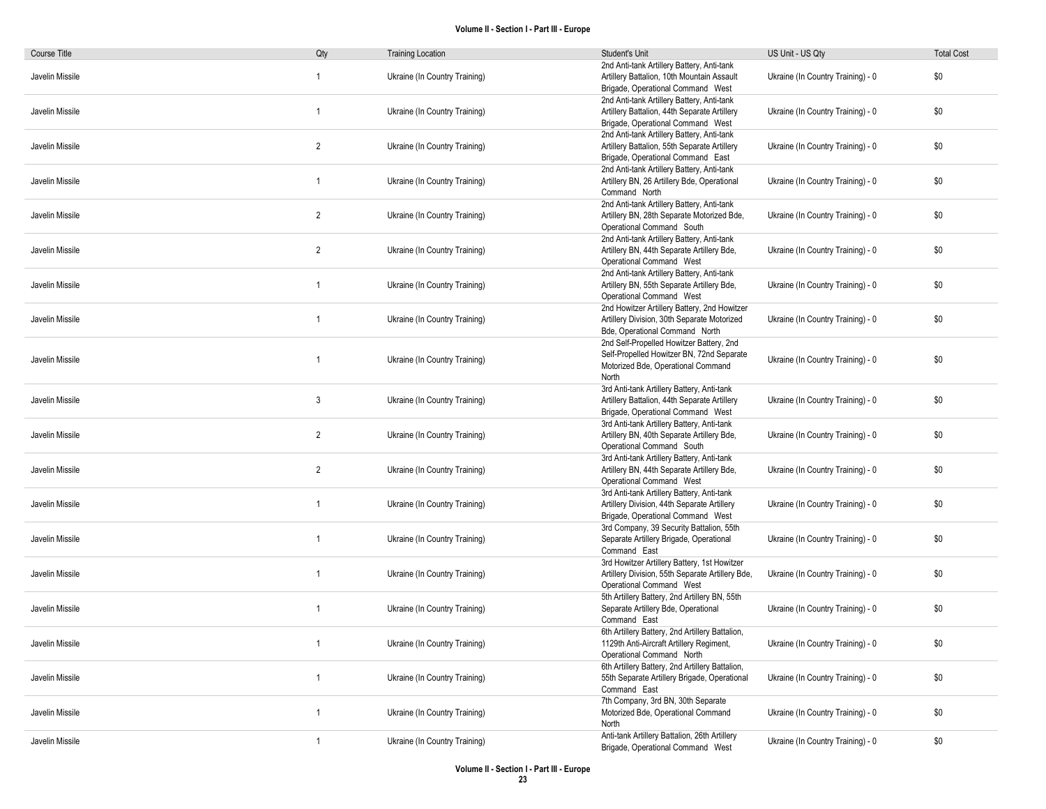| Course Title | Qty | Training Location | Student's Unit | US Unit - US Qty | Total Cost |
|---|---|---|---|---|---|
| Javelin Missile | 1 | Ukraine (In Country Training) | 2nd Anti-tank Artillery Battery, Anti-tank Artillery Battalion, 10th Mountain Assault Brigade, Operational Command West | Ukraine (In Country Training) - 0 | $0 |
| Javelin Missile | 1 | Ukraine (In Country Training) | 2nd Anti-tank Artillery Battery, Anti-tank Artillery Battalion, 44th Separate Artillery Brigade, Operational Command West | Ukraine (In Country Training) - 0 | $0 |
| Javelin Missile | 2 | Ukraine (In Country Training) | 2nd Anti-tank Artillery Battery, Anti-tank Artillery Battalion, 55th Separate Artillery Brigade, Operational Command East | Ukraine (In Country Training) - 0 | $0 |
| Javelin Missile | 1 | Ukraine (In Country Training) | 2nd Anti-tank Artillery Battery, Anti-tank Artillery BN, 26 Artillery Bde, Operational Command North | Ukraine (In Country Training) - 0 | $0 |
| Javelin Missile | 2 | Ukraine (In Country Training) | 2nd Anti-tank Artillery Battery, Anti-tank Artillery BN, 28th Separate Motorized Bde, Operational Command South | Ukraine (In Country Training) - 0 | $0 |
| Javelin Missile | 2 | Ukraine (In Country Training) | 2nd Anti-tank Artillery Battery, Anti-tank Artillery BN, 44th Separate Artillery Bde, Operational Command West | Ukraine (In Country Training) - 0 | $0 |
| Javelin Missile | 1 | Ukraine (In Country Training) | 2nd Anti-tank Artillery Battery, Anti-tank Artillery BN, 55th Separate Artillery Bde, Operational Command West | Ukraine (In Country Training) - 0 | $0 |
| Javelin Missile | 1 | Ukraine (In Country Training) | 2nd Howitzer Artillery Battery, 2nd Howitzer Artillery Division, 30th Separate Motorized Bde, Operational Command North | Ukraine (In Country Training) - 0 | $0 |
| Javelin Missile | 1 | Ukraine (In Country Training) | 2nd Self-Propelled Howitzer Battery, 2nd Self-Propelled Howitzer BN, 72nd Separate Motorized Bde, Operational Command North | Ukraine (In Country Training) - 0 | $0 |
| Javelin Missile | 3 | Ukraine (In Country Training) | 3rd Anti-tank Artillery Battery, Anti-tank Artillery Battalion, 44th Separate Artillery Brigade, Operational Command West | Ukraine (In Country Training) - 0 | $0 |
| Javelin Missile | 2 | Ukraine (In Country Training) | 3rd Anti-tank Artillery Battery, Anti-tank Artillery BN, 40th Separate Artillery Bde, Operational Command South | Ukraine (In Country Training) - 0 | $0 |
| Javelin Missile | 2 | Ukraine (In Country Training) | 3rd Anti-tank Artillery Battery, Anti-tank Artillery BN, 44th Separate Artillery Bde, Operational Command West | Ukraine (In Country Training) - 0 | $0 |
| Javelin Missile | 1 | Ukraine (In Country Training) | 3rd Anti-tank Artillery Battery, Anti-tank Artillery Division, 44th Separate Artillery Brigade, Operational Command West | Ukraine (In Country Training) - 0 | $0 |
| Javelin Missile | 1 | Ukraine (In Country Training) | 3rd Company, 39 Security Battalion, 55th Separate Artillery Brigade, Operational Command East | Ukraine (In Country Training) - 0 | $0 |
| Javelin Missile | 1 | Ukraine (In Country Training) | 3rd Howitzer Artillery Battery, 1st Howitzer Artillery Division, 55th Separate Artillery Bde, Operational Command West | Ukraine (In Country Training) - 0 | $0 |
| Javelin Missile | 1 | Ukraine (In Country Training) | 5th Artillery Battery, 2nd Artillery BN, 55th Separate Artillery Bde, Operational Command East | Ukraine (In Country Training) - 0 | $0 |
| Javelin Missile | 1 | Ukraine (In Country Training) | 6th Artillery Battery, 2nd Artillery Battalion, 1129th Anti-Aircraft Artillery Regiment, Operational Command North | Ukraine (In Country Training) - 0 | $0 |
| Javelin Missile | 1 | Ukraine (In Country Training) | 6th Artillery Battery, 2nd Artillery Battalion, 55th Separate Artillery Brigade, Operational Command East | Ukraine (In Country Training) - 0 | $0 |
| Javelin Missile | 1 | Ukraine (In Country Training) | 7th Company, 3rd BN, 30th Separate Motorized Bde, Operational Command North | Ukraine (In Country Training) - 0 | $0 |
| Javelin Missile | 1 | Ukraine (In Country Training) | Anti-tank Artillery Battalion, 26th Artillery Brigade, Operational Command West | Ukraine (In Country Training) - 0 | $0 |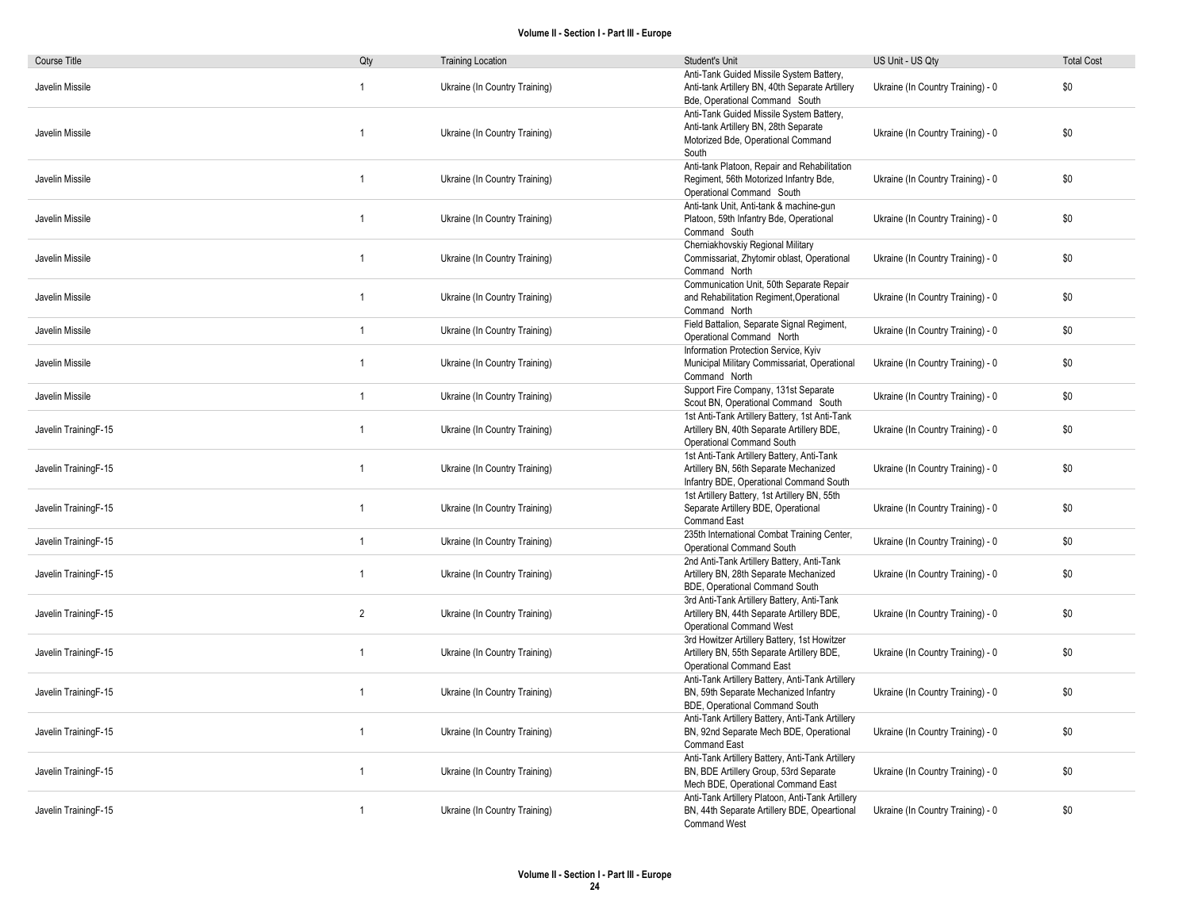| Course Title | Qty | Training Location | Student's Unit | US Unit - US Qty | Total Cost |
|---|---|---|---|---|---|
| Javelin Missile | 1 | Ukraine (In Country Training) | Anti-Tank Guided Missile System Battery, Anti-tank Artillery BN, 40th Separate Artillery Bde, Operational Command South | Ukraine (In Country Training) - 0 | $0 |
| Javelin Missile | 1 | Ukraine (In Country Training) | Anti-Tank Guided Missile System Battery, Anti-tank Artillery BN, 28th Separate Motorized Bde, Operational Command South | Ukraine (In Country Training) - 0 | $0 |
| Javelin Missile | 1 | Ukraine (In Country Training) | Anti-tank Platoon, Repair and Rehabilitation Regiment, 56th Motorized Infantry Bde, Operational Command South | Ukraine (In Country Training) - 0 | $0 |
| Javelin Missile | 1 | Ukraine (In Country Training) | Anti-tank Unit, Anti-tank & machine-gun Platoon, 59th Infantry Bde, Operational Command South | Ukraine (In Country Training) - 0 | $0 |
| Javelin Missile | 1 | Ukraine (In Country Training) | Cherniakhovskiy Regional Military Commissariat, Zhytomir oblast, Operational Command North | Ukraine (In Country Training) - 0 | $0 |
| Javelin Missile | 1 | Ukraine (In Country Training) | Communication Unit, 50th Separate Repair and Rehabilitation Regiment,Operational Command North | Ukraine (In Country Training) - 0 | $0 |
| Javelin Missile | 1 | Ukraine (In Country Training) | Field Battalion, Separate Signal Regiment, Operational Command North | Ukraine (In Country Training) - 0 | $0 |
| Javelin Missile | 1 | Ukraine (In Country Training) | Information Protection Service, Kyiv Municipal Military Commissariat, Operational Command North | Ukraine (In Country Training) - 0 | $0 |
| Javelin Missile | 1 | Ukraine (In Country Training) | Support Fire Company, 131st Separate Scout BN, Operational Command South | Ukraine (In Country Training) - 0 | $0 |
| Javelin TrainingF-15 | 1 | Ukraine (In Country Training) | 1st Anti-Tank Artillery Battery, 1st Anti-Tank Artillery BN, 40th Separate Artillery BDE, Operational Command South | Ukraine (In Country Training) - 0 | $0 |
| Javelin TrainingF-15 | 1 | Ukraine (In Country Training) | 1st Anti-Tank Artillery Battery, Anti-Tank Artillery BN, 56th Separate Mechanized Infantry BDE, Operational Command South | Ukraine (In Country Training) - 0 | $0 |
| Javelin TrainingF-15 | 1 | Ukraine (In Country Training) | 1st Artillery Battery, 1st Artillery BN, 55th Separate Artillery BDE, Operational Command East | Ukraine (In Country Training) - 0 | $0 |
| Javelin TrainingF-15 | 1 | Ukraine (In Country Training) | 235th International Combat Training Center, Operational Command South | Ukraine (In Country Training) - 0 | $0 |
| Javelin TrainingF-15 | 1 | Ukraine (In Country Training) | 2nd Anti-Tank Artillery Battery, Anti-Tank Artillery BN, 28th Separate Mechanized BDE, Operational Command South | Ukraine (In Country Training) - 0 | $0 |
| Javelin TrainingF-15 | 2 | Ukraine (In Country Training) | 3rd Anti-Tank Artillery Battery, Anti-Tank Artillery BN, 44th Separate Artillery BDE, Operational Command West | Ukraine (In Country Training) - 0 | $0 |
| Javelin TrainingF-15 | 1 | Ukraine (In Country Training) | 3rd Howitzer Artillery Battery, 1st Howitzer Artillery BN, 55th Separate Artillery BDE, Operational Command East | Ukraine (In Country Training) - 0 | $0 |
| Javelin TrainingF-15 | 1 | Ukraine (In Country Training) | Anti-Tank Artillery Battery, Anti-Tank Artillery BN, 59th Separate Mechanized Infantry BDE, Operational Command South | Ukraine (In Country Training) - 0 | $0 |
| Javelin TrainingF-15 | 1 | Ukraine (In Country Training) | Anti-Tank Artillery Battery, Anti-Tank Artillery BN, 92nd Separate Mech BDE, Operational Command East | Ukraine (In Country Training) - 0 | $0 |
| Javelin TrainingF-15 | 1 | Ukraine (In Country Training) | Anti-Tank Artillery Battery, Anti-Tank Artillery BN, BDE Artillery Group, 53rd Separate Mech BDE, Operational Command East | Ukraine (In Country Training) - 0 | $0 |
| Javelin TrainingF-15 | 1 | Ukraine (In Country Training) | Anti-Tank Artillery Platoon, Anti-Tank Artillery BN, 44th Separate Artillery BDE, Opeartional Command West | Ukraine (In Country Training) - 0 | $0 |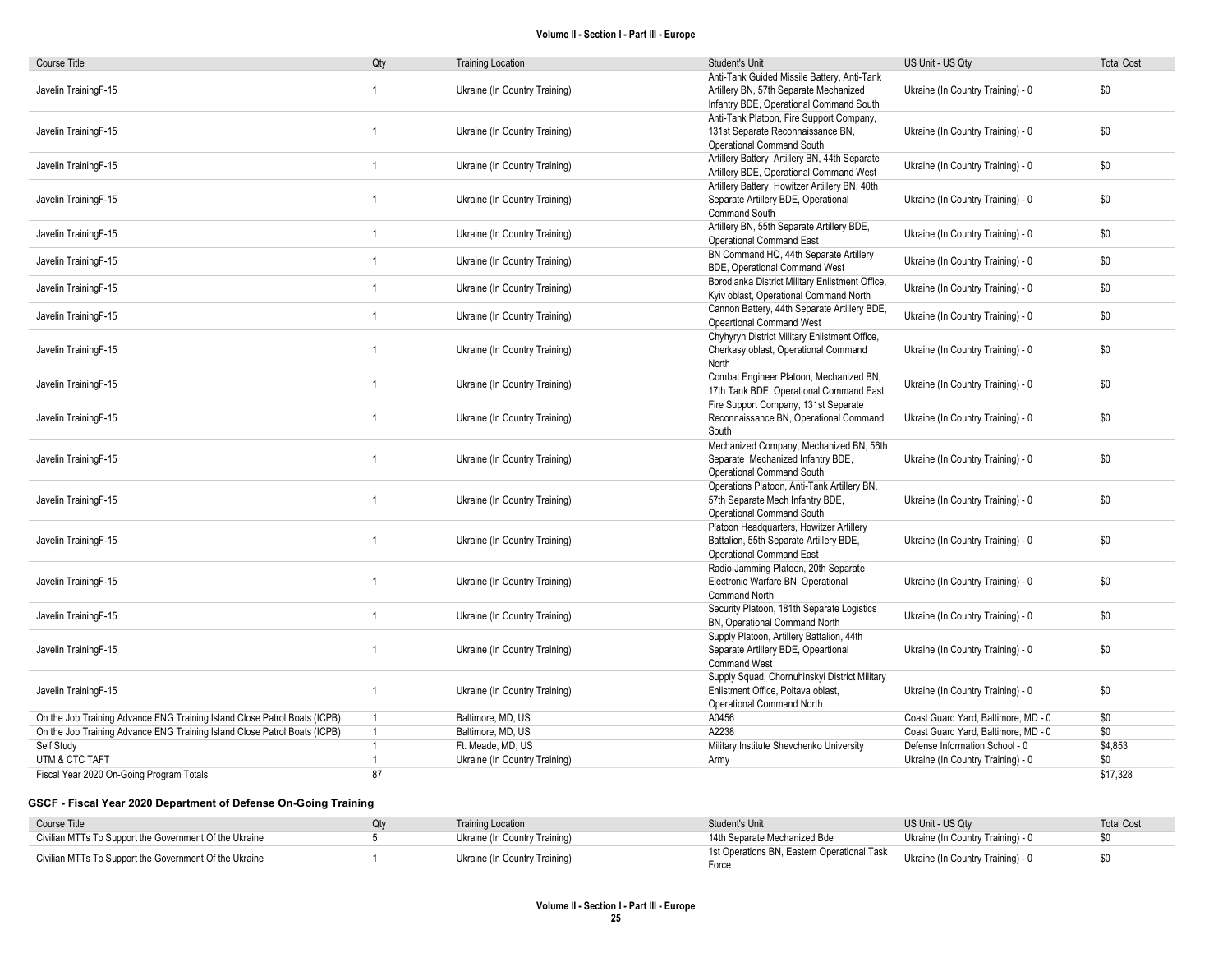| Course Title | Qty | Training Location | Student's Unit | US Unit - US Qty | Total Cost |
|---|---|---|---|---|---|
| Javelin TrainingF-15 | 1 | Ukraine (In Country Training) | Anti-Tank Guided Missile Battery, Anti-Tank Artillery BN, 57th Separate Mechanized Infantry BDE, Operational Command South | Ukraine (In Country Training) - 0 | $0 |
| Javelin TrainingF-15 | 1 | Ukraine (In Country Training) | Anti-Tank Platoon, Fire Support Company, 131st Separate Reconnaissance BN, Operational Command South | Ukraine (In Country Training) - 0 | $0 |
| Javelin TrainingF-15 | 1 | Ukraine (In Country Training) | Artillery Battery, Artillery BN, 44th Separate Artillery BDE, Operational Command West | Ukraine (In Country Training) - 0 | $0 |
| Javelin TrainingF-15 | 1 | Ukraine (In Country Training) | Artillery Battery, Howitzer Artillery BN, 40th Separate Artillery BDE, Operational Command South | Ukraine (In Country Training) - 0 | $0 |
| Javelin TrainingF-15 | 1 | Ukraine (In Country Training) | Artillery BN, 55th Separate Artillery BDE, Operational Command East | Ukraine (In Country Training) - 0 | $0 |
| Javelin TrainingF-15 | 1 | Ukraine (In Country Training) | BN Command HQ, 44th Separate Artillery BDE, Operational Command West | Ukraine (In Country Training) - 0 | $0 |
| Javelin TrainingF-15 | 1 | Ukraine (In Country Training) | Borodianka District Military Enlistment Office, Kyiv oblast, Operational Command North | Ukraine (In Country Training) - 0 | $0 |
| Javelin TrainingF-15 | 1 | Ukraine (In Country Training) | Cannon Battery, 44th Separate Artillery BDE, Opeartional Command West | Ukraine (In Country Training) - 0 | $0 |
| Javelin TrainingF-15 | 1 | Ukraine (In Country Training) | Chyhyryn District Military Enlistment Office, Cherkasy oblast, Operational Command North | Ukraine (In Country Training) - 0 | $0 |
| Javelin TrainingF-15 | 1 | Ukraine (In Country Training) | Combat Engineer Platoon, Mechanized BN, 17th Tank BDE, Operational Command East | Ukraine (In Country Training) - 0 | $0 |
| Javelin TrainingF-15 | 1 | Ukraine (In Country Training) | Fire Support Company, 131st Separate Reconnaissance BN, Operational Command South | Ukraine (In Country Training) - 0 | $0 |
| Javelin TrainingF-15 | 1 | Ukraine (In Country Training) | Mechanized Company, Mechanized BN, 56th Separate Mechanized Infantry BDE, Operational Command South | Ukraine (In Country Training) - 0 | $0 |
| Javelin TrainingF-15 | 1 | Ukraine (In Country Training) | Operations Platoon, Anti-Tank Artillery BN, 57th Separate Mech Infantry BDE, Operational Command South | Ukraine (In Country Training) - 0 | $0 |
| Javelin TrainingF-15 | 1 | Ukraine (In Country Training) | Platoon Headquarters, Howitzer Artillery Battalion, 55th Separate Artillery BDE, Operational Command East | Ukraine (In Country Training) - 0 | $0 |
| Javelin TrainingF-15 | 1 | Ukraine (In Country Training) | Radio-Jamming Platoon, 20th Separate Electronic Warfare BN, Operational Command North | Ukraine (In Country Training) - 0 | $0 |
| Javelin TrainingF-15 | 1 | Ukraine (In Country Training) | Security Platoon, 181th Separate Logistics BN, Operational Command North | Ukraine (In Country Training) - 0 | $0 |
| Javelin TrainingF-15 | 1 | Ukraine (In Country Training) | Supply Platoon, Artillery Battalion, 44th Separate Artillery BDE, Opeartional Command West | Ukraine (In Country Training) - 0 | $0 |
| Javelin TrainingF-15 | 1 | Ukraine (In Country Training) | Supply Squad, Chornuhinskyi District Military Enlistment Office, Poltava oblast, Operational Command North | Ukraine (In Country Training) - 0 | $0 |
| On the Job Training Advance ENG Training Island Close Patrol Boats (ICPB) | 1 | Baltimore, MD, US | A0456 | Coast Guard Yard, Baltimore, MD - 0 | $0 |
| On the Job Training Advance ENG Training Island Close Patrol Boats (ICPB) | 1 | Baltimore, MD, US | A2238 | Coast Guard Yard, Baltimore, MD - 0 | $0 |
| Self Study | 1 | Ft. Meade, MD, US | Military Institute Shevchenko University | Defense Information School - 0 | $4,853 |
| UTM & CTC TAFT | 1 | Ukraine (In Country Training) | Army | Ukraine (In Country Training) - 0 | $0 |
| Fiscal Year 2020 On-Going Program Totals | 87 | | | | $17,328 |

### GSCF - Fiscal Year 2020 Department of Defense On-Going Training

| Course Title | Qty | Training Location | Student's Unit | US Unit - US Qty | Total Cost |
|---|---|---|---|---|---|
| Civilian MTTs To Support the Government Of the Ukraine | 5 | Ukraine (In Country Training) | 14th Separate Mechanized Bde | Ukraine (In Country Training) - 0 | $0 |
| Civilian MTTs To Support the Government Of the Ukraine | 1 | Ukraine (In Country Training) | 1st Operations BN, Eastern Operational Task Force | Ukraine (In Country Training) - 0 | $0 |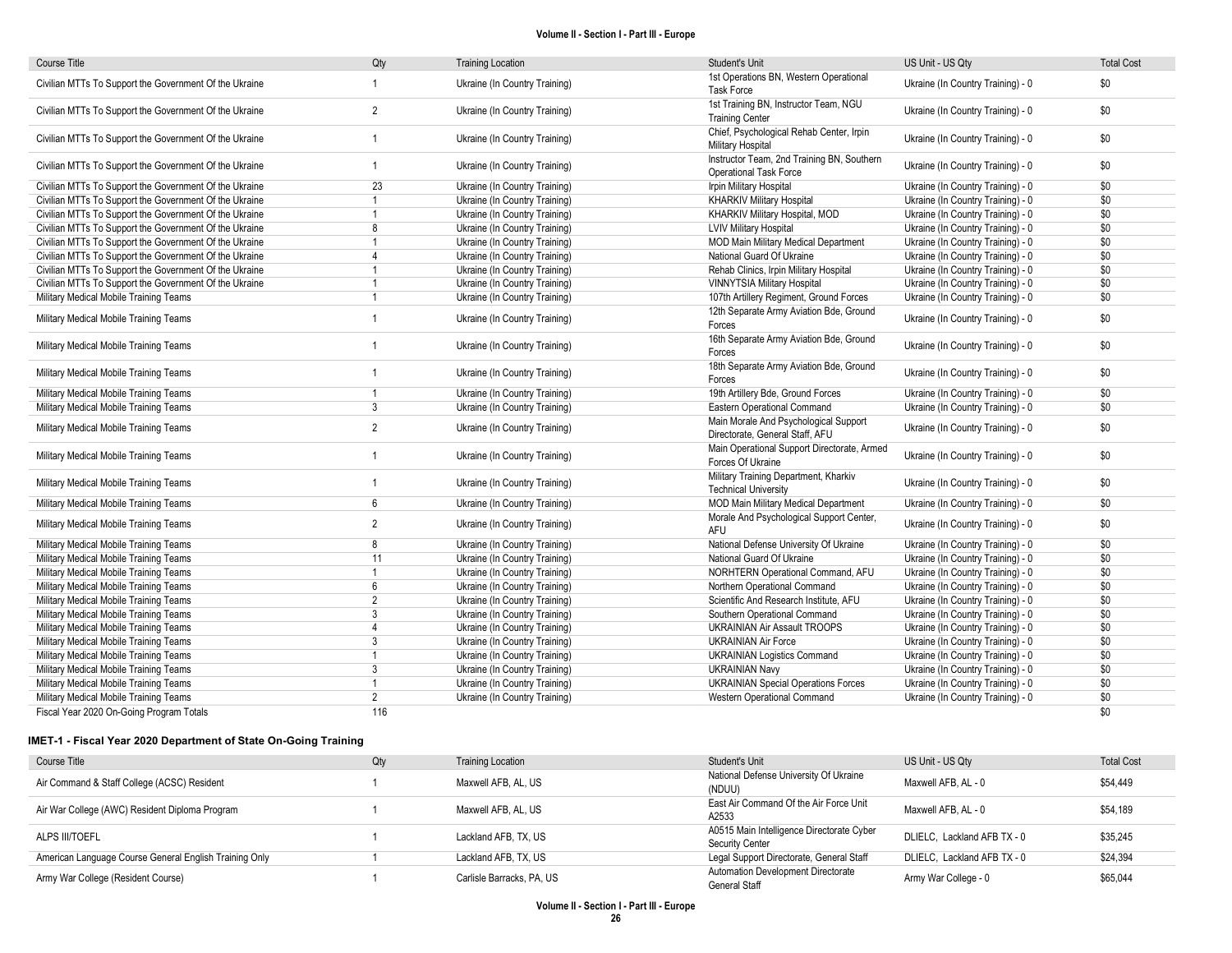| Course Title | Qty | Training Location | Student's Unit | US Unit - US Qty | Total Cost |
|---|---|---|---|---|---|
| Civilian MTTs To Support the Government Of the Ukraine | 1 | Ukraine (In Country Training) | 1st Operations BN, Western Operational Task Force | Ukraine (In Country Training) - 0 | $0 |
| Civilian MTTs To Support the Government Of the Ukraine | 2 | Ukraine (In Country Training) | 1st Training BN, Instructor Team, NGU Training Center | Ukraine (In Country Training) - 0 | $0 |
| Civilian MTTs To Support the Government Of the Ukraine | 1 | Ukraine (In Country Training) | Chief, Psychological Rehab Center, Irpin Military Hospital | Ukraine (In Country Training) - 0 | $0 |
| Civilian MTTs To Support the Government Of the Ukraine | 1 | Ukraine (In Country Training) | Instructor Team, 2nd Training BN, Southern Operational Task Force | Ukraine (In Country Training) - 0 | $0 |
| Civilian MTTs To Support the Government Of the Ukraine | 23 | Ukraine (In Country Training) | Irpin Military Hospital | Ukraine (In Country Training) - 0 | $0 |
| Civilian MTTs To Support the Government Of the Ukraine | 1 | Ukraine (In Country Training) | KHARKIV Military Hospital | Ukraine (In Country Training) - 0 | $0 |
| Civilian MTTs To Support the Government Of the Ukraine | 1 | Ukraine (In Country Training) | KHARKIV Military Hospital, MOD | Ukraine (In Country Training) - 0 | $0 |
| Civilian MTTs To Support the Government Of the Ukraine | 8 | Ukraine (In Country Training) | LVIV Military Hospital | Ukraine (In Country Training) - 0 | $0 |
| Civilian MTTs To Support the Government Of the Ukraine | 1 | Ukraine (In Country Training) | MOD Main Military Medical Department | Ukraine (In Country Training) - 0 | $0 |
| Civilian MTTs To Support the Government Of the Ukraine | 4 | Ukraine (In Country Training) | National Guard Of Ukraine | Ukraine (In Country Training) - 0 | $0 |
| Civilian MTTs To Support the Government Of the Ukraine | 1 | Ukraine (In Country Training) | Rehab Clinics, Irpin Military Hospital | Ukraine (In Country Training) - 0 | $0 |
| Civilian MTTs To Support the Government Of the Ukraine | 1 | Ukraine (In Country Training) | VINNYTSIA Military Hospital | Ukraine (In Country Training) - 0 | $0 |
| Military Medical Mobile Training Teams | 1 | Ukraine (In Country Training) | 107th Artillery Regiment, Ground Forces | Ukraine (In Country Training) - 0 | $0 |
| Military Medical Mobile Training Teams | 1 | Ukraine (In Country Training) | 12th Separate Army Aviation Bde, Ground Forces | Ukraine (In Country Training) - 0 | $0 |
| Military Medical Mobile Training Teams | 1 | Ukraine (In Country Training) | 16th Separate Army Aviation Bde, Ground Forces | Ukraine (In Country Training) - 0 | $0 |
| Military Medical Mobile Training Teams | 1 | Ukraine (In Country Training) | 18th Separate Army Aviation Bde, Ground Forces | Ukraine (In Country Training) - 0 | $0 |
| Military Medical Mobile Training Teams | 1 | Ukraine (In Country Training) | 19th Artillery Bde, Ground Forces | Ukraine (In Country Training) - 0 | $0 |
| Military Medical Mobile Training Teams | 3 | Ukraine (In Country Training) | Eastern Operational Command | Ukraine (In Country Training) - 0 | $0 |
| Military Medical Mobile Training Teams | 2 | Ukraine (In Country Training) | Main Morale And Psychological Support Directorate, General Staff, AFU | Ukraine (In Country Training) - 0 | $0 |
| Military Medical Mobile Training Teams | 1 | Ukraine (In Country Training) | Main Operational Support Directorate, Armed Forces Of Ukraine | Ukraine (In Country Training) - 0 | $0 |
| Military Medical Mobile Training Teams | 1 | Ukraine (In Country Training) | Military Training Department, Kharkiv Technical University | Ukraine (In Country Training) - 0 | $0 |
| Military Medical Mobile Training Teams | 6 | Ukraine (In Country Training) | MOD Main Military Medical Department | Ukraine (In Country Training) - 0 | $0 |
| Military Medical Mobile Training Teams | 2 | Ukraine (In Country Training) | Morale And Psychological Support Center, AFU | Ukraine (In Country Training) - 0 | $0 |
| Military Medical Mobile Training Teams | 8 | Ukraine (In Country Training) | National Defense University Of Ukraine | Ukraine (In Country Training) - 0 | $0 |
| Military Medical Mobile Training Teams | 11 | Ukraine (In Country Training) | National Guard Of Ukraine | Ukraine (In Country Training) - 0 | $0 |
| Military Medical Mobile Training Teams | 1 | Ukraine (In Country Training) | NORHTERN Operational Command, AFU | Ukraine (In Country Training) - 0 | $0 |
| Military Medical Mobile Training Teams | 6 | Ukraine (In Country Training) | Northern Operational Command | Ukraine (In Country Training) - 0 | $0 |
| Military Medical Mobile Training Teams | 2 | Ukraine (In Country Training) | Scientific And Research Institute, AFU | Ukraine (In Country Training) - 0 | $0 |
| Military Medical Mobile Training Teams | 3 | Ukraine (In Country Training) | Southern Operational Command | Ukraine (In Country Training) - 0 | $0 |
| Military Medical Mobile Training Teams | 4 | Ukraine (In Country Training) | UKRAINIAN Air Assault TROOPS | Ukraine (In Country Training) - 0 | $0 |
| Military Medical Mobile Training Teams | 3 | Ukraine (In Country Training) | UKRAINIAN Air Force | Ukraine (In Country Training) - 0 | $0 |
| Military Medical Mobile Training Teams | 1 | Ukraine (In Country Training) | UKRAINIAN Logistics Command | Ukraine (In Country Training) - 0 | $0 |
| Military Medical Mobile Training Teams | 3 | Ukraine (In Country Training) | UKRAINIAN Navy | Ukraine (In Country Training) - 0 | $0 |
| Military Medical Mobile Training Teams | 1 | Ukraine (In Country Training) | UKRAINIAN Special Operations Forces | Ukraine (In Country Training) - 0 | $0 |
| Military Medical Mobile Training Teams | 2 | Ukraine (In Country Training) | Western Operational Command | Ukraine (In Country Training) - 0 | $0 |
| Fiscal Year 2020 On-Going Program Totals | 116 | | | | $0 |

### IMET-1 - Fiscal Year 2020 Department of State On-Going Training

| Course Title | Qty | Training Location | Student's Unit | US Unit - US Qty | Total Cost |
|---|---|---|---|---|---|
| Air Command & Staff College (ACSC) Resident | 1 | Maxwell AFB, AL, US | National Defense University Of Ukraine (NDUU) | Maxwell AFB, AL - 0 | $54,449 |
| Air War College (AWC) Resident Diploma Program | 1 | Maxwell AFB, AL, US | East Air Command Of the Air Force Unit A2533 | Maxwell AFB, AL - 0 | $54,189 |
| ALPS III/TOEFL | 1 | Lackland AFB, TX, US | A0515 Main Intelligence Directorate Cyber Security Center | DLIELC, Lackland AFB TX - 0 | $35,245 |
| American Language Course General English Training Only | 1 | Lackland AFB, TX, US | Legal Support Directorate, General Staff | DLIELC, Lackland AFB TX - 0 | $24,394 |
| Army War College (Resident Course) | 1 | Carlisle Barracks, PA, US | Automation Development Directorate General Staff | Army War College - 0 | $65,044 |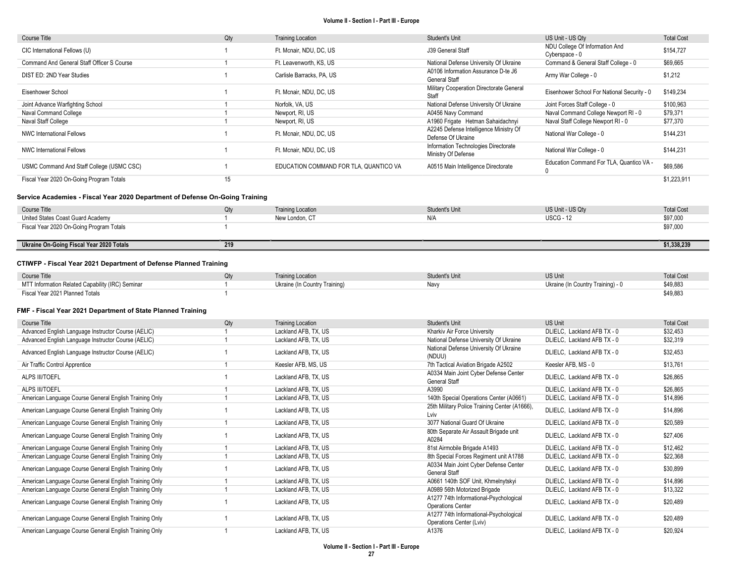| Course Title | Qty | Training Location | Student's Unit | US Unit - US Qty | Total Cost |
|---|---|---|---|---|---|
| CIC International Fellows (U) | 1 | Ft. Mcnair, NDU, DC, US | J39 General Staff | NDU College Of Information And Cyberspace - 0 | $154,727 |
| Command And General Staff Officer S Course | 1 | Ft. Leavenworth, KS, US | National Defense University Of Ukraine | Command & General Staff College - 0 | $69,665 |
| DIST ED: 2ND Year Studies | 1 | Carlisle Barracks, PA, US | A0106 Information Assurance D-te J6 General Staff | Army War College - 0 | $1,212 |
| Eisenhower School | 1 | Ft. Mcnair, NDU, DC, US | Military Cooperation Directorate General Staff | Eisenhower School For National Security - 0 | $149,234 |
| Joint Advance Warfighting School | 1 | Norfolk, VA, US | National Defense University Of Ukraine | Joint Forces Staff College - 0 | $100,963 |
| Naval Command College | 1 | Newport, RI, US | A0456 Navy Command | Naval Command College Newport RI - 0 | $79,371 |
| Naval Staff College | 1 | Newport, RI, US | A1960 Frigate Hetman Sahaidachnyi | Naval Staff College Newport RI - 0 | $77,370 |
| NWC International Fellows | 1 | Ft. Mcnair, NDU, DC, US | A2245 Defense Intelligence Ministry Of Defense Of Ukraine | National War College - 0 | $144,231 |
| NWC International Fellows | 1 | Ft. Mcnair, NDU, DC, US | Information Technologies Directorate Ministry Of Defense | National War College - 0 | $144,231 |
| USMC Command And Staff College (USMC CSC) | 1 | EDUCATION COMMAND FOR TLA, QUANTICO VA | A0515 Main Intelligence Directorate | Education Command For TLA, Quantico VA - 0 | $69,586 |
| Fiscal Year 2020 On-Going Program Totals | 15 | | | | $1,223,911 |

### Service Academies - Fiscal Year 2020 Department of Defense On-Going Training

| Course Title | Qty | Training Location | Student's Unit | US Unit - US Qty | Total Cost |
|---|---|---|---|---|---|
| United States Coast Guard Academy | 1 | New London, CT | N/A | USCG - 12 | $97,000 |
| Fiscal Year 2020 On-Going Program Totals | 1 | | | | $97,000 |
| **Ukraine On-Going Fiscal Year 2020 Totals** | **219** | | | | **$1,338,239** |

### CTIWFP - Fiscal Year 2021 Department of Defense Planned Training

| Course Title | Qty | Training Location | Student's Unit | US Unit | Total Cost |
|---|---|---|---|---|---|
| MTT Information Related Capability (IRC) Seminar | 1 | Ukraine (In Country Training) | Navy | Ukraine (In Country Training) - 0 | $49,883 |
| Fiscal Year 2021 Planned Totals | 1 | | | | $49,883 |

### FMF - Fiscal Year 2021 Department of State Planned Training

| Course Title | Qty | Training Location | Student's Unit | US Unit | Total Cost |
|---|---|---|---|---|---|
| Advanced English Language Instructor Course (AELIC) | 1 | Lackland AFB, TX, US | Kharkiv Air Force University | DLIELC, Lackland AFB TX - 0 | $32,453 |
| Advanced English Language Instructor Course (AELIC) | 1 | Lackland AFB, TX, US | National Defense University Of Ukraine | DLIELC, Lackland AFB TX - 0 | $32,319 |
| Advanced English Language Instructor Course (AELIC) | 1 | Lackland AFB, TX, US | National Defense University Of Ukraine (NDUU) | DLIELC, Lackland AFB TX - 0 | $32,453 |
| Air Traffic Control Apprentice | 1 | Keesler AFB, MS, US | 7th Tactical Aviation Brigade A2502 | Keesler AFB, MS - 0 | $13,761 |
| ALPS III/TOEFL | 1 | Lackland AFB, TX, US | A0334 Main Joint Cyber Defense Center General Staff | DLIELC, Lackland AFB TX - 0 | $26,865 |
| ALPS III/TOEFL | 1 | Lackland AFB, TX, US | A3990 | DLIELC, Lackland AFB TX - 0 | $26,865 |
| American Language Course General English Training Only | 1 | Lackland AFB, TX, US | 140th Special Operations Center (A0661) | DLIELC, Lackland AFB TX - 0 | $14,896 |
| American Language Course General English Training Only | 1 | Lackland AFB, TX, US | 25th Military Police Training Center (A1666), Lviv | DLIELC, Lackland AFB TX - 0 | $14,896 |
| American Language Course General English Training Only | 1 | Lackland AFB, TX, US | 3077 National Guard Of Ukraine | DLIELC, Lackland AFB TX - 0 | $20,589 |
| American Language Course General English Training Only | 1 | Lackland AFB, TX, US | 80th Separate Air Assault Brigade unit A0284 | DLIELC, Lackland AFB TX - 0 | $27,406 |
| American Language Course General English Training Only | 1 | Lackland AFB, TX, US | 81st Airmobile Brigade A1493 | DLIELC, Lackland AFB TX - 0 | $12,462 |
| American Language Course General English Training Only | 1 | Lackland AFB, TX, US | 8th Special Forces Regiment unit A1788 | DLIELC, Lackland AFB TX - 0 | $22,368 |
| American Language Course General English Training Only | 1 | Lackland AFB, TX, US | A0334 Main Joint Cyber Defense Center General Staff | DLIELC, Lackland AFB TX - 0 | $30,899 |
| American Language Course General English Training Only | 1 | Lackland AFB, TX, US | A0661 140th SOF Unit, Khmelnytskyi | DLIELC, Lackland AFB TX - 0 | $14,896 |
| American Language Course General English Training Only | 1 | Lackland AFB, TX, US | A0989 56th Motorized Brigade | DLIELC, Lackland AFB TX - 0 | $13,322 |
| American Language Course General English Training Only | 1 | Lackland AFB, TX, US | A1277 74th Informational-Psychological Operations Center | DLIELC, Lackland AFB TX - 0 | $20,489 |
| American Language Course General English Training Only | 1 | Lackland AFB, TX, US | A1277 74th Informational-Psychological Operations Center (Lviv) | DLIELC, Lackland AFB TX - 0 | $20,489 |
| American Language Course General English Training Only | 1 | Lackland AFB, TX, US | A1376 | DLIELC, Lackland AFB TX - 0 | $20,924 |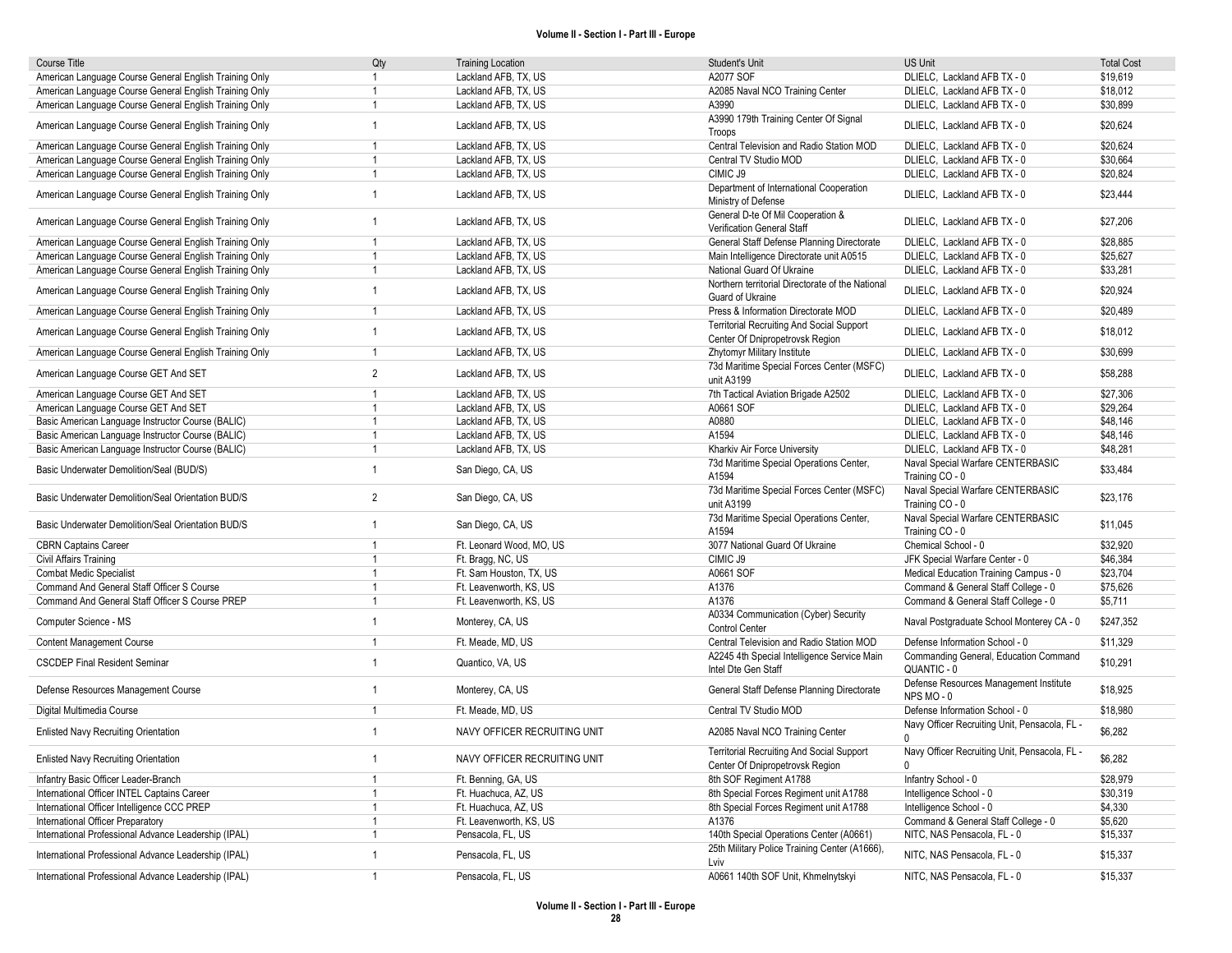| Course Title | Qty | Training Location | Student's Unit | US Unit | Total Cost |
|---|---|---|---|---|---|
| American Language Course General English Training Only | 1 | Lackland AFB, TX, US | A2077 SOF | DLIELC, Lackland AFB TX - 0 | $19,619 |
| American Language Course General English Training Only | 1 | Lackland AFB, TX, US | A2085 Naval NCO Training Center | DLIELC, Lackland AFB TX - 0 | $18,012 |
| American Language Course General English Training Only | 1 | Lackland AFB, TX, US | A3990 | DLIELC, Lackland AFB TX - 0 | $30,899 |
| American Language Course General English Training Only | 1 | Lackland AFB, TX, US | A3990 179th Training Center Of Signal Troops | DLIELC, Lackland AFB TX - 0 | $20,624 |
| American Language Course General English Training Only | 1 | Lackland AFB, TX, US | Central Television and Radio Station MOD | DLIELC, Lackland AFB TX - 0 | $20,624 |
| American Language Course General English Training Only | 1 | Lackland AFB, TX, US | Central TV Studio MOD | DLIELC, Lackland AFB TX - 0 | $30,664 |
| American Language Course General English Training Only | 1 | Lackland AFB, TX, US | CIMIC J9 | DLIELC, Lackland AFB TX - 0 | $20,824 |
| American Language Course General English Training Only | 1 | Lackland AFB, TX, US | Department of International Cooperation Ministry of Defense | DLIELC, Lackland AFB TX - 0 | $23,444 |
| American Language Course General English Training Only | 1 | Lackland AFB, TX, US | General D-te Of Mil Cooperation & Verification General Staff | DLIELC, Lackland AFB TX - 0 | $27,206 |
| American Language Course General English Training Only | 1 | Lackland AFB, TX, US | General Staff Defense Planning Directorate | DLIELC, Lackland AFB TX - 0 | $28,885 |
| American Language Course General English Training Only | 1 | Lackland AFB, TX, US | Main Intelligence Directorate unit A0515 | DLIELC, Lackland AFB TX - 0 | $25,627 |
| American Language Course General English Training Only | 1 | Lackland AFB, TX, US | National Guard Of Ukraine | DLIELC, Lackland AFB TX - 0 | $33,281 |
| American Language Course General English Training Only | 1 | Lackland AFB, TX, US | Northern territorial Directorate of the National Guard of Ukraine | DLIELC, Lackland AFB TX - 0 | $20,924 |
| American Language Course General English Training Only | 1 | Lackland AFB, TX, US | Press & Information Directorate MOD | DLIELC, Lackland AFB TX - 0 | $20,489 |
| American Language Course General English Training Only | 1 | Lackland AFB, TX, US | Territorial Recruiting And Social Support Center Of Dnipropetrovsk Region | DLIELC, Lackland AFB TX - 0 | $18,012 |
| American Language Course General English Training Only | 1 | Lackland AFB, TX, US | Zhytomyr Military Institute | DLIELC, Lackland AFB TX - 0 | $30,699 |
| American Language Course GET And SET | 2 | Lackland AFB, TX, US | 73d Maritime Special Forces Center (MSFC) unit A3199 | DLIELC, Lackland AFB TX - 0 | $58,288 |
| American Language Course GET And SET | 1 | Lackland AFB, TX, US | 7th Tactical Aviation Brigade A2502 | DLIELC, Lackland AFB TX - 0 | $27,306 |
| American Language Course GET And SET | 1 | Lackland AFB, TX, US | A0661 SOF | DLIELC, Lackland AFB TX - 0 | $29,264 |
| Basic American Language Instructor Course (BALIC) | 1 | Lackland AFB, TX, US | A0880 | DLIELC, Lackland AFB TX - 0 | $48,146 |
| Basic American Language Instructor Course (BALIC) | 1 | Lackland AFB, TX, US | A1594 | DLIELC, Lackland AFB TX - 0 | $48,146 |
| Basic American Language Instructor Course (BALIC) | 1 | Lackland AFB, TX, US | Kharkiv Air Force University | DLIELC, Lackland AFB TX - 0 | $48,281 |
| Basic Underwater Demolition/Seal (BUD/S) | 1 | San Diego, CA, US | 73d Maritime Special Operations Center, A1594 | Naval Special Warfare CENTERBASIC Training CO - 0 | $33,484 |
| Basic Underwater Demolition/Seal Orientation BUD/S | 2 | San Diego, CA, US | 73d Maritime Special Forces Center (MSFC) unit A3199 | Naval Special Warfare CENTERBASIC Training CO - 0 | $23,176 |
| Basic Underwater Demolition/Seal Orientation BUD/S | 1 | San Diego, CA, US | 73d Maritime Special Operations Center, A1594 | Naval Special Warfare CENTERBASIC Training CO - 0 | $11,045 |
| CBRN Captains Career | 1 | Ft. Leonard Wood, MO, US | 3077 National Guard Of Ukraine | Chemical School - 0 | $32,920 |
| Civil Affairs Training | 1 | Ft. Bragg, NC, US | CIMIC J9 | JFK Special Warfare Center - 0 | $46,384 |
| Combat Medic Specialist | 1 | Ft. Sam Houston, TX, US | A0661 SOF | Medical Education Training Campus - 0 | $23,704 |
| Command And General Staff Officer S Course | 1 | Ft. Leavenworth, KS, US | A1376 | Command & General Staff College - 0 | $75,626 |
| Command And General Staff Officer S Course PREP | 1 | Ft. Leavenworth, KS, US | A1376 | Command & General Staff College - 0 | $5,711 |
| Computer Science - MS | 1 | Monterey, CA, US | A0334 Communication (Cyber) Security Control Center | Naval Postgraduate School Monterey CA - 0 | $247,352 |
| Content Management Course | 1 | Ft. Meade, MD, US | Central Television and Radio Station MOD | Defense Information School - 0 | $11,329 |
| CSCDEP Final Resident Seminar | 1 | Quantico, VA, US | A2245 4th Special Intelligence Service Main Intel Dte Gen Staff | Commanding General, Education Command QUANTIC - 0 | $10,291 |
| Defense Resources Management Course | 1 | Monterey, CA, US | General Staff Defense Planning Directorate | Defense Resources Management Institute NPS MO - 0 | $18,925 |
| Digital Multimedia Course | 1 | Ft. Meade, MD, US | Central TV Studio MOD | Defense Information School - 0 | $18,980 |
| Enlisted Navy Recruiting Orientation | 1 | NAVY OFFICER RECRUITING UNIT | A2085 Naval NCO Training Center | Navy Officer Recruiting Unit, Pensacola, FL - 0 | $6,282 |
| Enlisted Navy Recruiting Orientation | 1 | NAVY OFFICER RECRUITING UNIT | Territorial Recruiting And Social Support Center Of Dnipropetrovsk Region | Navy Officer Recruiting Unit, Pensacola, FL - 0 | $6,282 |
| Infantry Basic Officer Leader-Branch | 1 | Ft. Benning, GA, US | 8th SOF Regiment A1788 | Infantry School - 0 | $28,979 |
| International Officer INTEL Captains Career | 1 | Ft. Huachuca, AZ, US | 8th Special Forces Regiment unit A1788 | Intelligence School - 0 | $30,319 |
| International Officer Intelligence CCC PREP | 1 | Ft. Huachuca, AZ, US | 8th Special Forces Regiment unit A1788 | Intelligence School - 0 | $4,330 |
| International Officer Preparatory | 1 | Ft. Leavenworth, KS, US | A1376 | Command & General Staff College - 0 | $5,620 |
| International Professional Advance Leadership (IPAL) | 1 | Pensacola, FL, US | 140th Special Operations Center (A0661) | NITC, NAS Pensacola, FL - 0 | $15,337 |
| International Professional Advance Leadership (IPAL) | 1 | Pensacola, FL, US | 25th Military Police Training Center (A1666), Lviv | NITC, NAS Pensacola, FL - 0 | $15,337 |
| International Professional Advance Leadership (IPAL) | 1 | Pensacola, FL, US | A0661 140th SOF Unit, Khmelnytskyi | NITC, NAS Pensacola, FL - 0 | $15,337 |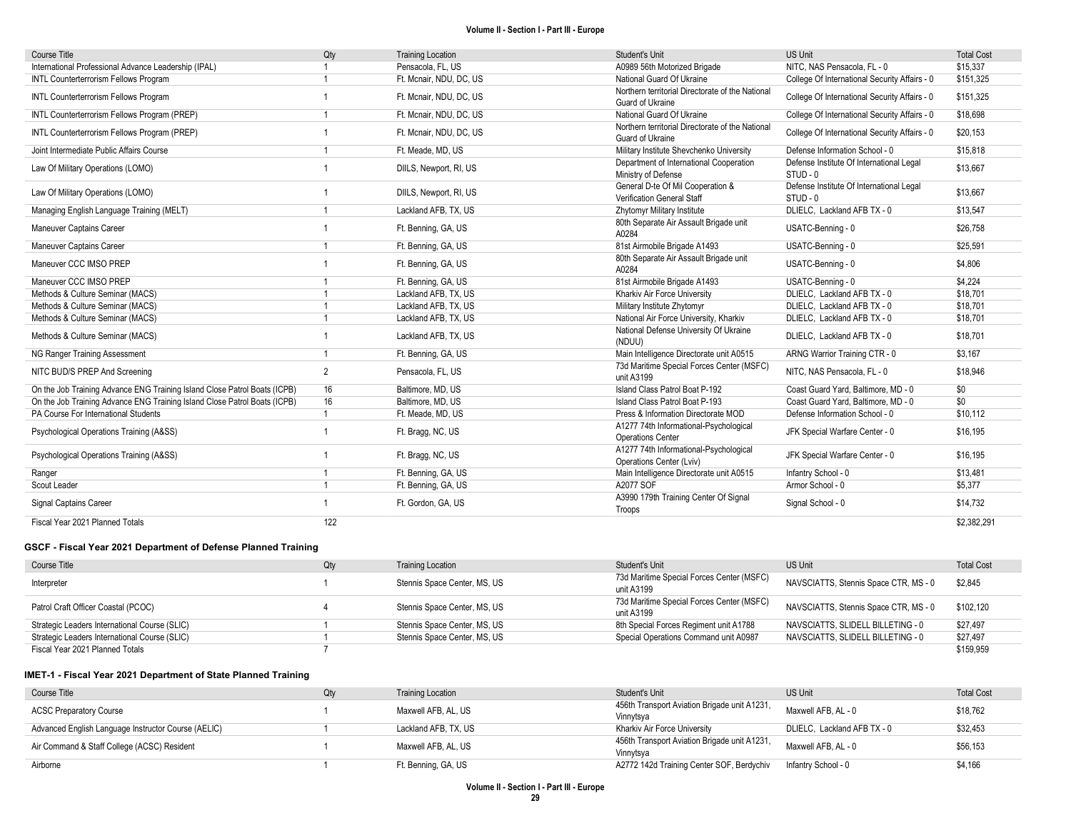| Course Title | Qty | Training Location | Student's Unit | US Unit | Total Cost |
|---|---|---|---|---|---|
| International Professional Advance Leadership (IPAL) | 1 | Pensacola, FL, US | A0989 56th Motorized Brigade | NITC, NAS Pensacola, FL - 0 | $15,337 |
| INTL Counterterrorism Fellows Program | 1 | Ft. Mcnair, NDU, DC, US | National Guard Of Ukraine | College Of International Security Affairs - 0 | $151,325 |
| INTL Counterterrorism Fellows Program | 1 | Ft. Mcnair, NDU, DC, US | Northern territorial Directorate of the National Guard of Ukraine | College Of International Security Affairs - 0 | $151,325 |
| INTL Counterterrorism Fellows Program (PREP) | 1 | Ft. Mcnair, NDU, DC, US | National Guard Of Ukraine | College Of International Security Affairs - 0 | $18,698 |
| INTL Counterterrorism Fellows Program (PREP) | 1 | Ft. Mcnair, NDU, DC, US | Northern territorial Directorate of the National Guard of Ukraine | College Of International Security Affairs - 0 | $20,153 |
| Joint Intermediate Public Affairs Course | 1 | Ft. Meade, MD, US | Military Institute Shevchenko University | Defense Information School - 0 | $15,818 |
| Law Of Military Operations (LOMO) | 1 | DIILS, Newport, RI, US | Department of International Cooperation Ministry of Defense | Defense Institute Of International Legal STUD - 0 | $13,667 |
| Law Of Military Operations (LOMO) | 1 | DIILS, Newport, RI, US | General D-te Of Mil Cooperation & Verification General Staff | Defense Institute Of International Legal STUD - 0 | $13,667 |
| Managing English Language Training (MELT) | 1 | Lackland AFB, TX, US | Zhytomyr Military Institute | DLIELC, Lackland AFB TX - 0 | $13,547 |
| Maneuver Captains Career | 1 | Ft. Benning, GA, US | 80th Separate Air Assault Brigade unit A0284 | USATC-Benning - 0 | $26,758 |
| Maneuver Captains Career | 1 | Ft. Benning, GA, US | 81st Airmobile Brigade A1493 | USATC-Benning - 0 | $25,591 |
| Maneuver CCC IMSO PREP | 1 | Ft. Benning, GA, US | 80th Separate Air Assault Brigade unit A0284 | USATC-Benning - 0 | $4,806 |
| Maneuver CCC IMSO PREP | 1 | Ft. Benning, GA, US | 81st Airmobile Brigade A1493 | USATC-Benning - 0 | $4,224 |
| Methods & Culture Seminar (MACS) | 1 | Lackland AFB, TX, US | Kharkiv Air Force University | DLIELC, Lackland AFB TX - 0 | $18,701 |
| Methods & Culture Seminar (MACS) | 1 | Lackland AFB, TX, US | Military Institute Zhytomyr | DLIELC, Lackland AFB TX - 0 | $18,701 |
| Methods & Culture Seminar (MACS) | 1 | Lackland AFB, TX, US | National Air Force University, Kharkiv | DLIELC, Lackland AFB TX - 0 | $18,701 |
| Methods & Culture Seminar (MACS) | 1 | Lackland AFB, TX, US | National Defense University Of Ukraine (NDUU) | DLIELC, Lackland AFB TX - 0 | $18,701 |
| NG Ranger Training Assessment | 1 | Ft. Benning, GA, US | Main Intelligence Directorate unit A0515 | ARNG Warrior Training CTR - 0 | $3,167 |
| NITC BUD/S PREP And Screening | 2 | Pensacola, FL, US | 73d Maritime Special Forces Center (MSFC) unit A3199 | NITC, NAS Pensacola, FL - 0 | $18,946 |
| On the Job Training Advance ENG Training Island Close Patrol Boats (ICPB) | 16 | Baltimore, MD, US | Island Class Patrol Boat P-192 | Coast Guard Yard, Baltimore, MD - 0 | $0 |
| On the Job Training Advance ENG Training Island Close Patrol Boats (ICPB) | 16 | Baltimore, MD, US | Island Class Patrol Boat P-193 | Coast Guard Yard, Baltimore, MD - 0 | $0 |
| PA Course For International Students | 1 | Ft. Meade, MD, US | Press & Information Directorate MOD | Defense Information School - 0 | $10,112 |
| Psychological Operations Training (A&SS) | 1 | Ft. Bragg, NC, US | A1277 74th Informational-Psychological Operations Center | JFK Special Warfare Center - 0 | $16,195 |
| Psychological Operations Training (A&SS) | 1 | Ft. Bragg, NC, US | A1277 74th Informational-Psychological Operations Center (Lviv) | JFK Special Warfare Center - 0 | $16,195 |
| Ranger | 1 | Ft. Benning, GA, US | Main Intelligence Directorate unit A0515 | Infantry School - 0 | $13,481 |
| Scout Leader | 1 | Ft. Benning, GA, US | A2077 SOF | Armor School - 0 | $5,377 |
| Signal Captains Career | 1 | Ft. Gordon, GA, US | A3990 179th Training Center Of Signal Troops | Signal School - 0 | $14,732 |
| Fiscal Year 2021 Planned Totals | 122 | | | | $2,382,291 |

### GSCF - Fiscal Year 2021 Department of Defense Planned Training

| Course Title | Qty | Training Location | Student's Unit | US Unit | Total Cost |
|---|---|---|---|---|---|
| Interpreter | 1 | Stennis Space Center, MS, US | 73d Maritime Special Forces Center (MSFC) unit A3199 | NAVSCIATTS, Stennis Space CTR, MS - 0 | $2,845 |
| Patrol Craft Officer Coastal (PCOC) | 4 | Stennis Space Center, MS, US | 73d Maritime Special Forces Center (MSFC) unit A3199 | NAVSCIATTS, Stennis Space CTR, MS - 0 | $102,120 |
| Strategic Leaders International Course (SLIC) | 1 | Stennis Space Center, MS, US | 8th Special Forces Regiment unit A1788 | NAVSCIATTS, SLIDELL BILLETING - 0 | $27,497 |
| Strategic Leaders International Course (SLIC) | 1 | Stennis Space Center, MS, US | Special Operations Command unit A0987 | NAVSCIATTS, SLIDELL BILLETING - 0 | $27,497 |
| Fiscal Year 2021 Planned Totals | 7 | | | | $159,959 |

### IMET-1 - Fiscal Year 2021 Department of State Planned Training

| Course Title | Qty | Training Location | Student's Unit | US Unit | Total Cost |
|---|---|---|---|---|---|
| ACSC Preparatory Course | 1 | Maxwell AFB, AL, US | 456th Transport Aviation Brigade unit A1231, Vinnytsya | Maxwell AFB, AL - 0 | $18,762 |
| Advanced English Language Instructor Course (AELIC) | 1 | Lackland AFB, TX, US | Kharkiv Air Force University | DLIELC, Lackland AFB TX - 0 | $32,453 |
| Air Command & Staff College (ACSC) Resident | 1 | Maxwell AFB, AL, US | 456th Transport Aviation Brigade unit A1231, Vinnytsya | Maxwell AFB, AL - 0 | $56,153 |
| Airborne | 1 | Ft. Benning, GA, US | A2772 142d Training Center SOF, Berdychiv | Infantry School - 0 | $4,166 |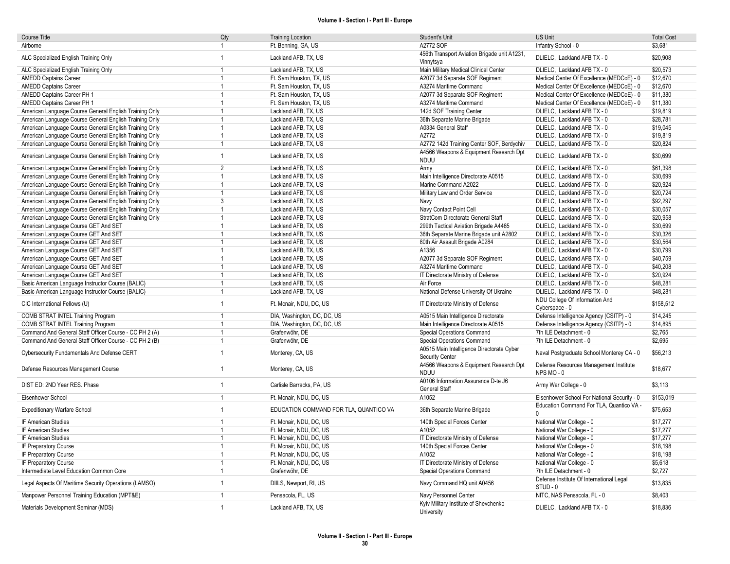| Course Title | Qty | Training Location | Student's Unit | US Unit | Total Cost |
|---|---|---|---|---|---|
| Airborne | 1 | Ft. Benning, GA, US | A2772 SOF | Infantry School - 0 | $3,681 |
| ALC Specialized English Training Only | 1 | Lackland AFB, TX, US | 456th Transport Aviation Brigade unit A1231, Vinnytsya | DLIELC, Lackland AFB TX - 0 | $20,908 |
| ALC Specialized English Training Only | 1 | Lackland AFB, TX, US | Main Military Medical Clinical Center | DLIELC, Lackland AFB TX - 0 | $20,573 |
| AMEDD Captains Career | 1 | Ft. Sam Houston, TX, US | A2077 3d Separate SOF Regiment | Medical Center Of Excellence (MEDCoE) - 0 | $12,670 |
| AMEDD Captains Career | 1 | Ft. Sam Houston, TX, US | A3274 Maritime Command | Medical Center Of Excellence (MEDCoE) - 0 | $12,670 |
| AMEDD Captains Career PH 1 | 1 | Ft. Sam Houston, TX, US | A2077 3d Separate SOF Regiment | Medical Center Of Excellence (MEDCoE) - 0 | $11,380 |
| AMEDD Captains Career PH 1 | 1 | Ft. Sam Houston, TX, US | A3274 Maritime Command | Medical Center Of Excellence (MEDCoE) - 0 | $11,380 |
| American Language Course General English Training Only | 1 | Lackland AFB, TX, US | 142d SOF Training Center | DLIELC, Lackland AFB TX - 0 | $19,819 |
| American Language Course General English Training Only | 1 | Lackland AFB, TX, US | 36th Separate Marine Brigade | DLIELC, Lackland AFB TX - 0 | $28,781 |
| American Language Course General English Training Only | 1 | Lackland AFB, TX, US | A0334 General Staff | DLIELC, Lackland AFB TX - 0 | $19,045 |
| American Language Course General English Training Only | 1 | Lackland AFB, TX, US | A2772 | DLIELC, Lackland AFB TX - 0 | $19,819 |
| American Language Course General English Training Only | 1 | Lackland AFB, TX, US | A2772 142d Training Center SOF, Berdychiv | DLIELC, Lackland AFB TX - 0 | $20,824 |
| American Language Course General English Training Only | 1 | Lackland AFB, TX, US | A4566 Weapons & Equipment Research Dpt NDUU | DLIELC, Lackland AFB TX - 0 | $30,699 |
| American Language Course General English Training Only | 2 | Lackland AFB, TX, US | Army | DLIELC, Lackland AFB TX - 0 | $61,398 |
| American Language Course General English Training Only | 1 | Lackland AFB, TX, US | Main Intelligence Directorate A0515 | DLIELC, Lackland AFB TX - 0 | $30,699 |
| American Language Course General English Training Only | 1 | Lackland AFB, TX, US | Marine Command A2022 | DLIELC, Lackland AFB TX - 0 | $20,924 |
| American Language Course General English Training Only | 1 | Lackland AFB, TX, US | Military Law and Order Service | DLIELC, Lackland AFB TX - 0 | $20,724 |
| American Language Course General English Training Only | 3 | Lackland AFB, TX, US | Navy | DLIELC, Lackland AFB TX - 0 | $92,297 |
| American Language Course General English Training Only | 1 | Lackland AFB, TX, US | Navy Contact Point Cell | DLIELC, Lackland AFB TX - 0 | $30,057 |
| American Language Course General English Training Only | 1 | Lackland AFB, TX, US | StratCom Directorate General Staff | DLIELC, Lackland AFB TX - 0 | $20,958 |
| American Language Course GET And SET | 1 | Lackland AFB, TX, US | 299th Tactical Aviation Brigade A4465 | DLIELC, Lackland AFB TX - 0 | $30,699 |
| American Language Course GET And SET | 1 | Lackland AFB, TX, US | 36th Separate Marine Brigade unit A2802 | DLIELC, Lackland AFB TX - 0 | $30,326 |
| American Language Course GET And SET | 1 | Lackland AFB, TX, US | 80th Air Assault Brigade A0284 | DLIELC, Lackland AFB TX - 0 | $30,564 |
| American Language Course GET And SET | 1 | Lackland AFB, TX, US | A1356 | DLIELC, Lackland AFB TX - 0 | $30,799 |
| American Language Course GET And SET | 1 | Lackland AFB, TX, US | A2077 3d Separate SOF Regiment | DLIELC, Lackland AFB TX - 0 | $40,759 |
| American Language Course GET And SET | 1 | Lackland AFB, TX, US | A3274 Maritime Command | DLIELC, Lackland AFB TX - 0 | $40,208 |
| American Language Course GET And SET | 1 | Lackland AFB, TX, US | IT Directorate Ministry of Defense | DLIELC, Lackland AFB TX - 0 | $20,924 |
| Basic American Language Instructor Course (BALIC) | 1 | Lackland AFB, TX, US | Air Force | DLIELC, Lackland AFB TX - 0 | $48,281 |
| Basic American Language Instructor Course (BALIC) | 1 | Lackland AFB, TX, US | National Defense University Of Ukraine | DLIELC, Lackland AFB TX - 0 | $48,281 |
| CIC International Fellows (U) | 1 | Ft. Mcnair, NDU, DC, US | IT Directorate Ministry of Defense | NDU College Of Information And Cyberspace - 0 | $158,512 |
| COMB STRAT INTEL Training Program | 1 | DIA, Washington, DC, DC, US | A0515 Main Intelligence Directorate | Defense Intelligence Agency (CSITP) - 0 | $14,245 |
| COMB STRAT INTEL Training Program | 1 | DIA, Washington, DC, DC, US | Main Intelligence Directorate A0515 | Defense Intelligence Agency (CSITP) - 0 | $14,895 |
| Command And General Staff Officer Course - CC PH 2 (A) | 1 | Grafenwöhr, DE | Special Operations Command | 7th ILE Detachment - 0 | $2,765 |
| Command And General Staff Officer Course - CC PH 2 (B) | 1 | Grafenwöhr, DE | Special Operations Command | 7th ILE Detachment - 0 | $2,695 |
| Cybersecurity Fundamentals And Defense CERT | 1 | Monterey, CA, US | A0515 Main Intelligence Directorate Cyber Security Center | Naval Postgraduate School Monterey CA - 0 | $56,213 |
| Defense Resources Management Course | 1 | Monterey, CA, US | A4566 Weapons & Equipment Research Dpt NDUU | Defense Resources Management Institute NPS MO - 0 | $18,677 |
| DIST ED: 2ND Year RES. Phase | 1 | Carlisle Barracks, PA, US | A0106 Information Assurance D-te J6 General Staff | Army War College - 0 | $3,113 |
| Eisenhower School | 1 | Ft. Mcnair, NDU, DC, US | A1052 | Eisenhower School For National Security - 0 | $153,019 |
| Expeditionary Warfare School | 1 | EDUCATION COMMAND FOR TLA, QUANTICO VA | 36th Separate Marine Brigade | Education Command For TLA, Quantico VA - 0 | $75,653 |
| IF American Studies | 1 | Ft. Mcnair, NDU, DC, US | 140th Special Forces Center | National War College - 0 | $17,277 |
| IF American Studies | 1 | Ft. Mcnair, NDU, DC, US | A1052 | National War College - 0 | $17,277 |
| IF American Studies | 1 | Ft. Mcnair, NDU, DC, US | IT Directorate Ministry of Defense | National War College - 0 | $17,277 |
| IF Preparatory Course | 1 | Ft. Mcnair, NDU, DC, US | 140th Special Forces Center | National War College - 0 | $18,198 |
| IF Preparatory Course | 1 | Ft. Mcnair, NDU, DC, US | A1052 | National War College - 0 | $18,198 |
| IF Preparatory Course | 1 | Ft. Mcnair, NDU, DC, US | IT Directorate Ministry of Defense | National War College - 0 | $5,618 |
| Intermediate Level Education Common Core | 1 | Grafenwöhr, DE | Special Operations Command | 7th ILE Detachment - 0 | $2,727 |
| Legal Aspects Of Maritime Security Operations (LAMSO) | 1 | DIILS, Newport, RI, US | Navy Command HQ unit A0456 | Defense Institute Of International Legal STUD - 0 | $13,835 |
| Manpower Personnel Training Education (MPT&E) | 1 | Pensacola, FL, US | Navy Personnel Center | NITC, NAS Pensacola, FL - 0 | $8,403 |
| Materials Development Seminar (MDS) | 1 | Lackland AFB, TX, US | Kyiv Military Institute of Shevchenko University | DLIELC, Lackland AFB TX - 0 | $18,836 |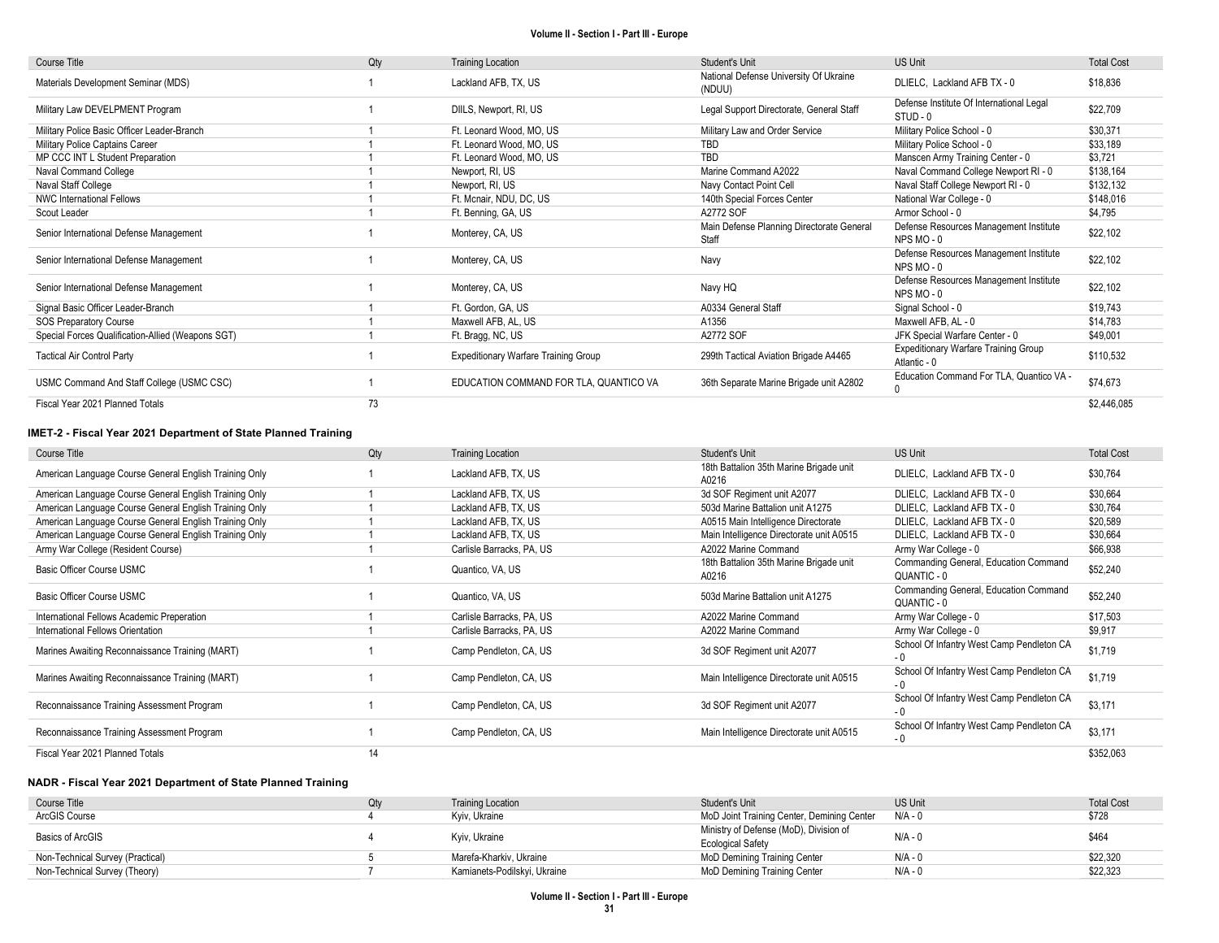| Course Title | Qty | Training Location | Student's Unit | US Unit | Total Cost |
|---|---|---|---|---|---|
| Materials Development Seminar (MDS) | 1 | Lackland AFB, TX, US | National Defense University Of Ukraine (NDUU) | DLIELC, Lackland AFB TX - 0 | $18,836 |
| Military Law DEVELPMENT Program | 1 | DIILS, Newport, RI, US | Legal Support Directorate, General Staff | Defense Institute Of International Legal STUD - 0 | $22,709 |
| Military Police Basic Officer Leader-Branch | 1 | Ft. Leonard Wood, MO, US | Military Law and Order Service | Military Police School - 0 | $30,371 |
| Military Police Captains Career | 1 | Ft. Leonard Wood, MO, US | TBD | Military Police School - 0 | $33,189 |
| MP CCC INT L Student Preparation | 1 | Ft. Leonard Wood, MO, US | TBD | Manscen Army Training Center - 0 | $3,721 |
| Naval Command College | 1 | Newport, RI, US | Marine Command A2022 | Naval Command College Newport RI - 0 | $138,164 |
| Naval Staff College | 1 | Newport, RI, US | Navy Contact Point Cell | Naval Staff College Newport RI - 0 | $132,132 |
| NWC International Fellows | 1 | Ft. Mcnair, NDU, DC, US | 140th Special Forces Center | National War College - 0 | $148,016 |
| Scout Leader | 1 | Ft. Benning, GA, US | A2772 SOF | Armor School - 0 | $4,795 |
| Senior International Defense Management | 1 | Monterey, CA, US | Main Defense Planning Directorate General Staff | Defense Resources Management Institute NPS MO - 0 | $22,102 |
| Senior International Defense Management | 1 | Monterey, CA, US | Navy | Defense Resources Management Institute NPS MO - 0 | $22,102 |
| Senior International Defense Management | 1 | Monterey, CA, US | Navy HQ | Defense Resources Management Institute NPS MO - 0 | $22,102 |
| Signal Basic Officer Leader-Branch | 1 | Ft. Gordon, GA, US | A0334 General Staff | Signal School - 0 | $19,743 |
| SOS Preparatory Course | 1 | Maxwell AFB, AL, US | A1356 | Maxwell AFB, AL - 0 | $14,783 |
| Special Forces Qualification-Allied (Weapons SGT) | 1 | Ft. Bragg, NC, US | A2772 SOF | JFK Special Warfare Center - 0 | $49,001 |
| Tactical Air Control Party | 1 | Expeditionary Warfare Training Group | 299th Tactical Aviation Brigade A4465 | Expeditionary Warfare Training Group Atlantic - 0 | $110,532 |
| USMC Command And Staff College (USMC CSC) | 1 | EDUCATION COMMAND FOR TLA, QUANTICO VA | 36th Separate Marine Brigade unit A2802 | Education Command For TLA, Quantico VA - 0 | $74,673 |
| Fiscal Year 2021 Planned Totals | 73 | | | | $2,446,085 |

### IMET-2 - Fiscal Year 2021 Department of State Planned Training

| Course Title | Qty | Training Location | Student's Unit | US Unit | Total Cost |
|---|---|---|---|---|---|
| American Language Course General English Training Only | 1 | Lackland AFB, TX, US | 18th Battalion 35th Marine Brigade unit A0216 | DLIELC, Lackland AFB TX - 0 | $30,764 |
| American Language Course General English Training Only | 1 | Lackland AFB, TX, US | 3d SOF Regiment unit A2077 | DLIELC, Lackland AFB TX - 0 | $30,664 |
| American Language Course General English Training Only | 1 | Lackland AFB, TX, US | 503d Marine Battalion unit A1275 | DLIELC, Lackland AFB TX - 0 | $30,764 |
| American Language Course General English Training Only | 1 | Lackland AFB, TX, US | A0515 Main Intelligence Directorate | DLIELC, Lackland AFB TX - 0 | $20,589 |
| American Language Course General English Training Only | 1 | Lackland AFB, TX, US | Main Intelligence Directorate unit A0515 | DLIELC, Lackland AFB TX - 0 | $30,664 |
| Army War College (Resident Course) | 1 | Carlisle Barracks, PA, US | A2022 Marine Command | Army War College - 0 | $66,938 |
| Basic Officer Course USMC | 1 | Quantico, VA, US | 18th Battalion 35th Marine Brigade unit A0216 | Commanding General, Education Command QUANTIC - 0 | $52,240 |
| Basic Officer Course USMC | 1 | Quantico, VA, US | 503d Marine Battalion unit A1275 | Commanding General, Education Command QUANTIC - 0 | $52,240 |
| International Fellows Academic Preperation | 1 | Carlisle Barracks, PA, US | A2022 Marine Command | Army War College - 0 | $17,503 |
| International Fellows Orientation | 1 | Carlisle Barracks, PA, US | A2022 Marine Command | Army War College - 0 | $9,917 |
| Marines Awaiting Reconnaissance Training (MART) | 1 | Camp Pendleton, CA, US | 3d SOF Regiment unit A2077 | School Of Infantry West Camp Pendleton CA - 0 | $1,719 |
| Marines Awaiting Reconnaissance Training (MART) | 1 | Camp Pendleton, CA, US | Main Intelligence Directorate unit A0515 | School Of Infantry West Camp Pendleton CA - 0 | $1,719 |
| Reconnaissance Training Assessment Program | 1 | Camp Pendleton, CA, US | 3d SOF Regiment unit A2077 | School Of Infantry West Camp Pendleton CA - 0 | $3,171 |
| Reconnaissance Training Assessment Program | 1 | Camp Pendleton, CA, US | Main Intelligence Directorate unit A0515 | School Of Infantry West Camp Pendleton CA - 0 | $3,171 |
| Fiscal Year 2021 Planned Totals | 14 | | | | $352,063 |

### NADR - Fiscal Year 2021 Department of State Planned Training

| Course Title | Qty | Training Location | Student's Unit | US Unit | Total Cost |
|---|---|---|---|---|---|
| ArcGIS Course | 4 | Kyiv, Ukraine | MoD Joint Training Center, Demining Center | N/A - 0 | $728 |
| Basics of ArcGIS | 4 | Kyiv, Ukraine | Ministry of Defense (MoD), Division of Ecological Safety | N/A - 0 | $464 |
| Non-Technical Survey (Practical) | 5 | Marefa-Kharkiv, Ukraine | MoD Demining Training Center | N/A - 0 | $22,320 |
| Non-Technical Survey (Theory) | 7 | Kamianets-Podilskyi, Ukraine | MoD Demining Training Center | N/A - 0 | $22,323 |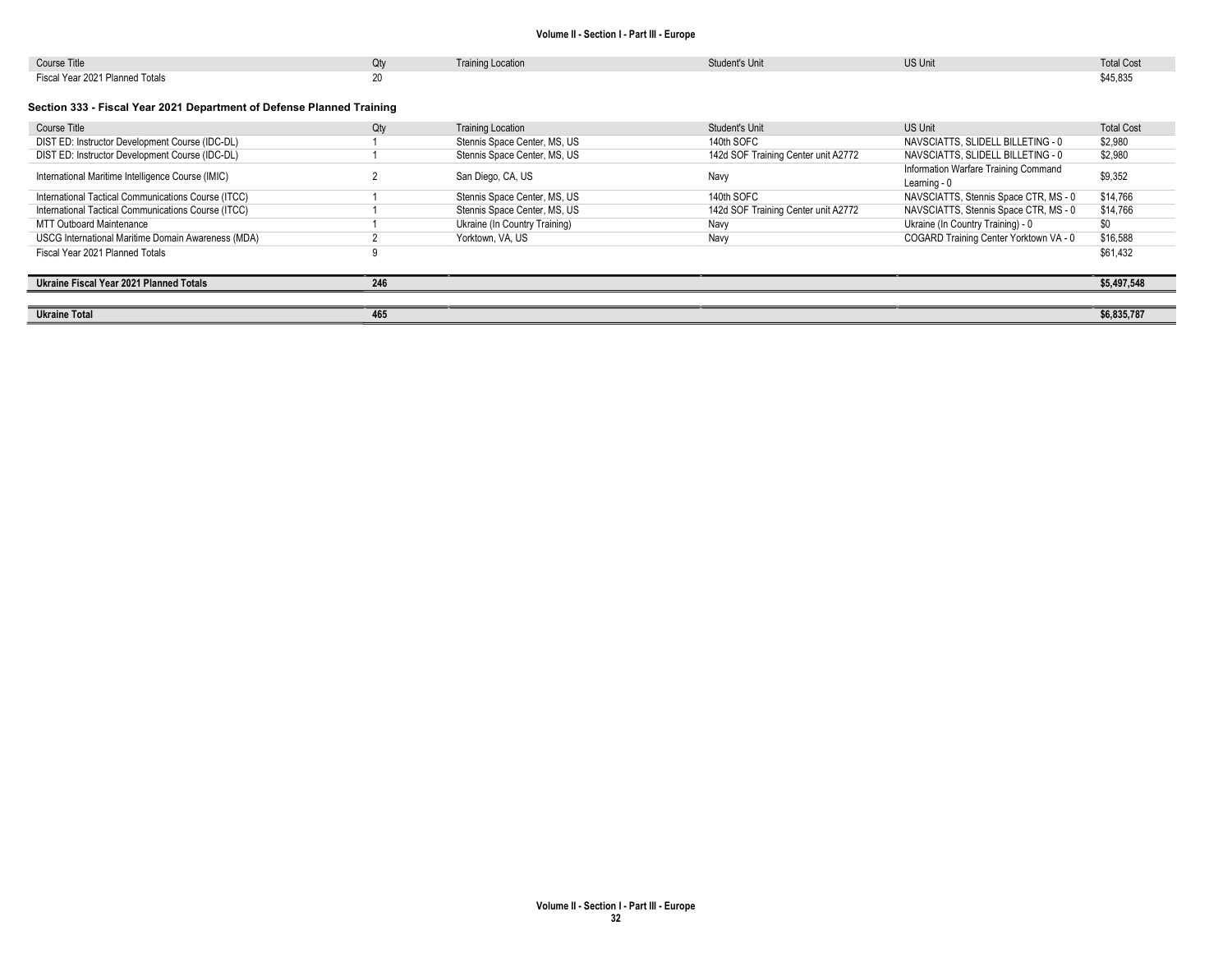| Course Title | Qty | Training Location | Student's Unit | US Unit | Total Cost |
| --- | --- | --- | --- | --- | --- |
| Fiscal Year 2021 Planned Totals | 20 | | | | $45,835 |

### Section 333 - Fiscal Year 2021 Department of Defense Planned Training

| Course Title | Qty | Training Location | Student's Unit | US Unit | Total Cost |
| --- | --- | --- | --- | --- | --- |
| DIST ED: Instructor Development Course (IDC-DL) | 1 | Stennis Space Center, MS, US | 140th SOFC | NAVSCIATTS, SLIDELL BILLETING - 0 | $2,980 |
| DIST ED: Instructor Development Course (IDC-DL) | 1 | Stennis Space Center, MS, US | 142d SOF Training Center unit A2772 | NAVSCIATTS, SLIDELL BILLETING - 0 | $2,980 |
| International Maritime Intelligence Course (IMIC) | 2 | San Diego, CA, US | Navy | Information Warfare Training Command Learning - 0 | $9,352 |
| International Tactical Communications Course (ITCC) | 1 | Stennis Space Center, MS, US | 140th SOFC | NAVSCIATTS, Stennis Space CTR, MS - 0 | $14,766 |
| International Tactical Communications Course (ITCC) | 1 | Stennis Space Center, MS, US | 142d SOF Training Center unit A2772 | NAVSCIATTS, Stennis Space CTR, MS - 0 | $14,766 |
| MTT Outboard Maintenance | 1 | Ukraine (In Country Training) | Navy | Ukraine (In Country Training) - 0 | $0 |
| USCG International Maritime Domain Awareness (MDA) | 2 | Yorktown, VA, US | Navy | COGARD Training Center Yorktown VA - 0 | $16,588 |
| Fiscal Year 2021 Planned Totals | 9 | | | | $61,432 |

| | | | | | |
| --- | --- | --- | --- | --- | --- |
| **Ukraine Fiscal Year 2021 Planned Totals** | **246** | | | | **$5,497,548** |
| **Ukraine Total** | **465** | | | | **$6,835,787** |